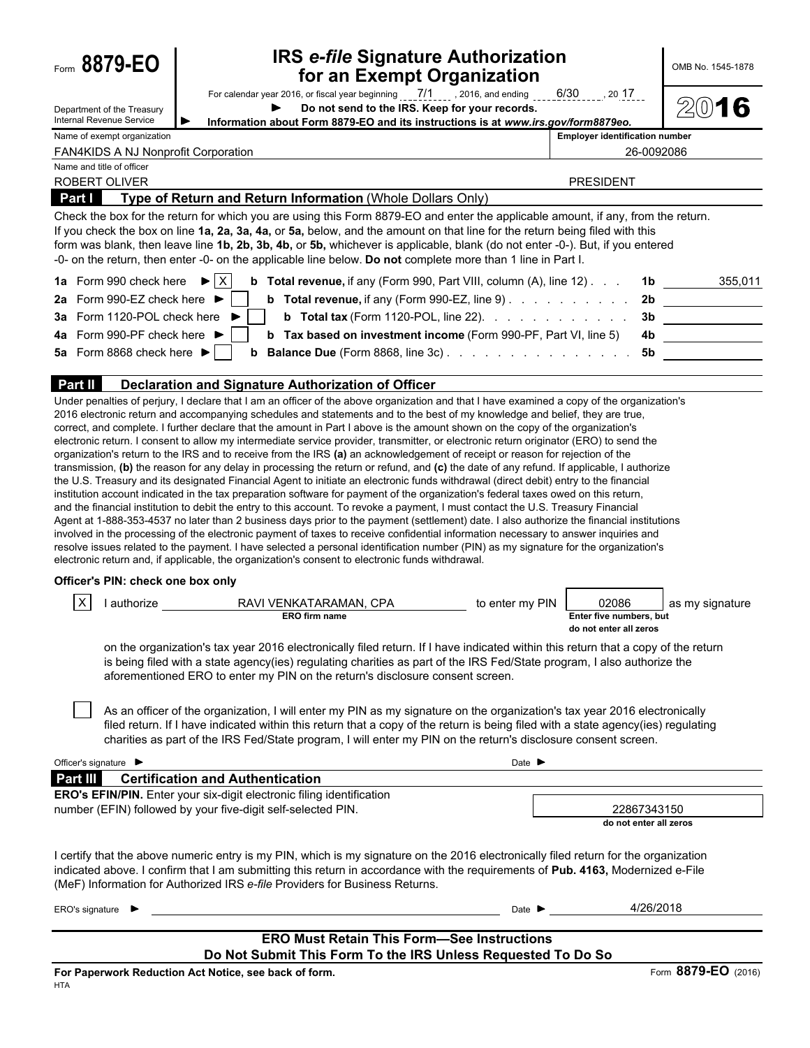Form **8879-EO**

Department of the Treasury
Internal Revenue Service

# IRS *e-file* Signature Authorization for an Exempt Organization

For calendar year 2016, or fiscal year beginning 7/1 , 2016, and ending 6/30 , 20 17

► **Do not send to the IRS. Keep for your records.**

► **Information about Form 8879-EO and its instructions is at *www.irs.gov/form8879eo.***

OMB No. 1545-1878

**2016**

| Name of exempt organization | Employer identification number |
|---|---|
| FAN4KIDS A NJ Nonprofit Corporation | 26-0092086 |

| Name and title of officer | |
|---|---|
| ROBERT OLIVER | PRESIDENT |

## Part I — Type of Return and Return Information (Whole Dollars Only)

Check the box for the return for which you are using this Form 8879-EO and enter the applicable amount, if any, from the return. If you check the box on line **1a, 2a, 3a, 4a,** or **5a,** below, and the amount on that line for the return being filed with this form was blank, then leave line **1b, 2b, 3b, 4b,** or **5b,** whichever is applicable, blank (do not enter -0-). But, if you entered -0- on the return, then enter -0- on the applicable line below. **Do not** complete more than 1 line in Part I.

| | | | | |
|---|---|---|---|---|
| **1a** Form 990 check here ► [X] | **b Total revenue,** if any (Form 990, Part VIII, column (A), line 12) | **1b** | 355,011 |
| **2a** Form 990-EZ check here ► [ ] | **b Total revenue,** if any (Form 990-EZ, line 9) | **2b** | |
| **3a** Form 1120-POL check here ► [ ] | **b Total tax** (Form 1120-POL, line 22) | **3b** | |
| **4a** Form 990-PF check here ► [ ] | **b Tax based on investment income** (Form 990-PF, Part VI, line 5) | **4b** | |
| **5a** Form 8868 check here ► [ ] | **b Balance Due** (Form 8868, line 3c) | **5b** | |

## Part II — Declaration and Signature Authorization of Officer

Under penalties of perjury, I declare that I am an officer of the above organization and that I have examined a copy of the organization's 2016 electronic return and accompanying schedules and statements and to the best of my knowledge and belief, they are true, correct, and complete. I further declare that the amount in Part I above is the amount shown on the copy of the organization's electronic return. I consent to allow my intermediate service provider, transmitter, or electronic return originator (ERO) to send the organization's return to the IRS and to receive from the IRS **(a)** an acknowledgement of receipt or reason for rejection of the transmission, **(b)** the reason for any delay in processing the return or refund, and **(c)** the date of any refund. If applicable, I authorize the U.S. Treasury and its designated Financial Agent to initiate an electronic funds withdrawal (direct debit) entry to the financial institution account indicated in the tax preparation software for payment of the organization's federal taxes owed on this return, and the financial institution to debit the entry to this account. To revoke a payment, I must contact the U.S. Treasury Financial Agent at 1-888-353-4537 no later than 2 business days prior to the payment (settlement) date. I also authorize the financial institutions involved in the processing of the electronic payment of taxes to receive confidential information necessary to answer inquiries and resolve issues related to the payment. I have selected a personal identification number (PIN) as my signature for the organization's electronic return and, if applicable, the organization's consent to electronic funds withdrawal.

**Officer's PIN: check one box only**

[X] I authorize RAVI VENKATARAMAN, CPA (**ERO firm name**) to enter my PIN 02086 (**Enter five numbers, but do not enter all zeros**) as my signature on the organization's tax year 2016 electronically filed return. If I have indicated within this return that a copy of the return is being filed with a state agency(ies) regulating charities as part of the IRS Fed/State program, I also authorize the aforementioned ERO to enter my PIN on the return's disclosure consent screen.

[ ] As an officer of the organization, I will enter my PIN as my signature on the organization's tax year 2016 electronically filed return. If I have indicated within this return that a copy of the return is being filed with a state agency(ies) regulating charities as part of the IRS Fed/State program, I will enter my PIN on the return's disclosure consent screen.

Officer's signature ► &nbsp;&nbsp;&nbsp;&nbsp;&nbsp;&nbsp;&nbsp;&nbsp; Date ►

## Part III — Certification and Authentication

**ERO's EFIN/PIN.** Enter your six-digit electronic filing identification number (EFIN) followed by your five-digit self-selected PIN.

22867343150
**do not enter all zeros**

I certify that the above numeric entry is my PIN, which is my signature on the 2016 electronically filed return for the organization indicated above. I confirm that I am submitting this return in accordance with the requirements of **Pub. 4163,** Modernized e-File (MeF) Information for Authorized IRS *e-file* Providers for Business Returns.

ERO's signature ► &nbsp;&nbsp;&nbsp;&nbsp;&nbsp;&nbsp;&nbsp;&nbsp; Date ► 4/26/2018

**ERO Must Retain This Form—See Instructions**
**Do Not Submit This Form To the IRS Unless Requested To Do So**

**For Paperwork Reduction Act Notice, see back of form.** &nbsp;&nbsp;&nbsp;&nbsp; Form **8879-EO** (2016)

HTA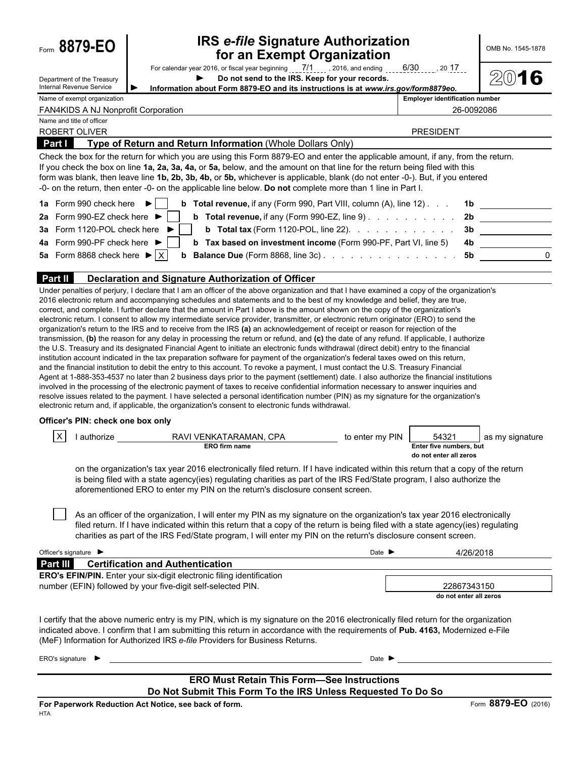Form **8879-EO**

Department of the Treasury
Internal Revenue Service

# IRS *e-file* Signature Authorization for an Exempt Organization

For calendar year 2016, or fiscal year beginning 7/1 , 2016, and ending 6/30 , 20 17

► **Do not send to the IRS. Keep for your records.**

► **Information about Form 8879-EO and its instructions is at *www.irs.gov/form8879eo.***

OMB No. 1545-1878

**2016**

| Name of exempt organization | Employer identification number |
|---|---|
| FAN4KIDS A NJ Nonprofit Corporation | 26-0092086 |

| Name and title of officer | |
|---|---|
| ROBERT OLIVER | PRESIDENT |

**Part I — Type of Return and Return Information** (Whole Dollars Only)

Check the box for the return for which you are using this Form 8879-EO and enter the applicable amount, if any, from the return. If you check the box on line **1a, 2a, 3a, 4a,** or **5a,** below, and the amount on that line for the return being filed with this form was blank, then leave line **1b, 2b, 3b, 4b,** or **5b,** whichever is applicable, blank (do not enter -0-). But, if you entered -0- on the return, then enter -0- on the applicable line below. **Do not** complete more than 1 line in Part I.

| | | | | |
|---|---|---|---|---|
| **1a** Form 990 check here ► [ ] | **b** **Total revenue,** if any (Form 990, Part VIII, column (A), line 12) | **1b** | |
| **2a** Form 990-EZ check here ► [ ] | **b** **Total revenue,** if any (Form 990-EZ, line 9) | **2b** | |
| **3a** Form 1120-POL check here ► [ ] | **b** **Total tax** (Form 1120-POL, line 22) | **3b** | |
| **4a** Form 990-PF check here ► [ ] | **b** **Tax based on investment income** (Form 990-PF, Part VI, line 5) | **4b** | |
| **5a** Form 8868 check here ► [X] | **b** **Balance Due** (Form 8868, line 3c) | **5b** | 0 |

**Part II — Declaration and Signature Authorization of Officer**

Under penalties of perjury, I declare that I am an officer of the above organization and that I have examined a copy of the organization's 2016 electronic return and accompanying schedules and statements and to the best of my knowledge and belief, they are true, correct, and complete. I further declare that the amount in Part I above is the amount shown on the copy of the organization's electronic return. I consent to allow my intermediate service provider, transmitter, or electronic return originator (ERO) to send the organization's return to the IRS and to receive from the IRS **(a)** an acknowledgement of receipt or reason for rejection of the transmission, **(b)** the reason for any delay in processing the return or refund, and **(c)** the date of any refund. If applicable, I authorize the U.S. Treasury and its designated Financial Agent to initiate an electronic funds withdrawal (direct debit) entry to the financial institution account indicated in the tax preparation software for payment of the organization's federal taxes owed on this return, and the financial institution to debit the entry to this account. To revoke a payment, I must contact the U.S. Treasury Financial Agent at 1-888-353-4537 no later than 2 business days prior to the payment (settlement) date. I also authorize the financial institutions involved in the processing of the electronic payment of taxes to receive confidential information necessary to answer inquiries and resolve issues related to the payment. I have selected a personal identification number (PIN) as my signature for the organization's electronic return and, if applicable, the organization's consent to electronic funds withdrawal.

**Officer's PIN: check one box only**

[X] I authorize RAVI VENKATARAMAN, CPA (**ERO firm name**) to enter my PIN 54321 (**Enter five numbers, but do not enter all zeros**) as my signature on the organization's tax year 2016 electronically filed return. If I have indicated within this return that a copy of the return is being filed with a state agency(ies) regulating charities as part of the IRS Fed/State program, I also authorize the aforementioned ERO to enter my PIN on the return's disclosure consent screen.

[ ] As an officer of the organization, I will enter my PIN as my signature on the organization's tax year 2016 electronically filed return. If I have indicated within this return that a copy of the return is being filed with a state agency(ies) regulating charities as part of the IRS Fed/State program, I will enter my PIN on the return's disclosure consent screen.

Officer's signature ► Date ► 4/26/2018

**Part III — Certification and Authentication**

**ERO's EFIN/PIN.** Enter your six-digit electronic filing identification number (EFIN) followed by your five-digit self-selected PIN. 22867343150 (**do not enter all zeros**)

I certify that the above numeric entry is my PIN, which is my signature on the 2016 electronically filed return for the organization indicated above. I confirm that I am submitting this return in accordance with the requirements of **Pub. 4163,** Modernized e-File (MeF) Information for Authorized IRS *e-file* Providers for Business Returns.

ERO's signature ► Date ►

**ERO Must Retain This Form—See Instructions**
**Do Not Submit This Form To the IRS Unless Requested To Do So**

**For Paperwork Reduction Act Notice, see back of form.** Form **8879-EO** (2016)

HTA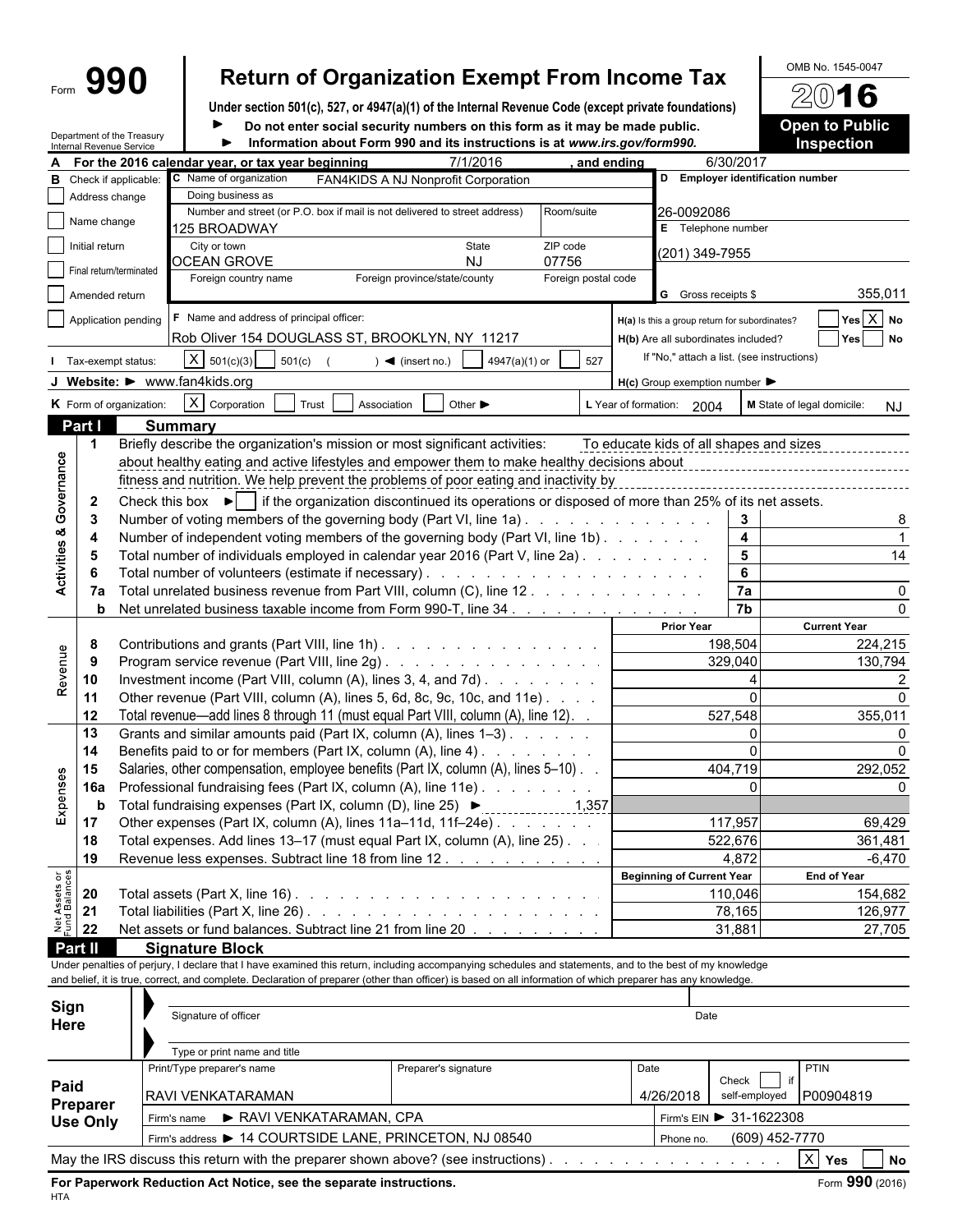Form **990**

# Return of Organization Exempt From Income Tax

**Under section 501(c), 527, or 4947(a)(1) of the Internal Revenue Code (except private foundations)**

► **Do not enter social security numbers on this form as it may be made public.**

► **Information about Form 990 and its instructions is at *www.irs.gov/form990.***

OMB No. 1545-0047

**2016**

**Open to Public Inspection**

Department of the Treasury
Internal Revenue Service

**A For the 2016 calendar year, or tax year beginning** 7/1/2016 **, and ending** 6/30/2017

**B** Check if applicable:
- [ ] Address change
- [ ] Name change
- [ ] Initial return
- [ ] Final return/terminated
- [ ] Amended return
- [ ] Application pending

**C** Name of organization: FAN4KIDS A NJ Nonprofit Corporation

Doing business as:

Number and street (or P.O. box if mail is not delivered to street address): 125 BROADWAY | Room/suite:

City or town: OCEAN GROVE | State: NJ | ZIP code: 07756

Foreign country name: | Foreign province/state/county: | Foreign postal code:

**D Employer identification number:** 26-0092086

**E** Telephone number: (201) 349-7955

**G** Gross receipts $ 355,011

**F** Name and address of principal officer: Rob Oliver 154 DOUGLASS ST, BROOKLYN, NY 11217

H(a) Is this a group return for subordinates? [ ] Yes [X] No

H(b) Are all subordinates included? [ ] Yes [ ] No

If "No," attach a list. (see instructions)

H(c) Group exemption number ►

**I** Tax-exempt status: [X] 501(c)(3) [ ] 501(c) ( ) ◄ (insert no.) [ ] 4947(a)(1) or [ ] 527

**J Website:** ► www.fan4kids.org

**K** Form of organization: [X] Corporation [ ] Trust [ ] Association [ ] Other ►

**L** Year of formation: 2004 **M** State of legal domicile: NJ

## Part I Summary

**Activities & Governance**

1 Briefly describe the organization's mission or most significant activities: To educate kids of all shapes and sizes about healthy eating and active lifestyles and empower them to make healthy decisions about fitness and nutrition. We help prevent the problems of poor eating and inactivity by

2 Check this box ► [ ] if the organization discontinued its operations or disposed of more than 25% of its net assets.

| | | | |
|---|---|---|---|
| 3 | Number of voting members of the governing body (Part VI, line 1a) | 3 | 8 |
| 4 | Number of independent voting members of the governing body (Part VI, line 1b) | 4 | 1 |
| 5 | Total number of individuals employed in calendar year 2016 (Part V, line 2a) | 5 | 14 |
| 6 | Total number of volunteers (estimate if necessary) | 6 | |
| 7a | Total unrelated business revenue from Part VIII, column (C), line 12 | 7a | 0 |
| b | Net unrelated business taxable income from Form 990-T, line 34 | 7b | 0 |

| | | Prior Year | Current Year |
|---|---|---|---|
| **Revenue** | | | |
| 8 | Contributions and grants (Part VIII, line 1h) | 198,504 | 224,215 |
| 9 | Program service revenue (Part VIII, line 2g) | 329,040 | 130,794 |
| 10 | Investment income (Part VIII, column (A), lines 3, 4, and 7d) | 4 | 2 |
| 11 | Other revenue (Part VIII, column (A), lines 5, 6d, 8c, 9c, 10c, and 11e) | 0 | 0 |
| 12 | Total revenue—add lines 8 through 11 (must equal Part VIII, column (A), line 12) | 527,548 | 355,011 |
| **Expenses** | | | |
| 13 | Grants and similar amounts paid (Part IX, column (A), lines 1–3) | 0 | 0 |
| 14 | Benefits paid to or for members (Part IX, column (A), line 4) | 0 | 0 |
| 15 | Salaries, other compensation, employee benefits (Part IX, column (A), lines 5–10) | 404,719 | 292,052 |
| 16a | Professional fundraising fees (Part IX, column (A), line 11e) | 0 | 0 |
| b | Total fundraising expenses (Part IX, column (D), line 25) ► 1,357 | | |
| 17 | Other expenses (Part IX, column (A), lines 11a–11d, 11f–24e) | 117,957 | 69,429 |
| 18 | Total expenses. Add lines 13–17 (must equal Part IX, column (A), line 25) | 522,676 | 361,481 |
| 19 | Revenue less expenses. Subtract line 18 from line 12 | 4,872 | -6,470 |

| **Net Assets or Fund Balances** | | Beginning of Current Year | End of Year |
|---|---|---|---|
| 20 | Total assets (Part X, line 16) | 110,046 | 154,682 |
| 21 | Total liabilities (Part X, line 26) | 78,165 | 126,977 |
| 22 | Net assets or fund balances. Subtract line 21 from line 20 | 31,881 | 27,705 |

## Part II Signature Block

Under penalties of perjury, I declare that I have examined this return, including accompanying schedules and statements, and to the best of my knowledge and belief, it is true, correct, and complete. Declaration of preparer (other than officer) is based on all information of which preparer has any knowledge.

**Sign Here**

Signature of officer | Date

Type or print name and title

**Paid Preparer Use Only**

| Print/Type preparer's name | Preparer's signature | Date | Check [ ] if self-employed | PTIN |
|---|---|---|---|---|
| RAVI VENKATARAMAN | | 4/26/2018 | | P00904819 |

Firm's name ► RAVI VENKATARAMAN, CPA | Firm's EIN ► 31-1622308

Firm's address ► 14 COURTSIDE LANE, PRINCETON, NJ 08540 | Phone no. (609) 452-7770

May the IRS discuss this return with the preparer shown above? (see instructions) [X] Yes [ ] No

**For Paperwork Reduction Act Notice, see the separate instructions.** Form **990** (2016)

HTA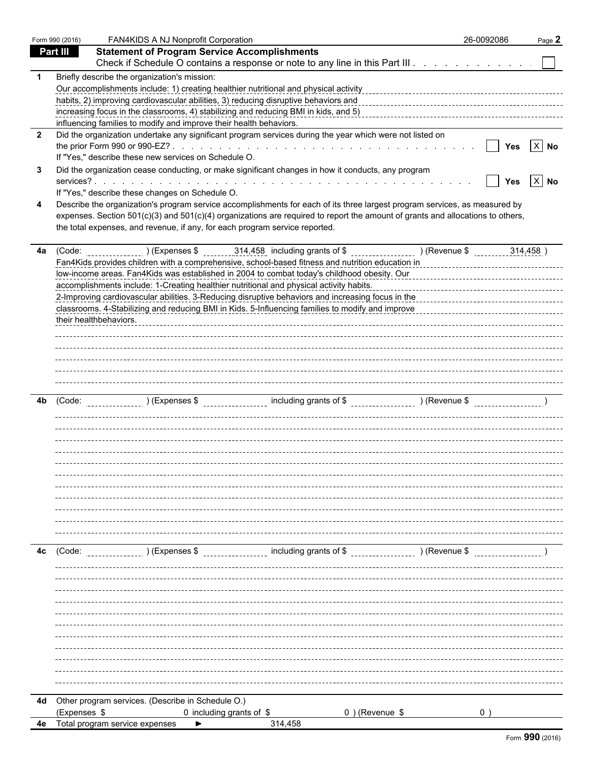Form 990 (2016) FAN4KIDS A NJ Nonprofit Corporation 26-0092086

## Part III Statement of Program Service Accomplishments

Check if Schedule O contains a response or note to any line in this Part III . . . . . . . . . . . . ☐

**1** Briefly describe the organization's mission:

Our accomplishments include: 1) creating healthier nutritional and physical activity habits, 2) improving cardiovascular abilities, 3) reducing disruptive behaviors and increasing focus in the classrooms, 4) stabilizing and reducing BMI in kids, and 5) influencing families to modify and improve their health behaviors.

**2** Did the organization undertake any significant program services during the year which were not listed on the prior Form 990 or 990-EZ? . . . . . . . . . . ☐ Yes ☒ No

If "Yes," describe these new services on Schedule O.

**3** Did the organization cease conducting, or make significant changes in how it conducts, any program services? . . . . . . . . . . ☐ Yes ☒ No

If "Yes," describe these changes on Schedule O.

**4** Describe the organization's program service accomplishments for each of its three largest program services, as measured by expenses. Section 501(c)(3) and 501(c)(4) organizations are required to report the amount of grants and allocations to others, the total expenses, and revenue, if any, for each program service reported.

**4a** (Code: ) (Expenses $ 314,458 including grants of $ ) (Revenue $ 314,458 )

Fan4Kids provides children with a comprehensive, school-based fitness and nutrition education in low-income areas. Fan4Kids was established in 2004 to combat today's childhood obesity. Our accomplishments include: 1-Creating healthier nutritional and physical activity habits. 2-Improving cardiovascular abilities. 3-Reducing disruptive behaviors and increasing focus in the classrooms. 4-Stabilizing and reducing BMI in Kids. 5-Influencing families to modify and improve their healthbehaviors.

**4b** (Code: ) (Expenses $ including grants of $ ) (Revenue $ )

**4c** (Code: ) (Expenses $ including grants of $ ) (Revenue $ )

**4d** Other program services. (Describe in Schedule O.)
(Expenses $ 0 including grants of $ 0 ) (Revenue $ 0 )

**4e** Total program service expenses ► 314,458

Form **990** (2016)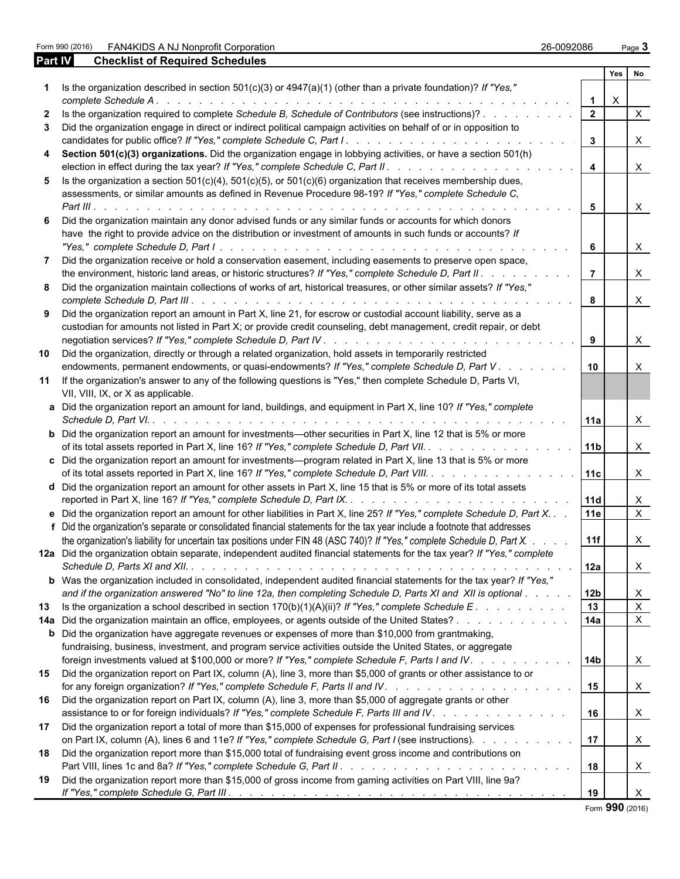Form 990 (2016) FAN4KIDS A NJ Nonprofit Corporation 26-0092086 Page 3

## Part IV Checklist of Required Schedules

| | | | Yes | No |
|---|---|---|---|---|
| **1** | Is the organization described in section 501(c)(3) or 4947(a)(1) (other than a private foundation)? *If "Yes," complete Schedule A* | 1 | X | |
| **2** | Is the organization required to complete *Schedule B, Schedule of Contributors* (see instructions)? | 2 | | X |
| **3** | Did the organization engage in direct or indirect political campaign activities on behalf of or in opposition to candidates for public office? *If "Yes," complete Schedule C, Part I* | 3 | | X |
| **4** | **Section 501(c)(3) organizations.** Did the organization engage in lobbying activities, or have a section 501(h) election in effect during the tax year? *If "Yes," complete Schedule C, Part II* | 4 | | X |
| **5** | Is the organization a section 501(c)(4), 501(c)(5), or 501(c)(6) organization that receives membership dues, assessments, or similar amounts as defined in Revenue Procedure 98-19? *If "Yes," complete Schedule C, Part III* | 5 | | X |
| **6** | Did the organization maintain any donor advised funds or any similar funds or accounts for which donors have the right to provide advice on the distribution or investment of amounts in such funds or accounts? *If "Yes," complete Schedule D, Part I* | 6 | | X |
| **7** | Did the organization receive or hold a conservation easement, including easements to preserve open space, the environment, historic land areas, or historic structures? *If "Yes," complete Schedule D, Part II* | 7 | | X |
| **8** | Did the organization maintain collections of works of art, historical treasures, or other similar assets? *If "Yes," complete Schedule D, Part III* | 8 | | X |
| **9** | Did the organization report an amount in Part X, line 21, for escrow or custodial account liability, serve as a custodian for amounts not listed in Part X; or provide credit counseling, debt management, credit repair, or debt negotiation services? *If "Yes," complete Schedule D, Part IV* | 9 | | X |
| **10** | Did the organization, directly or through a related organization, hold assets in temporarily restricted endowments, permanent endowments, or quasi-endowments? *If "Yes," complete Schedule D, Part V* | 10 | | X |
| **11** | If the organization's answer to any of the following questions is "Yes," then complete Schedule D, Parts VI, VII, VIII, IX, or X as applicable. | | | |
| **a** | Did the organization report an amount for land, buildings, and equipment in Part X, line 10? *If "Yes," complete Schedule D, Part VI.* | 11a | | X |
| **b** | Did the organization report an amount for investments—other securities in Part X, line 12 that is 5% or more of its total assets reported in Part X, line 16? *If "Yes," complete Schedule D, Part VII.* | 11b | | X |
| **c** | Did the organization report an amount for investments—program related in Part X, line 13 that is 5% or more of its total assets reported in Part X, line 16? *If "Yes," complete Schedule D, Part VIII.* | 11c | | X |
| **d** | Did the organization report an amount for other assets in Part X, line 15 that is 5% or more of its total assets reported in Part X, line 16? *If "Yes," complete Schedule D, Part IX.* | 11d | | X |
| **e** | Did the organization report an amount for other liabilities in Part X, line 25? *If "Yes," complete Schedule D, Part X.* | 11e | | X |
| **f** | Did the organization's separate or consolidated financial statements for the tax year include a footnote that addresses the organization's liability for uncertain tax positions under FIN 48 (ASC 740)? *If "Yes," complete Schedule D, Part X.* | 11f | | X |
| **12a** | Did the organization obtain separate, independent audited financial statements for the tax year? *If "Yes," complete Schedule D, Parts XI and XII.* | 12a | | X |
| **b** | Was the organization included in consolidated, independent audited financial statements for the tax year? *If "Yes," and if the organization answered "No" to line 12a, then completing Schedule D, Parts XI and XII is optional* | 12b | | X |
| **13** | Is the organization a school described in section 170(b)(1)(A)(ii)? *If "Yes," complete Schedule E* | 13 | | X |
| **14a** | Did the organization maintain an office, employees, or agents outside of the United States? | 14a | | X |
| **b** | Did the organization have aggregate revenues or expenses of more than $10,000 from grantmaking, fundraising, business, investment, and program service activities outside the United States, or aggregate foreign investments valued at $100,000 or more? *If "Yes," complete Schedule F, Parts I and IV* | 14b | | X |
| **15** | Did the organization report on Part IX, column (A), line 3, more than $5,000 of grants or other assistance to or for any foreign organization? *If "Yes," complete Schedule F, Parts II and IV* | 15 | | X |
| **16** | Did the organization report on Part IX, column (A), line 3, more than $5,000 of aggregate grants or other assistance to or for foreign individuals? *If "Yes," complete Schedule F, Parts III and IV* | 16 | | X |
| **17** | Did the organization report a total of more than $15,000 of expenses for professional fundraising services on Part IX, column (A), lines 6 and 11e? *If "Yes," complete Schedule G, Part I* (see instructions) | 17 | | X |
| **18** | Did the organization report more than $15,000 total of fundraising event gross income and contributions on Part VIII, lines 1c and 8a? *If "Yes," complete Schedule G, Part II* | 18 | | X |
| **19** | Did the organization report more than $15,000 of gross income from gaming activities on Part VIII, line 9a? *If "Yes," complete Schedule G, Part III* | 19 | | X |

Form **990** (2016)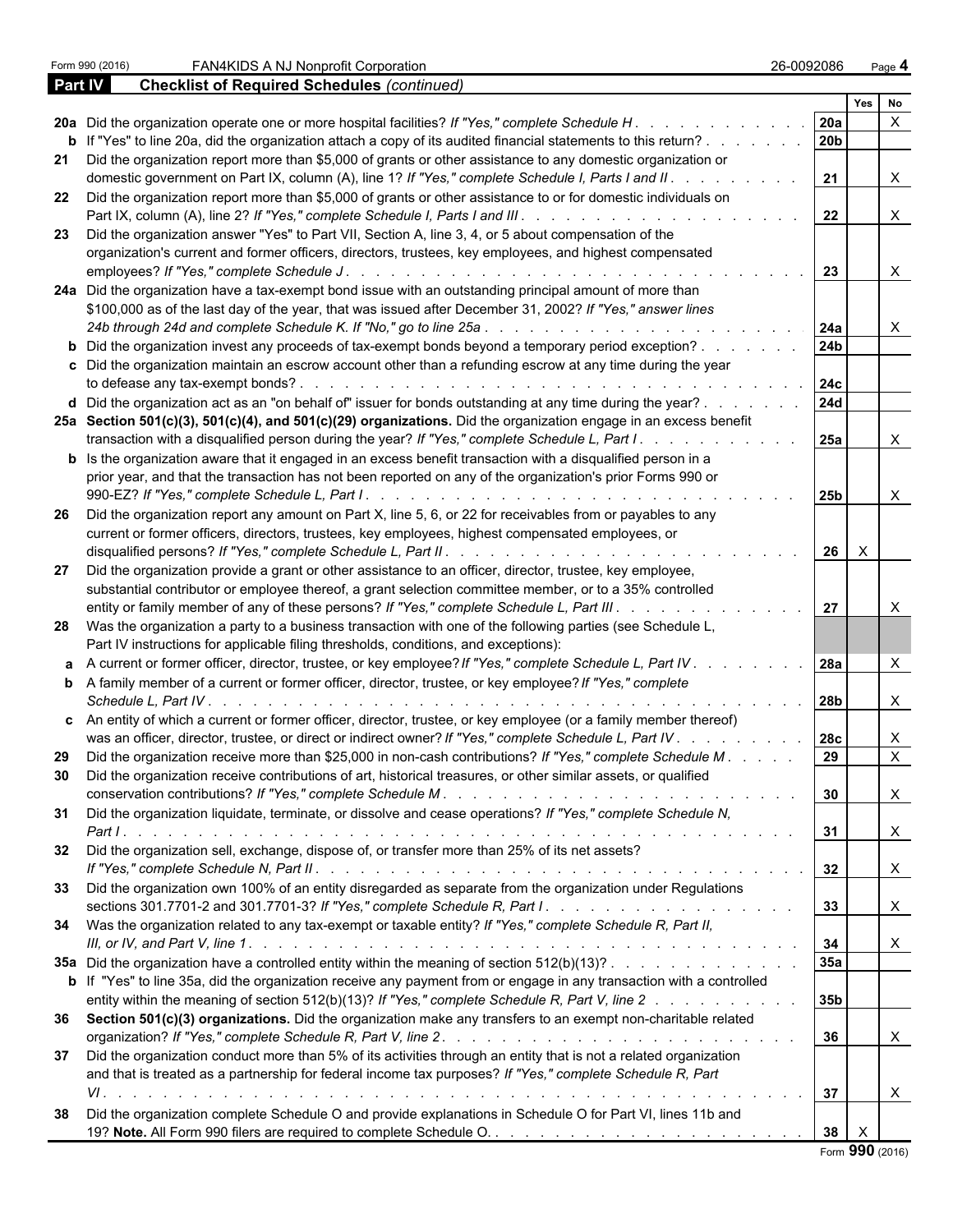Form 990 (2016) FAN4KIDS A NJ Nonprofit Corporation 26-0092086 Page **4**

**Part IV** **Checklist of Required Schedules** *(continued)*

| | | | Yes | No |
|---|---|---|---|---|
| **20a** | Did the organization operate one or more hospital facilities? *If "Yes," complete Schedule H* | **20a** | | X |
| **b** | If "Yes" to line 20a, did the organization attach a copy of its audited financial statements to this return? | **20b** | | |
| **21** | Did the organization report more than $5,000 of grants or other assistance to any domestic organization or domestic government on Part IX, column (A), line 1? *If "Yes," complete Schedule I, Parts I and II* | **21** | | X |
| **22** | Did the organization report more than $5,000 of grants or other assistance to or for domestic individuals on Part IX, column (A), line 2? *If "Yes," complete Schedule I, Parts I and III* | **22** | | X |
| **23** | Did the organization answer "Yes" to Part VII, Section A, line 3, 4, or 5 about compensation of the organization's current and former officers, directors, trustees, key employees, and highest compensated employees? *If "Yes," complete Schedule J* | **23** | | X |
| **24a** | Did the organization have a tax-exempt bond issue with an outstanding principal amount of more than $100,000 as of the last day of the year, that was issued after December 31, 2002? *If "Yes," answer lines 24b through 24d and complete Schedule K. If "No," go to line 25a* | **24a** | | X |
| **b** | Did the organization invest any proceeds of tax-exempt bonds beyond a temporary period exception? | **24b** | | |
| **c** | Did the organization maintain an escrow account other than a refunding escrow at any time during the year to defease any tax-exempt bonds? | **24c** | | |
| **d** | Did the organization act as an "on behalf of" issuer for bonds outstanding at any time during the year? | **24d** | | |
| **25a** | **Section 501(c)(3), 501(c)(4), and 501(c)(29) organizations.** Did the organization engage in an excess benefit transaction with a disqualified person during the year? *If "Yes," complete Schedule L, Part I* | **25a** | | X |
| **b** | Is the organization aware that it engaged in an excess benefit transaction with a disqualified person in a prior year, and that the transaction has not been reported on any of the organization's prior Forms 990 or 990-EZ? *If "Yes," complete Schedule L, Part I* | **25b** | | X |
| **26** | Did the organization report any amount on Part X, line 5, 6, or 22 for receivables from or payables to any current or former officers, directors, trustees, key employees, highest compensated employees, or disqualified persons? *If "Yes," complete Schedule L, Part II* | **26** | X | |
| **27** | Did the organization provide a grant or other assistance to an officer, director, trustee, key employee, substantial contributor or employee thereof, a grant selection committee member, or to a 35% controlled entity or family member of any of these persons? *If "Yes," complete Schedule L, Part III* | **27** | | X |
| **28** | Was the organization a party to a business transaction with one of the following parties (see Schedule L, Part IV instructions for applicable filing thresholds, conditions, and exceptions): | | | |
| **a** | A current or former officer, director, trustee, or key employee? *If "Yes," complete Schedule L, Part IV* | **28a** | | X |
| **b** | A family member of a current or former officer, director, trustee, or key employee? *If "Yes," complete Schedule L, Part IV* | **28b** | | X |
| **c** | An entity of which a current or former officer, director, trustee, or key employee (or a family member thereof) was an officer, director, trustee, or direct or indirect owner? *If "Yes," complete Schedule L, Part IV* | **28c** | | X |
| **29** | Did the organization receive more than $25,000 in non-cash contributions? *If "Yes," complete Schedule M* | **29** | | X |
| **30** | Did the organization receive contributions of art, historical treasures, or other similar assets, or qualified conservation contributions? *If "Yes," complete Schedule M* | **30** | | X |
| **31** | Did the organization liquidate, terminate, or dissolve and cease operations? *If "Yes," complete Schedule N, Part I* | **31** | | X |
| **32** | Did the organization sell, exchange, dispose of, or transfer more than 25% of its net assets? *If "Yes," complete Schedule N, Part II* | **32** | | X |
| **33** | Did the organization own 100% of an entity disregarded as separate from the organization under Regulations sections 301.7701-2 and 301.7701-3? *If "Yes," complete Schedule R, Part I* | **33** | | X |
| **34** | Was the organization related to any tax-exempt or taxable entity? *If "Yes," complete Schedule R, Part II, III, or IV, and Part V, line 1* | **34** | | X |
| **35a** | Did the organization have a controlled entity within the meaning of section 512(b)(13)? | **35a** | | |
| **b** | If "Yes" to line 35a, did the organization receive any payment from or engage in any transaction with a controlled entity within the meaning of section 512(b)(13)? *If "Yes," complete Schedule R, Part V, line 2* | **35b** | | |
| **36** | **Section 501(c)(3) organizations.** Did the organization make any transfers to an exempt non-charitable related organization? *If "Yes," complete Schedule R, Part V, line 2* | **36** | | X |
| **37** | Did the organization conduct more than 5% of its activities through an entity that is not a related organization and that is treated as a partnership for federal income tax purposes? *If "Yes," complete Schedule R, Part VI* | **37** | | X |
| **38** | Did the organization complete Schedule O and provide explanations in Schedule O for Part VI, lines 11b and 19? **Note.** All Form 990 filers are required to complete Schedule O. | **38** | X | |

Form **990** (2016)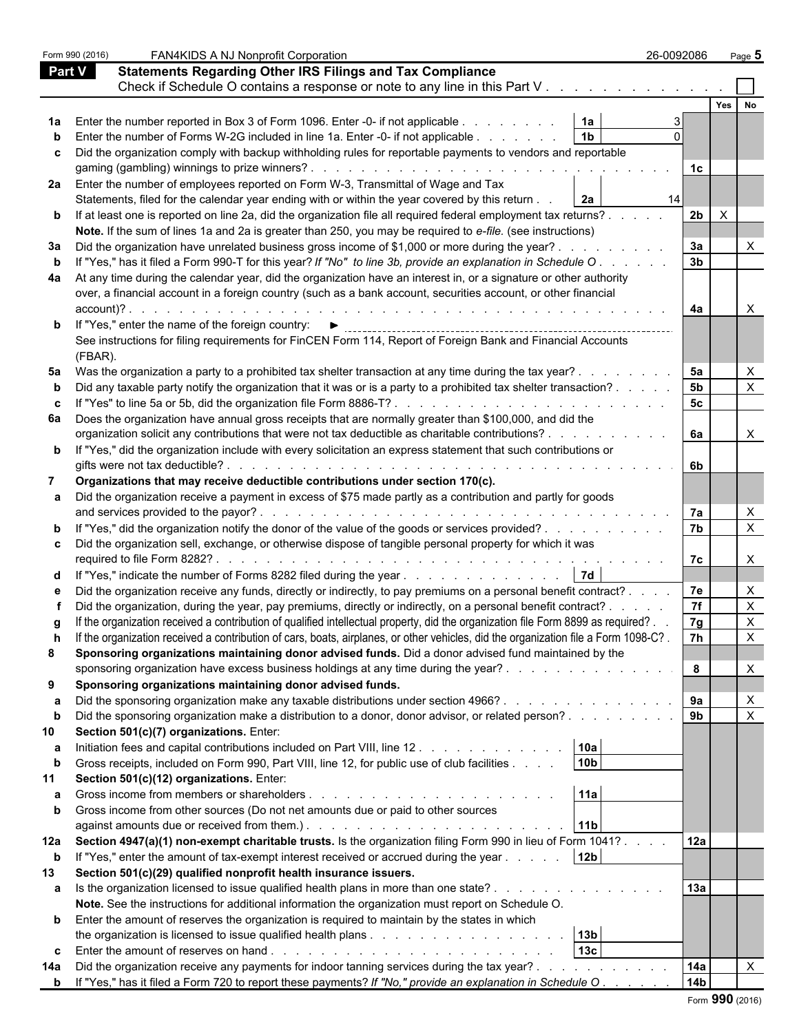Form 990 (2016) FAN4KIDS A NJ Nonprofit Corporation 26-0092086 Page **5**

## Part V Statements Regarding Other IRS Filings and Tax Compliance

Check if Schedule O contains a response or note to any line in this Part V . . . . . . . . . . . . . ☐

| | | | | | Yes | No |
|---|---|---|---|---|---|---|
| **1a** | Enter the number reported in Box 3 of Form 1096. Enter -0- if not applicable . . . . . . . . | **1a** | 3 | | | |
| **b** | Enter the number of Forms W-2G included in line 1a. Enter -0- if not applicable . . . . . . . | **1b** | 0 | | | |
| **c** | Did the organization comply with backup withholding rules for reportable payments to vendors and reportable gaming (gambling) winnings to prize winners? . . . . . . . . . . . . . . . . . . . . . . . . . . . . | | | **1c** | | |
| **2a** | Enter the number of employees reported on Form W-3, Transmittal of Wage and Tax Statements, filed for the calendar year ending with or within the year covered by this return . . | **2a** | 14 | | | |
| **b** | If at least one is reported on line 2a, did the organization file all required federal employment tax returns? . . . . . | | | **2b** | X | |
| | **Note.** If the sum of lines 1a and 2a is greater than 250, you may be required to *e-file.* (see instructions) | | | | | |
| **3a** | Did the organization have unrelated business gross income of $1,000 or more during the year? . . . . . . . . . | | | **3a** | | X |
| **b** | If "Yes," has it filed a Form 990-T for this year? *If "No" to line 3b, provide an explanation in Schedule O* . . . . . . | | | **3b** | | |
| **4a** | At any time during the calendar year, did the organization have an interest in, or a signature or other authority over, a financial account in a foreign country (such as a bank account, securities account, or other financial account)? . . . . . . . . . . . . . . . . . . . . . . . . . . . . . . . . . . . . . . . . | | | **4a** | | X |
| **b** | If "Yes," enter the name of the foreign country: ► | | | | | |
| | See instructions for filing requirements for FinCEN Form 114, Report of Foreign Bank and Financial Accounts (FBAR). | | | | | |
| **5a** | Was the organization a party to a prohibited tax shelter transaction at any time during the tax year? . . . . . . . . | | | **5a** | | X |
| **b** | Did any taxable party notify the organization that it was or is a party to a prohibited tax shelter transaction? . . . . . | | | **5b** | | X |
| **c** | If "Yes" to line 5a or 5b, did the organization file Form 8886-T? . . . . . . . . . . . . . . . . . . . . . . . | | | **5c** | | |
| **6a** | Does the organization have annual gross receipts that are normally greater than $100,000, and did the organization solicit any contributions that were not tax deductible as charitable contributions? . . . . . . . . . . | | | **6a** | | X |
| **b** | If "Yes," did the organization include with every solicitation an express statement that such contributions or gifts were not tax deductible? . . . . . . . . . . . . . . . . . . . . . . . . . . . . . . . . . . . . . . | | | **6b** | | |
| **7** | **Organizations that may receive deductible contributions under section 170(c).** | | | | | |
| **a** | Did the organization receive a payment in excess of $75 made partly as a contribution and partly for goods and services provided to the payor? . . . . . . . . . . . . . . . . . . . . . . . . . . . . . . . . . . | | | **7a** | | X |
| **b** | If "Yes," did the organization notify the donor of the value of the goods or services provided? . . . . . . . . . . | | | **7b** | | X |
| **c** | Did the organization sell, exchange, or otherwise dispose of tangible personal property for which it was required to file Form 8282? . . . . . . . . . . . . . . . . . . . . . . . . . . . . . . . . . . . . . . . . | | | **7c** | | X |
| **d** | If "Yes," indicate the number of Forms 8282 filed during the year . . . . . . . . . . . . . . | **7d** | | | | |
| **e** | Did the organization receive any funds, directly or indirectly, to pay premiums on a personal benefit contract? . . . . | | | **7e** | | X |
| **f** | Did the organization, during the year, pay premiums, directly or indirectly, on a personal benefit contract? . . . . . | | | **7f** | | X |
| **g** | If the organization received a contribution of qualified intellectual property, did the organization file Form 8899 as required? . . | | | **7g** | | X |
| **h** | If the organization received a contribution of cars, boats, airplanes, or other vehicles, did the organization file a Form 1098-C? . | | | **7h** | | X |
| **8** | **Sponsoring organizations maintaining donor advised funds.** Did a donor advised fund maintained by the sponsoring organization have excess business holdings at any time during the year? . . . . . . . . . . . . . . . | | | **8** | | X |
| **9** | **Sponsoring organizations maintaining donor advised funds.** | | | | | |
| **a** | Did the sponsoring organization make any taxable distributions under section 4966? . . . . . . . . . . . . . . | | | **9a** | | X |
| **b** | Did the sponsoring organization make a distribution to a donor, donor advisor, or related person? . . . . . . . . . | | | **9b** | | X |
| **10** | **Section 501(c)(7) organizations.** Enter: | | | | | |
| **a** | Initiation fees and capital contributions included on Part VIII, line 12 . . . . . . . . . . . . | **10a** | | | | |
| **b** | Gross receipts, included on Form 990, Part VIII, line 12, for public use of club facilities . . . . | **10b** | | | | |
| **11** | **Section 501(c)(12) organizations.** Enter: | | | | | |
| **a** | Gross income from members or shareholders . . . . . . . . . . . . . . . . . . . . . | **11a** | | | | |
| **b** | Gross income from other sources (Do not net amounts due or paid to other sources against amounts due or received from them.) . . . . . . . . . . . . . . . . . . . . . . . | **11b** | | | | |
| **12a** | **Section 4947(a)(1) non-exempt charitable trusts.** Is the organization filing Form 990 in lieu of Form 1041? . . . . | | | **12a** | | |
| **b** | If "Yes," enter the amount of tax-exempt interest received or accrued during the year . . . . . | **12b** | | | | |
| **13** | **Section 501(c)(29) qualified nonprofit health insurance issuers.** | | | | | |
| **a** | Is the organization licensed to issue qualified health plans in more than one state? . . . . . . . . . . . . . . . | | | **13a** | | |
| | **Note.** See the instructions for additional information the organization must report on Schedule O. | | | | | |
| **b** | Enter the amount of reserves the organization is required to maintain by the states in which the organization is licensed to issue qualified health plans . . . . . . . . . . . . . . . . . | **13b** | | | | |
| **c** | Enter the amount of reserves on hand . . . . . . . . . . . . . . . . . . . . . . . . . | **13c** | | | | |
| **14a** | Did the organization receive any payments for indoor tanning services during the tax year? . . . . . . . . . . . | | | **14a** | | X |
| **b** | If "Yes," has it filed a Form 720 to report these payments? *If "No," provide an explanation in Schedule O* . . . . . . | | | **14b** | | |

Form **990** (2016)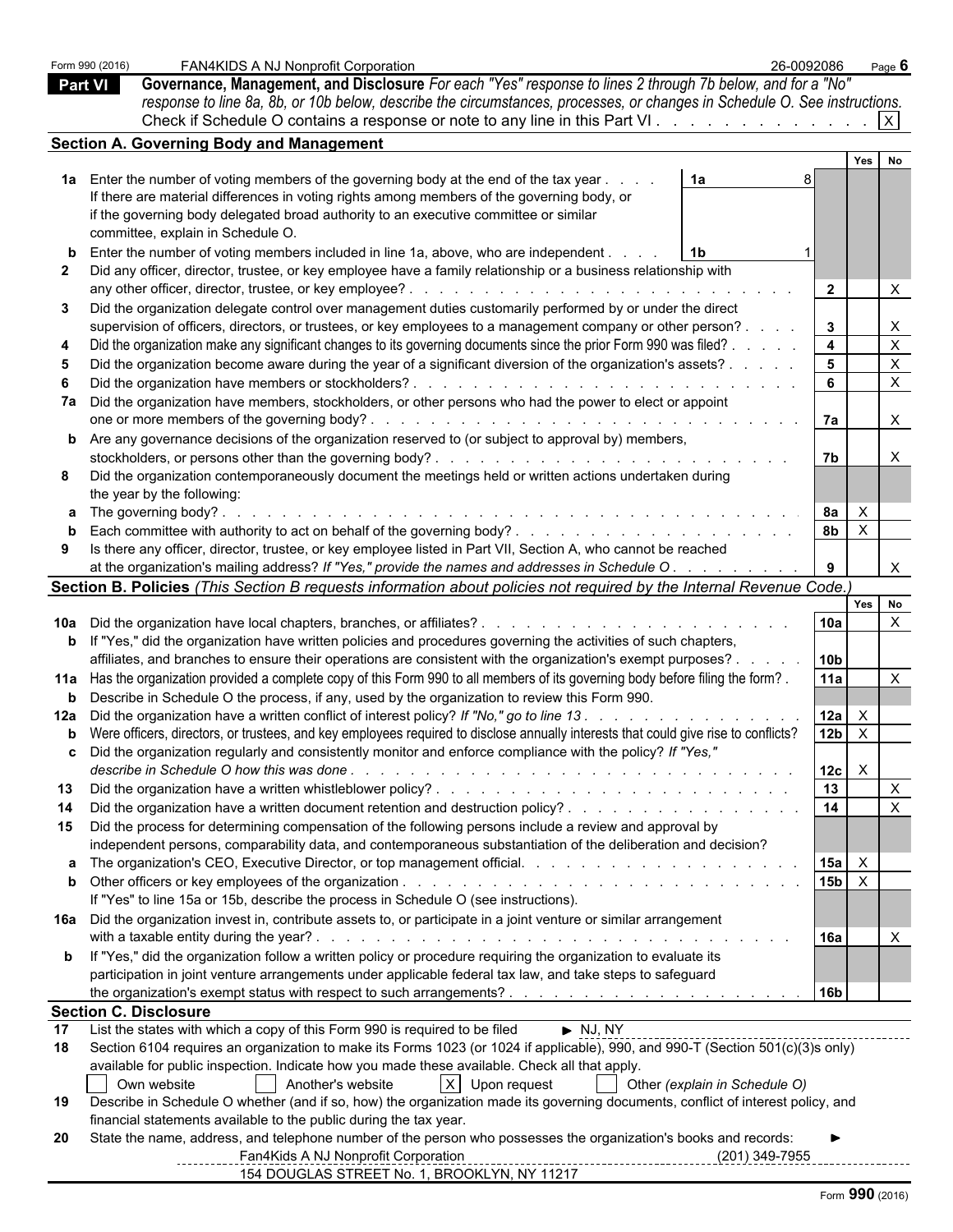Form 990 (2016) FAN4KIDS A NJ Nonprofit Corporation 26-0092086

## Part VI Governance, Management, and Disclosure

*For each "Yes" response to lines 2 through 7b below, and for a "No" response to line 8a, 8b, or 10b below, describe the circumstances, processes, or changes in Schedule O. See instructions.*

Check if Schedule O contains a response or note to any line in this Part VI . . . [X]

### Section A. Governing Body and Management

| | | | | Yes | No |
|---|---|---|---|---|---|
| **1a** | Enter the number of voting members of the governing body at the end of the tax year . . . . If there are material differences in voting rights among members of the governing body, or if the governing body delegated broad authority to an executive committee or similar committee, explain in Schedule O. | 1a | 8 | | |
| **b** | Enter the number of voting members included in line 1a, above, who are independent . . . . | 1b | 1 | | |
| **2** | Did any officer, director, trustee, or key employee have a family relationship or a business relationship with any other officer, director, trustee, or key employee? | 2 | | | X |
| **3** | Did the organization delegate control over management duties customarily performed by or under the direct supervision of officers, directors, or trustees, or key employees to a management company or other person? | 3 | | | X |
| **4** | Did the organization make any significant changes to its governing documents since the prior Form 990 was filed? | 4 | | | X |
| **5** | Did the organization become aware during the year of a significant diversion of the organization's assets? | 5 | | | X |
| **6** | Did the organization have members or stockholders? | 6 | | | X |
| **7a** | Did the organization have members, stockholders, or other persons who had the power to elect or appoint one or more members of the governing body? | 7a | | | X |
| **b** | Are any governance decisions of the organization reserved to (or subject to approval by) members, stockholders, or persons other than the governing body? | 7b | | | X |
| **8** | Did the organization contemporaneously document the meetings held or written actions undertaken during the year by the following: | | | | |
| **a** | The governing body? | 8a | | X | |
| **b** | Each committee with authority to act on behalf of the governing body? | 8b | | X | |
| **9** | Is there any officer, director, trustee, or key employee listed in Part VII, Section A, who cannot be reached at the organization's mailing address? *If "Yes," provide the names and addresses in Schedule O* | 9 | | | X |

### Section B. Policies *(This Section B requests information about policies not required by the Internal Revenue Code.)*

| | | | Yes | No |
|---|---|---|---|---|
| **10a** | Did the organization have local chapters, branches, or affiliates? | 10a | | X |
| **b** | If "Yes," did the organization have written policies and procedures governing the activities of such chapters, affiliates, and branches to ensure their operations are consistent with the organization's exempt purposes? | 10b | | |
| **11a** | Has the organization provided a complete copy of this Form 990 to all members of its governing body before filing the form? | 11a | | X |
| **b** | Describe in Schedule O the process, if any, used by the organization to review this Form 990. | | | |
| **12a** | Did the organization have a written conflict of interest policy? *If "No," go to line 13* | 12a | X | |
| **b** | Were officers, directors, or trustees, and key employees required to disclose annually interests that could give rise to conflicts? | 12b | X | |
| **c** | Did the organization regularly and consistently monitor and enforce compliance with the policy? *If "Yes," describe in Schedule O how this was done* | 12c | X | |
| **13** | Did the organization have a written whistleblower policy? | 13 | | X |
| **14** | Did the organization have a written document retention and destruction policy? | 14 | | X |
| **15** | Did the process for determining compensation of the following persons include a review and approval by independent persons, comparability data, and contemporaneous substantiation of the deliberation and decision? | | | |
| **a** | The organization's CEO, Executive Director, or top management official. | 15a | X | |
| **b** | Other officers or key employees of the organization. If "Yes" to line 15a or 15b, describe the process in Schedule O (see instructions). | 15b | X | |
| **16a** | Did the organization invest in, contribute assets to, or participate in a joint venture or similar arrangement with a taxable entity during the year? | 16a | | X |
| **b** | If "Yes," did the organization follow a written policy or procedure requiring the organization to evaluate its participation in joint venture arrangements under applicable federal tax law, and take steps to safeguard the organization's exempt status with respect to such arrangements? | 16b | | |

### Section C. Disclosure

**17** List the states with which a copy of this Form 990 is required to be filed ► NJ, NY

**18** Section 6104 requires an organization to make its Forms 1023 (or 1024 if applicable), 990, and 990-T (Section 501(c)(3)s only) available for public inspection. Indicate how you made these available. Check all that apply.

[ ] Own website [ ] Another's website [X] Upon request [ ] Other *(explain in Schedule O)*

**19** Describe in Schedule O whether (and if so, how) the organization made its governing documents, conflict of interest policy, and financial statements available to the public during the tax year.

**20** State the name, address, and telephone number of the person who possesses the organization's books and records: ►

Fan4Kids A NJ Nonprofit Corporation (201) 349-7955
154 DOUGLAS STREET No. 1, BROOKLYN, NY 11217

Form **990** (2016)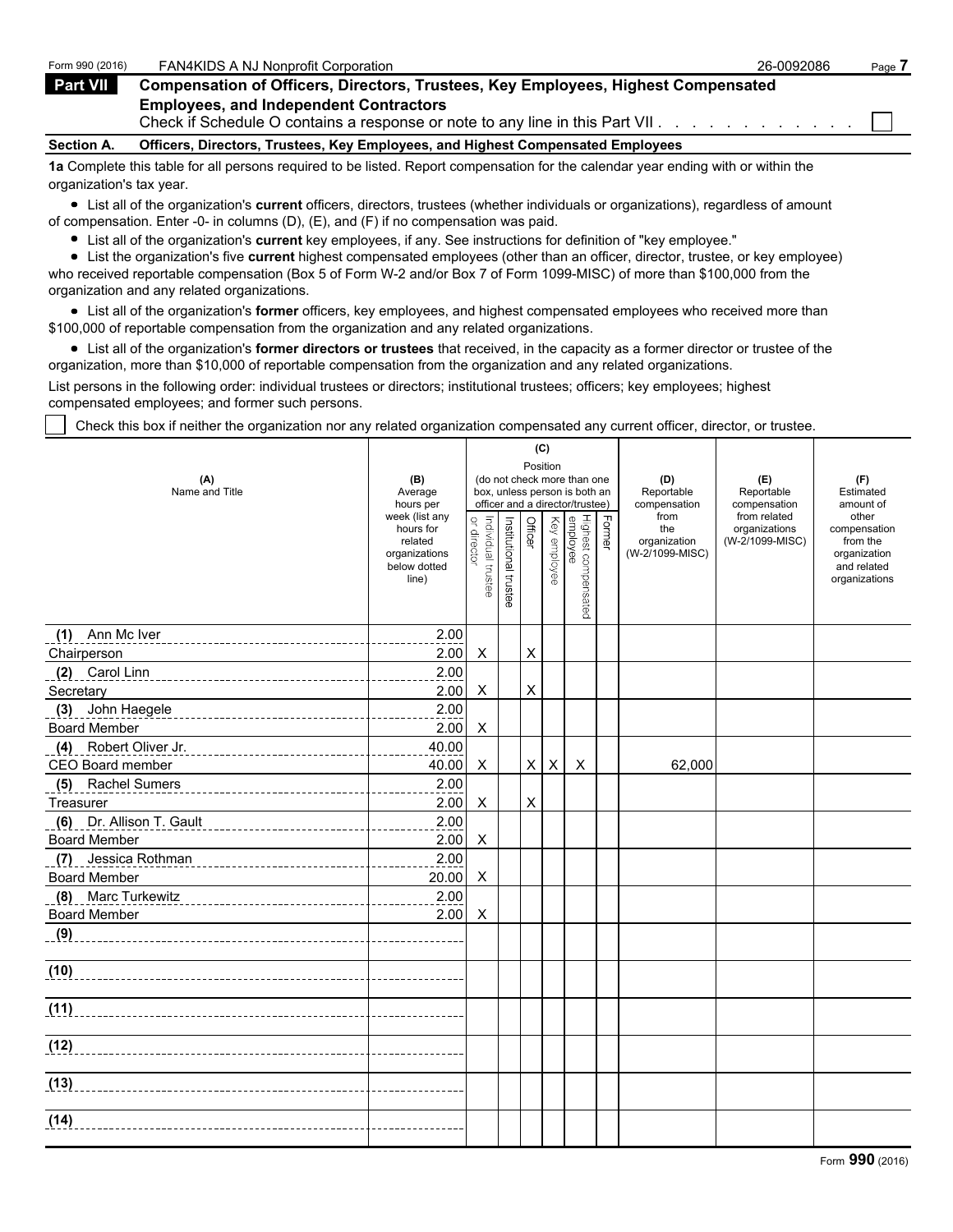Form 990 (2016) FAN4KIDS A NJ Nonprofit Corporation 26-0092086

## Part VII Compensation of Officers, Directors, Trustees, Key Employees, Highest Compensated Employees, and Independent Contractors

Check if Schedule O contains a response or note to any line in this Part VII . . . . . . . . . . . . ☐

### Section A. Officers, Directors, Trustees, Key Employees, and Highest Compensated Employees

**1a** Complete this table for all persons required to be listed. Report compensation for the calendar year ending with or within the organization's tax year.

- List all of the organization's **current** officers, directors, trustees (whether individuals or organizations), regardless of amount of compensation. Enter -0- in columns (D), (E), and (F) if no compensation was paid.
- List all of the organization's **current** key employees, if any. See instructions for definition of "key employee."
- List the organization's five **current** highest compensated employees (other than an officer, director, trustee, or key employee) who received reportable compensation (Box 5 of Form W-2 and/or Box 7 of Form 1099-MISC) of more than $100,000 from the organization and any related organizations.
- List all of the organization's **former** officers, key employees, and highest compensated employees who received more than $100,000 of reportable compensation from the organization and any related organizations.
- List all of the organization's **former directors or trustees** that received, in the capacity as a former director or trustee of the organization, more than $10,000 of reportable compensation from the organization and any related organizations.

List persons in the following order: individual trustees or directors; institutional trustees; officers; key employees; highest compensated employees; and former such persons.

☐ Check this box if neither the organization nor any related organization compensated any current officer, director, or trustee.

| (A) Name and Title | (B) Average hours per week (list any hours for related organizations below dotted line) | (C) Position (do not check more than one box, unless person is both an officer and a director/trustee): Individual trustee or director | Institutional trustee | Officer | Key employee | Highest compensated employee | Former | (D) Reportable compensation from the organization (W-2/1099-MISC) | (E) Reportable compensation from related organizations (W-2/1099-MISC) | (F) Estimated amount of other compensation from the organization and related organizations |
|---|---|---|---|---|---|---|---|---|---|---|
| (1) Ann Mc Iver<br>Chairperson | 2.00<br>2.00 | X | | X | | | | | | |
| (2) Carol Linn<br>Secretary | 2.00<br>2.00 | X | | X | | | | | | |
| (3) John Haegele<br>Board Member | 2.00<br>2.00 | X | | | | | | | | |
| (4) Robert Oliver Jr.<br>CEO Board member | 40.00<br>40.00 | X | | X | X | X | | 62,000 | | |
| (5) Rachel Sumers<br>Treasurer | 2.00<br>2.00 | X | | X | | | | | | |
| (6) Dr. Allison T. Gault<br>Board Member | 2.00<br>2.00 | X | | | | | | | | |
| (7) Jessica Rothman<br>Board Member | 2.00<br>20.00 | X | | | | | | | | |
| (8) Marc Turkewitz<br>Board Member | 2.00<br>2.00 | X | | | | | | | | |
| (9) | | | | | | | | | | |
| (10) | | | | | | | | | | |
| (11) | | | | | | | | | | |
| (12) | | | | | | | | | | |
| (13) | | | | | | | | | | |
| (14) | | | | | | | | | | |

Form **990** (2016)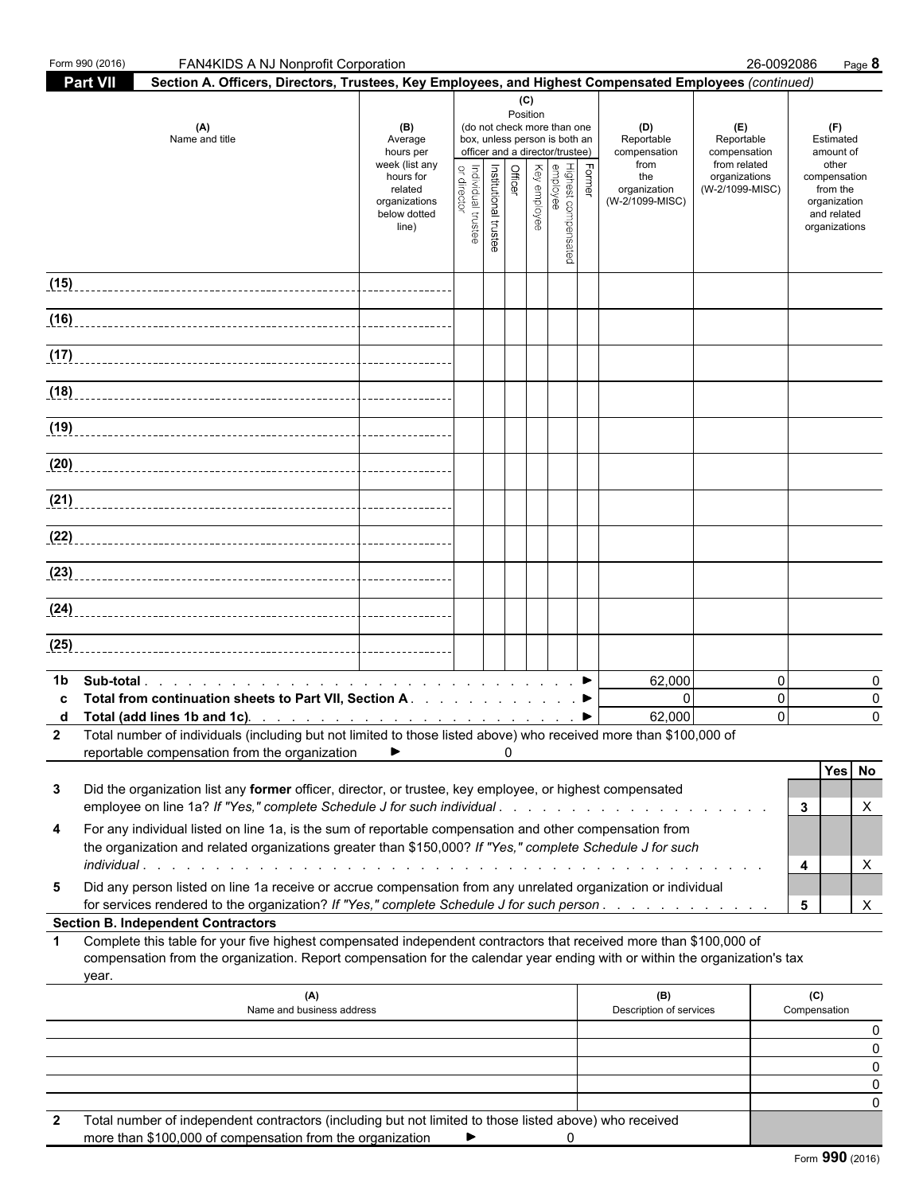Form 990 (2016) FAN4KIDS A NJ Nonprofit Corporation 26-0092086 Page **8**

**Part VII** **Section A. Officers, Directors, Trustees, Key Employees, and Highest Compensated Employees** *(continued)*

| (A) Name and title | (B) Average hours per week (list any hours for related organizations below dotted line) | (C) Position (do not check more than one box, unless person is both an officer and a director/trustee) Individual trustee or director | Institutional trustee | Officer | Key employee | Highest compensated employee | Former | (D) Reportable compensation from the organization (W-2/1099-MISC) | (E) Reportable compensation from related organizations (W-2/1099-MISC) | (F) Estimated amount of other compensation from the organization and related organizations |
|---|---|---|---|---|---|---|---|---|---|---|
| (15) | | | | | | | | | | |
| (16) | | | | | | | | | | |
| (17) | | | | | | | | | | |
| (18) | | | | | | | | | | |
| (19) | | | | | | | | | | |
| (20) | | | | | | | | | | |
| (21) | | | | | | | | | | |
| (22) | | | | | | | | | | |
| (23) | | | | | | | | | | |
| (24) | | | | | | | | | | |
| (25) | | | | | | | | | | |
| **1b Sub-total** . . . ► | | | | | | | | 62,000 | 0 | 0 |
| **c Total from continuation sheets to Part VII, Section A** . . . ► | | | | | | | | 0 | 0 | 0 |
| **d Total (add lines 1b and 1c)**. . . ► | | | | | | | | 62,000 | 0 | 0 |

**2** Total number of individuals (including but not limited to those listed above) who received more than $100,000 of reportable compensation from the organization ► 0

| | | | Yes | No |
|---|---|---|---|---|
| **3** | Did the organization list any **former** officer, director, or trustee, key employee, or highest compensated employee on line 1a? *If "Yes," complete Schedule J for such individual* . . . | **3** | | X |
| **4** | For any individual listed on line 1a, is the sum of reportable compensation and other compensation from the organization and related organizations greater than $150,000? *If "Yes," complete Schedule J for such individual* . . . | **4** | | X |
| **5** | Did any person listed on line 1a receive or accrue compensation from any unrelated organization or individual for services rendered to the organization? *If "Yes," complete Schedule J for such person* . . . | **5** | | X |

**Section B. Independent Contractors**

**1** Complete this table for your five highest compensated independent contractors that received more than $100,000 of compensation from the organization. Report compensation for the calendar year ending with or within the organization's tax year.

| (A) Name and business address | (B) Description of services | (C) Compensation |
|---|---|---|
| | | 0 |
| | | 0 |
| | | 0 |
| | | 0 |
| | | 0 |

**2** Total number of independent contractors (including but not limited to those listed above) who received more than $100,000 of compensation from the organization ► 0

Form **990** (2016)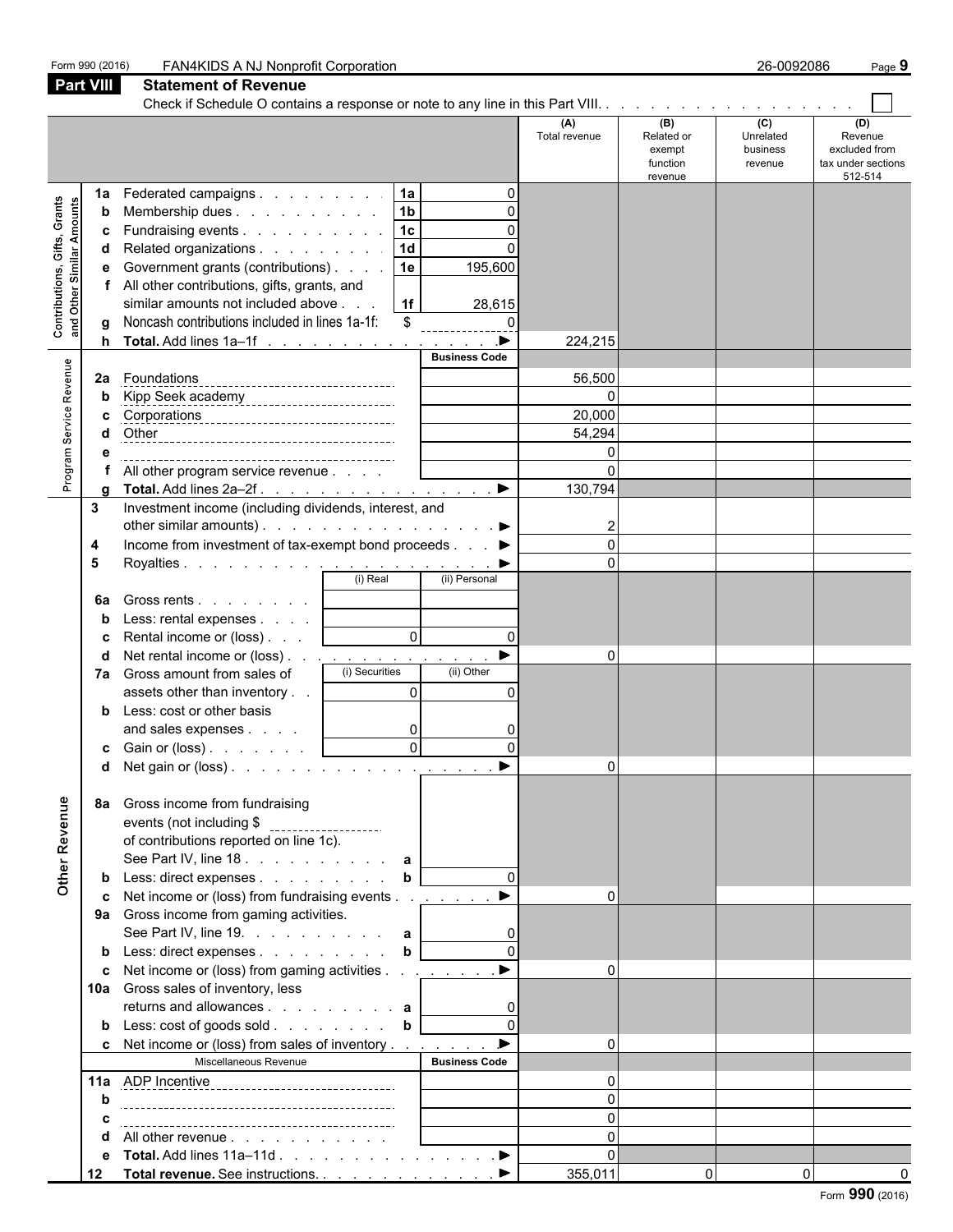Form 990 (2016) FAN4KIDS A NJ Nonprofit Corporation 26-0092086

## Part VIII Statement of Revenue

Check if Schedule O contains a response or note to any line in this Part VIII. . . . ☐

| | | | | (A) Total revenue | (B) Related or exempt function revenue | (C) Unrelated business revenue | (D) Revenue excluded from tax under sections 512-514 |
|---|---|---|---|---|---|---|---|
| **Contributions, Gifts, Grants and Other Similar Amounts** | 1a Federated campaigns | 1a | 0 | | | | |
| | b Membership dues | 1b | 0 | | | | |
| | c Fundraising events | 1c | 0 | | | | |
| | d Related organizations | 1d | 0 | | | | |
| | e Government grants (contributions) | 1e | 195,600 | | | | |
| | f All other contributions, gifts, grants, and similar amounts not included above | 1f | 28,615 | | | | |
| | g Noncash contributions included in lines 1a-1f: $ | | 0 | | | | |
| | h **Total.** Add lines 1a–1f | | ▶ | 224,215 | | | |
| **Program Service Revenue** | | | Business Code | | | | |
| | 2a Foundations | | | 56,500 | | | |
| | b Kipp Seek academy | | | 0 | | | |
| | c Corporations | | | 20,000 | | | |
| | d Other | | | 54,294 | | | |
| | e | | | 0 | | | |
| | f All other program service revenue | | | 0 | | | |
| | g **Total.** Add lines 2a–2f | | ▶ | 130,794 | | | |
| | 3 Investment income (including dividends, interest, and other similar amounts) | | ▶ | 2 | | | |
| | 4 Income from investment of tax-exempt bond proceeds | | ▶ | 0 | | | |
| | 5 Royalties | | ▶ | 0 | | | |
| | | (i) Real | (ii) Personal | | | | |
| | 6a Gross rents | | | | | | |
| | b Less: rental expenses | | | | | | |
| | c Rental income or (loss) | 0 | 0 | | | | |
| | d Net rental income or (loss) | | ▶ | 0 | | | |
| | 7a Gross amount from sales of assets other than inventory | (i) Securities 0 | (ii) Other 0 | | | | |
| | b Less: cost or other basis and sales expenses | 0 | 0 | | | | |
| | c Gain or (loss) | 0 | 0 | | | | |
| | d Net gain or (loss) | | ▶ | 0 | | | |
| **Other Revenue** | 8a Gross income from fundraising events (not including $ of contributions reported on line 1c). See Part IV, line 18 | a | | | | | |
| | b Less: direct expenses | b | 0 | | | | |
| | c Net income or (loss) from fundraising events | | ▶ | 0 | | | |
| | 9a Gross income from gaming activities. See Part IV, line 19. | a | 0 | | | | |
| | b Less: direct expenses | b | 0 | | | | |
| | c Net income or (loss) from gaming activities | | ▶ | 0 | | | |
| | 10a Gross sales of inventory, less returns and allowances | a | 0 | | | | |
| | b Less: cost of goods sold | b | 0 | | | | |
| | c Net income or (loss) from sales of inventory | | ▶ | 0 | | | |
| | Miscellaneous Revenue | | Business Code | | | | |
| | 11a ADP Incentive | | | 0 | | | |
| | b | | | 0 | | | |
| | c | | | 0 | | | |
| | d All other revenue | | | 0 | | | |
| | e **Total.** Add lines 11a–11d | | ▶ | 0 | | | |
| | 12 **Total revenue.** See instructions. | | ▶ | 355,011 | 0 | 0 | 0 |

Form **990** (2016)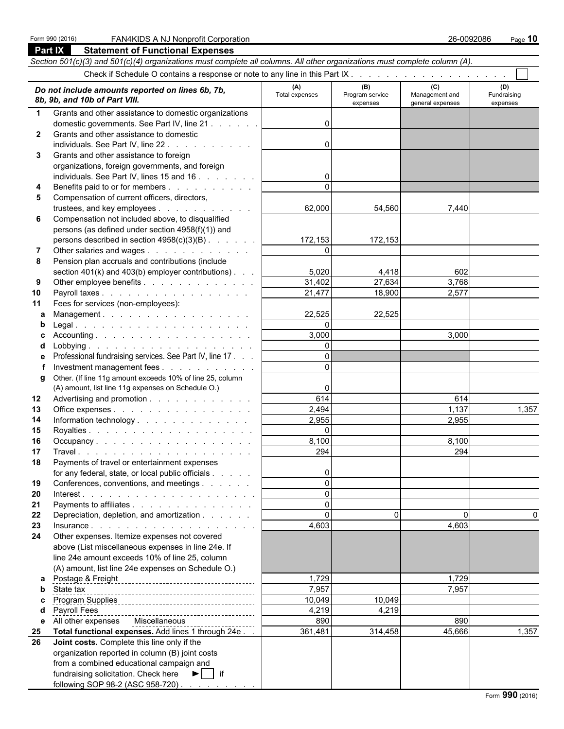Form 990 (2016) FAN4KIDS A NJ Nonprofit Corporation 26-0092086

## Part IX Statement of Functional Expenses

*Section 501(c)(3) and 501(c)(4) organizations must complete all columns. All other organizations must complete column (A).*

Check if Schedule O contains a response or note to any line in this Part IX . . . . . . . . . . . . . . . . . . . ☐

| *Do not include amounts reported on lines 6b, 7b, 8b, 9b, and 10b of Part VIII.* | (A) Total expenses | (B) Program service expenses | (C) Management and general expenses | (D) Fundraising expenses |
|---|---|---|---|---|
| **1** Grants and other assistance to domestic organizations domestic governments. See Part IV, line 21 | 0 | | | |
| **2** Grants and other assistance to domestic individuals. See Part IV, line 22 | 0 | | | |
| **3** Grants and other assistance to foreign organizations, foreign governments, and foreign individuals. See Part IV, lines 15 and 16 | 0 | | | |
| **4** Benefits paid to or for members | 0 | | | |
| **5** Compensation of current officers, directors, trustees, and key employees | 62,000 | 54,560 | 7,440 | |
| **6** Compensation not included above, to disqualified persons (as defined under section 4958(f)(1)) and persons described in section 4958(c)(3)(B) | 172,153 | 172,153 | | |
| **7** Other salaries and wages | 0 | | | |
| **8** Pension plan accruals and contributions (include section 401(k) and 403(b) employer contributions) | 5,020 | 4,418 | 602 | |
| **9** Other employee benefits | 31,402 | 27,634 | 3,768 | |
| **10** Payroll taxes | 21,477 | 18,900 | 2,577 | |
| **11** Fees for services (non-employees): | | | | |
| **a** Management | 22,525 | 22,525 | | |
| **b** Legal | 0 | | | |
| **c** Accounting | 3,000 | | 3,000 | |
| **d** Lobbying | 0 | | | |
| **e** Professional fundraising services. See Part IV, line 17 | 0 | | | |
| **f** Investment management fees | 0 | | | |
| **g** Other. (If line 11g amount exceeds 10% of line 25, column (A) amount, list line 11g expenses on Schedule O.) | 0 | | | |
| **12** Advertising and promotion | 614 | | 614 | |
| **13** Office expenses | 2,494 | | 1,137 | 1,357 |
| **14** Information technology | 2,955 | | 2,955 | |
| **15** Royalties | 0 | | | |
| **16** Occupancy | 8,100 | | 8,100 | |
| **17** Travel | 294 | | 294 | |
| **18** Payments of travel or entertainment expenses for any federal, state, or local public officials | 0 | | | |
| **19** Conferences, conventions, and meetings | 0 | | | |
| **20** Interest | 0 | | | |
| **21** Payments to affiliates | 0 | | | |
| **22** Depreciation, depletion, and amortization | 0 | 0 | 0 | 0 |
| **23** Insurance | 4,603 | | 4,603 | |
| **24** Other expenses. Itemize expenses not covered above (List miscellaneous expenses in line 24e. If line 24e amount exceeds 10% of line 25, column (A) amount, list line 24e expenses on Schedule O.) | | | | |
| **a** Postage & Freight | 1,729 | | 1,729 | |
| **b** State tax | 7,957 | | 7,957 | |
| **c** Program Supplies | 10,049 | 10,049 | | |
| **d** Payroll Fees | 4,219 | 4,219 | | |
| **e** All other expenses Miscellaneous | 890 | | 890 | |
| **25** **Total functional expenses.** Add lines 1 through 24e | 361,481 | 314,458 | 45,666 | 1,357 |
| **26** **Joint costs.** Complete this line only if the organization reported in column (B) joint costs from a combined educational campaign and fundraising solicitation. Check here ► ☐ if following SOP 98-2 (ASC 958-720) | | | | |

Form **990** (2016)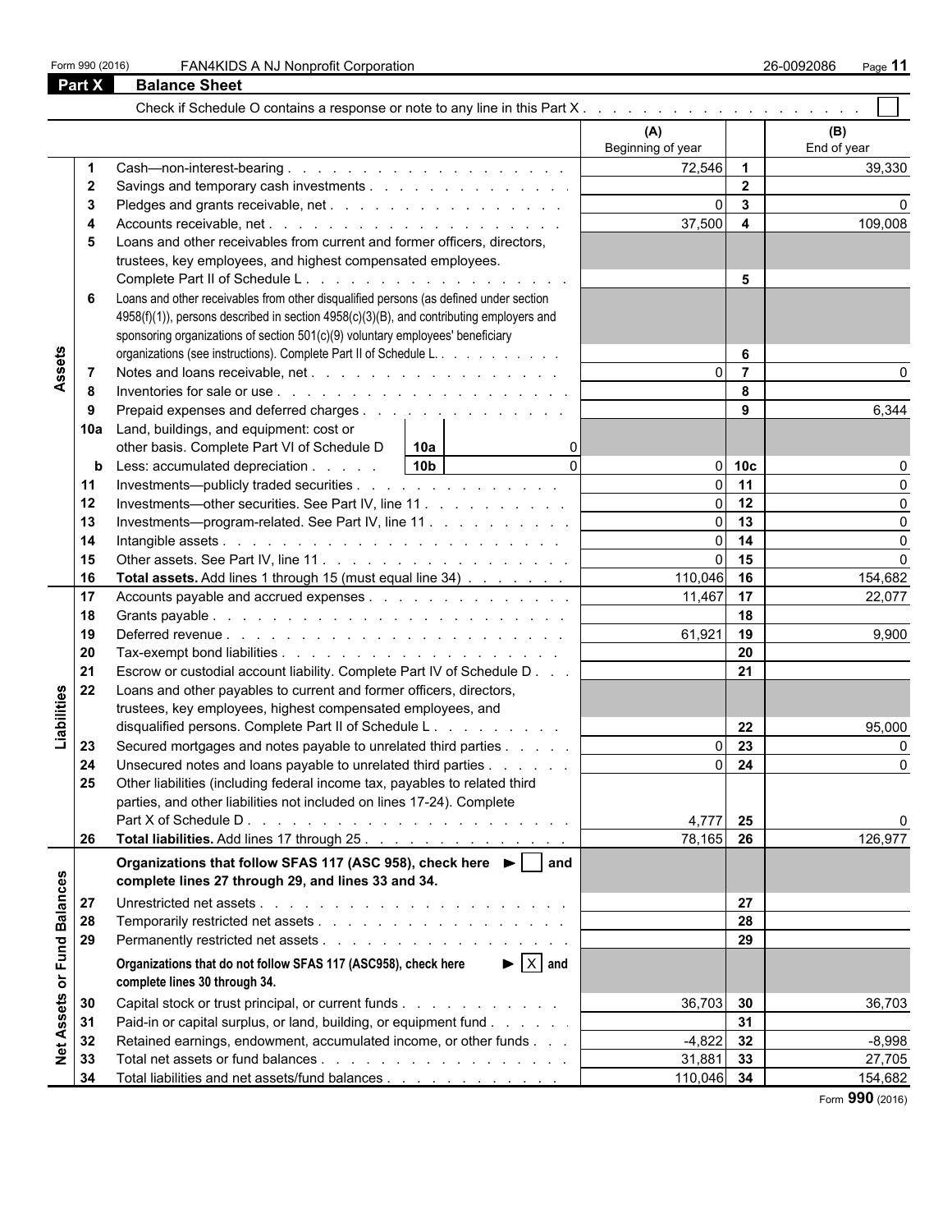Form 990 (2016) FAN4KIDS A NJ Nonprofit Corporation 26-0092086 Page **11**

## Part X Balance Sheet

Check if Schedule O contains a response or note to any line in this Part X . . . . . . . . . . . . . . . . . . . . ☐

| | | | (A) Beginning of year | | (B) End of year |
|---|---|---|---|---|---|
| **Assets** | 1 | Cash—non-interest-bearing | 72,546 | 1 | 39,330 |
| | 2 | Savings and temporary cash investments | | 2 | |
| | 3 | Pledges and grants receivable, net | 0 | 3 | 0 |
| | 4 | Accounts receivable, net | 37,500 | 4 | 109,008 |
| | 5 | Loans and other receivables from current and former officers, directors, trustees, key employees, and highest compensated employees. Complete Part II of Schedule L | | 5 | |
| | 6 | Loans and other receivables from other disqualified persons (as defined under section 4958(f)(1)), persons described in section 4958(c)(3)(B), and contributing employers and sponsoring organizations of section 501(c)(9) voluntary employees' beneficiary organizations (see instructions). Complete Part II of Schedule L | | 6 | |
| | 7 | Notes and loans receivable, net | 0 | 7 | 0 |
| | 8 | Inventories for sale or use | | 8 | |
| | 9 | Prepaid expenses and deferred charges | | 9 | 6,344 |
| | 10a | Land, buildings, and equipment: cost or other basis. Complete Part VI of Schedule D — 10a: 0 | | | |
| | b | Less: accumulated depreciation — 10b: 0 | 0 | 10c | 0 |
| | 11 | Investments—publicly traded securities | 0 | 11 | 0 |
| | 12 | Investments—other securities. See Part IV, line 11 | 0 | 12 | 0 |
| | 13 | Investments—program-related. See Part IV, line 11 | 0 | 13 | 0 |
| | 14 | Intangible assets | 0 | 14 | 0 |
| | 15 | Other assets. See Part IV, line 11 | 0 | 15 | 0 |
| | 16 | **Total assets.** Add lines 1 through 15 (must equal line 34) | 110,046 | 16 | 154,682 |
| **Liabilities** | 17 | Accounts payable and accrued expenses | 11,467 | 17 | 22,077 |
| | 18 | Grants payable | | 18 | |
| | 19 | Deferred revenue | 61,921 | 19 | 9,900 |
| | 20 | Tax-exempt bond liabilities | | 20 | |
| | 21 | Escrow or custodial account liability. Complete Part IV of Schedule D | | 21 | |
| | 22 | Loans and other payables to current and former officers, directors, trustees, key employees, highest compensated employees, and disqualified persons. Complete Part II of Schedule L | | 22 | 95,000 |
| | 23 | Secured mortgages and notes payable to unrelated third parties | 0 | 23 | 0 |
| | 24 | Unsecured notes and loans payable to unrelated third parties | 0 | 24 | 0 |
| | 25 | Other liabilities (including federal income tax, payables to related third parties, and other liabilities not included on lines 17-24). Complete Part X of Schedule D | 4,777 | 25 | 0 |
| | 26 | **Total liabilities.** Add lines 17 through 25 | 78,165 | 26 | 126,977 |
| **Net Assets or Fund Balances** | | **Organizations that follow SFAS 117 (ASC 958), check here ► ☐ and complete lines 27 through 29, and lines 33 and 34.** | | | |
| | 27 | Unrestricted net assets | | 27 | |
| | 28 | Temporarily restricted net assets | | 28 | |
| | 29 | Permanently restricted net assets | | 29 | |
| | | **Organizations that do not follow SFAS 117 (ASC958), check here ► ☒ and complete lines 30 through 34.** | | | |
| | 30 | Capital stock or trust principal, or current funds | 36,703 | 30 | 36,703 |
| | 31 | Paid-in or capital surplus, or land, building, or equipment fund | | 31 | |
| | 32 | Retained earnings, endowment, accumulated income, or other funds | -4,822 | 32 | -8,998 |
| | 33 | Total net assets or fund balances | 31,881 | 33 | 27,705 |
| | 34 | Total liabilities and net assets/fund balances | 110,046 | 34 | 154,682 |

Form **990** (2016)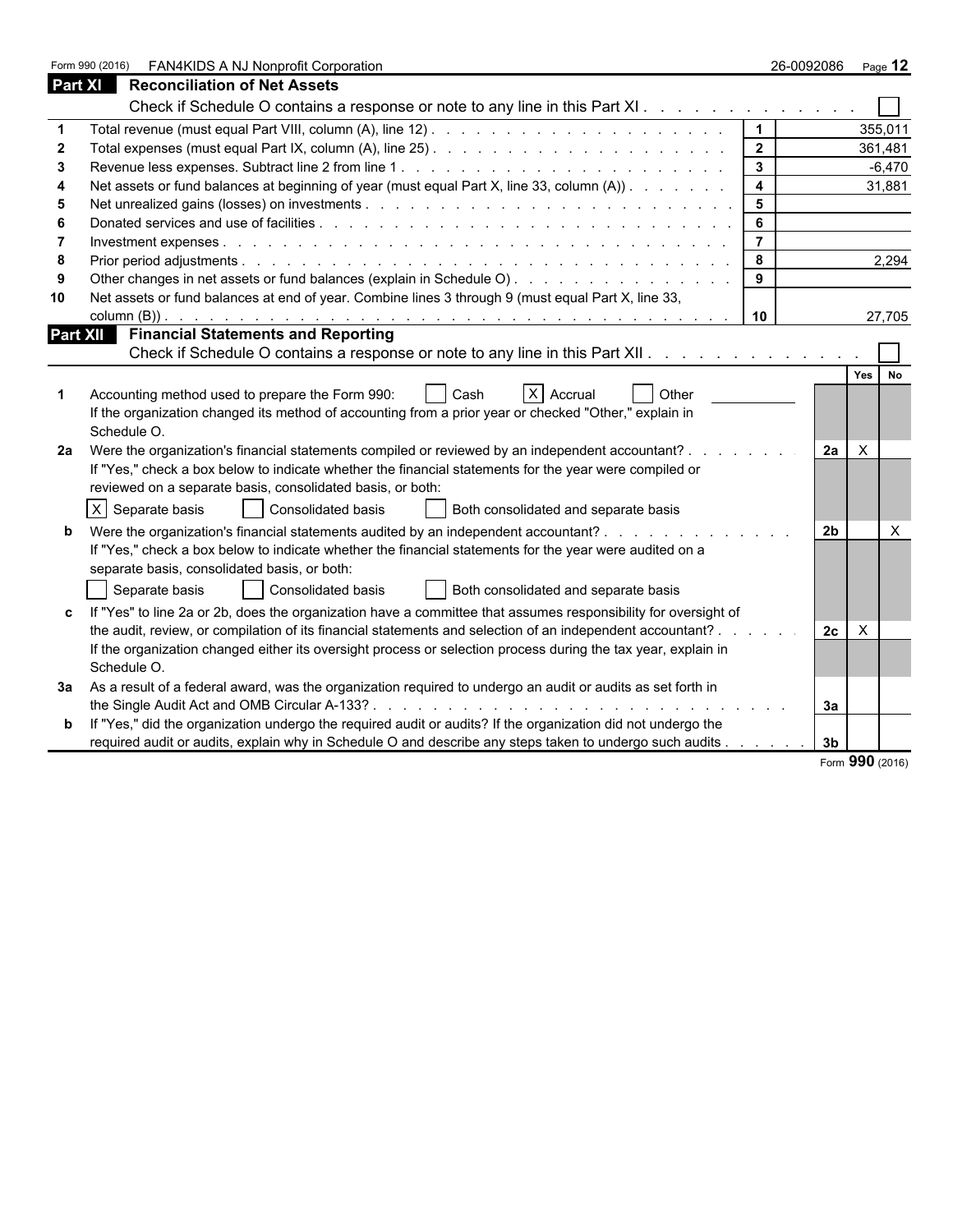Form 990 (2016) FAN4KIDS A NJ Nonprofit Corporation 26-0092086

## Part XI Reconciliation of Net Assets

Check if Schedule O contains a response or note to any line in this Part XI . . . . . . . . . . . . . . ☐

| | | | |
|---|---|---|---|
| 1 | Total revenue (must equal Part VIII, column (A), line 12) | 1 | 355,011 |
| 2 | Total expenses (must equal Part IX, column (A), line 25) | 2 | 361,481 |
| 3 | Revenue less expenses. Subtract line 2 from line 1 | 3 | -6,470 |
| 4 | Net assets or fund balances at beginning of year (must equal Part X, line 33, column (A)) | 4 | 31,881 |
| 5 | Net unrealized gains (losses) on investments | 5 | |
| 6 | Donated services and use of facilities | 6 | |
| 7 | Investment expenses | 7 | |
| 8 | Prior period adjustments | 8 | 2,294 |
| 9 | Other changes in net assets or fund balances (explain in Schedule O) | 9 | |
| 10 | Net assets or fund balances at end of year. Combine lines 3 through 9 (must equal Part X, line 33, column (B)) | 10 | 27,705 |

## Part XII Financial Statements and Reporting

Check if Schedule O contains a response or note to any line in this Part XII . . . . . . . . . . . . . ☐

| | | | Yes | No |
|---|---|---|---|---|
| 1 | Accounting method used to prepare the Form 990: ☐ Cash ☒ Accrual ☐ Other<br>If the organization changed its method of accounting from a prior year or checked "Other," explain in Schedule O. | | | |
| 2a | Were the organization's financial statements compiled or reviewed by an independent accountant?<br>If "Yes," check a box below to indicate whether the financial statements for the year were compiled or reviewed on a separate basis, consolidated basis, or both:<br>☒ Separate basis ☐ Consolidated basis ☐ Both consolidated and separate basis | 2a | X | |
| b | Were the organization's financial statements audited by an independent accountant?<br>If "Yes," check a box below to indicate whether the financial statements for the year were audited on a separate basis, consolidated basis, or both:<br>☐ Separate basis ☐ Consolidated basis ☐ Both consolidated and separate basis | 2b | | X |
| c | If "Yes" to line 2a or 2b, does the organization have a committee that assumes responsibility for oversight of the audit, review, or compilation of its financial statements and selection of an independent accountant?<br>If the organization changed either its oversight process or selection process during the tax year, explain in Schedule O. | 2c | X | |
| 3a | As a result of a federal award, was the organization required to undergo an audit or audits as set forth in the Single Audit Act and OMB Circular A-133? | 3a | | |
| b | If "Yes," did the organization undergo the required audit or audits? If the organization did not undergo the required audit or audits, explain why in Schedule O and describe any steps taken to undergo such audits | 3b | | |

Form **990** (2016)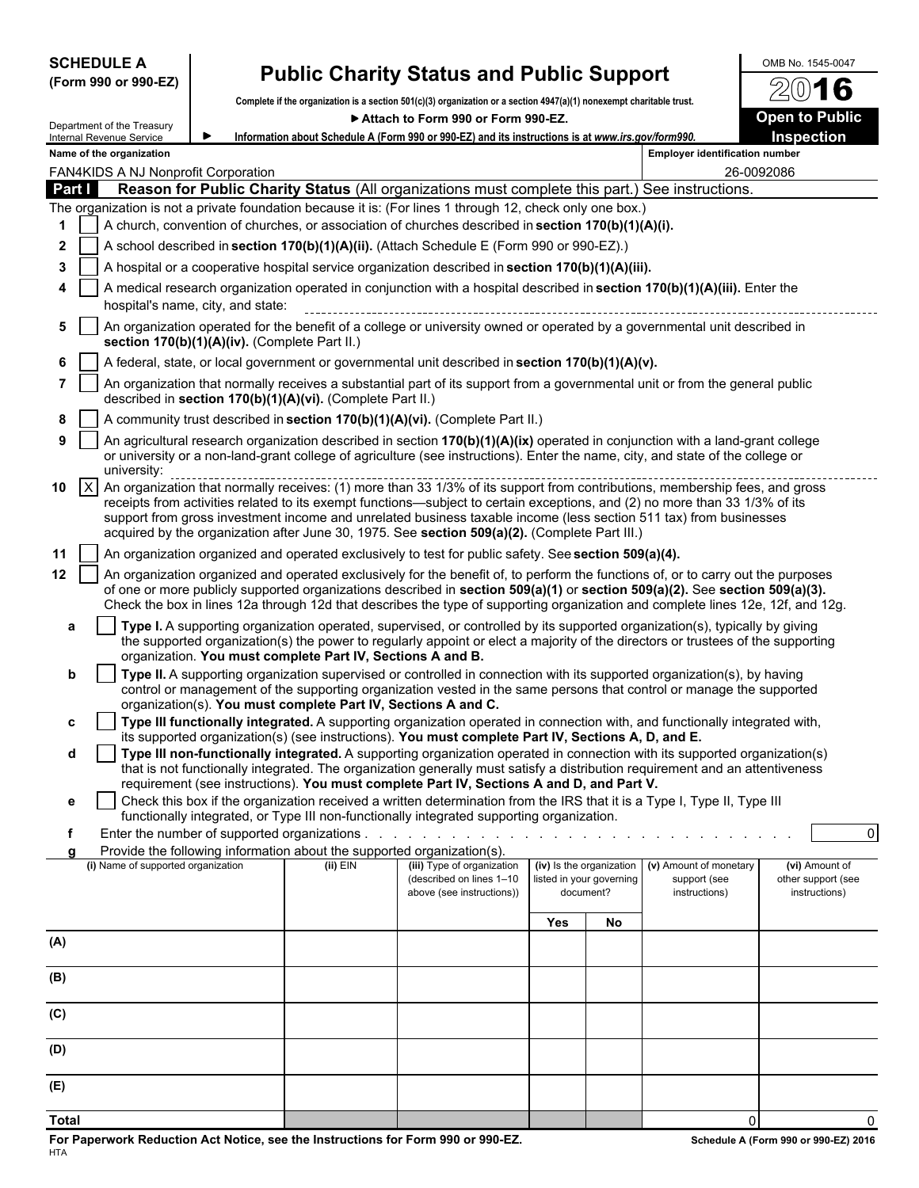**SCHEDULE A**
**(Form 990 or 990-EZ)**

Department of the Treasury
Internal Revenue Service

# Public Charity Status and Public Support

**Complete if the organization is a section 501(c)(3) organization or a section 4947(a)(1) nonexempt charitable trust.**

**▶ Attach to Form 990 or Form 990-EZ.**

▶ **Information about Schedule A (Form 990 or 990-EZ) and its instructions is at *www.irs.gov/form990.***

OMB No. 1545-0047

**2016**

**Open to Public Inspection**

| Name of the organization | Employer identification number |
|---|---|
| FAN4KIDS A NJ Nonprofit Corporation | 26-0092086 |

## Part I Reason for Public Charity Status (All organizations must complete this part.) See instructions.

The organization is not a private foundation because it is: (For lines 1 through 12, check only one box.)

1. [ ] A church, convention of churches, or association of churches described in **section 170(b)(1)(A)(i).**
2. [ ] A school described in **section 170(b)(1)(A)(ii).** (Attach Schedule E (Form 990 or 990-EZ).)
3. [ ] A hospital or a cooperative hospital service organization described in **section 170(b)(1)(A)(iii).**
4. [ ] A medical research organization operated in conjunction with a hospital described in **section 170(b)(1)(A)(iii).** Enter the hospital's name, city, and state:
5. [ ] An organization operated for the benefit of a college or university owned or operated by a governmental unit described in **section 170(b)(1)(A)(iv).** (Complete Part II.)
6. [ ] A federal, state, or local government or governmental unit described in **section 170(b)(1)(A)(v).**
7. [ ] An organization that normally receives a substantial part of its support from a governmental unit or from the general public described in **section 170(b)(1)(A)(vi).** (Complete Part II.)
8. [ ] A community trust described in **section 170(b)(1)(A)(vi).** (Complete Part II.)
9. [ ] An agricultural research organization described in section **170(b)(1)(A)(ix)** operated in conjunction with a land-grant college or university or a non-land-grant college of agriculture (see instructions). Enter the name, city, and state of the college or university:
10. [X] An organization that normally receives: (1) more than 33 1/3% of its support from contributions, membership fees, and gross receipts from activities related to its exempt functions—subject to certain exceptions, and (2) no more than 33 1/3% of its support from gross investment income and unrelated business taxable income (less section 511 tax) from businesses acquired by the organization after June 30, 1975. See **section 509(a)(2).** (Complete Part III.)
11. [ ] An organization organized and operated exclusively to test for public safety. See **section 509(a)(4).**
12. [ ] An organization organized and operated exclusively for the benefit of, to perform the functions of, or to carry out the purposes of one or more publicly supported organizations described in **section 509(a)(1)** or **section 509(a)(2).** See **section 509(a)(3).** Check the box in lines 12a through 12d that describes the type of supporting organization and complete lines 12e, 12f, and 12g.
   - **a** [ ] **Type I.** A supporting organization operated, supervised, or controlled by its supported organization(s), typically by giving the supported organization(s) the power to regularly appoint or elect a majority of the directors or trustees of the supporting organization. **You must complete Part IV, Sections A and B.**
   - **b** [ ] **Type II.** A supporting organization supervised or controlled in connection with its supported organization(s), by having control or management of the supporting organization vested in the same persons that control or manage the supported organization(s). **You must complete Part IV, Sections A and C.**
   - **c** [ ] **Type III functionally integrated.** A supporting organization operated in connection with, and functionally integrated with, its supported organization(s) (see instructions). **You must complete Part IV, Sections A, D, and E.**
   - **d** [ ] **Type III non-functionally integrated.** A supporting organization operated in connection with its supported organization(s) that is not functionally integrated. The organization generally must satisfy a distribution requirement and an attentiveness requirement (see instructions). **You must complete Part IV, Sections A and D, and Part V.**
   - **e** [ ] Check this box if the organization received a written determination from the IRS that it is a Type I, Type II, Type III functionally integrated, or Type III non-functionally integrated supporting organization.
   - **f** Enter the number of supported organizations . . . . . 0
   - **g** Provide the following information about the supported organization(s).

| (i) Name of supported organization | (ii) EIN | (iii) Type of organization (described on lines 1–10 above (see instructions)) | (iv) Is the organization listed in your governing document? Yes | No | (v) Amount of monetary support (see instructions) | (vi) Amount of other support (see instructions) |
|---|---|---|---|---|---|---|
| (A) | | | | | | |
| (B) | | | | | | |
| (C) | | | | | | |
| (D) | | | | | | |
| (E) | | | | | | |
| **Total** | | | | | 0 | 0 |

**For Paperwork Reduction Act Notice, see the Instructions for Form 990 or 990-EZ.**
HTA

**Schedule A (Form 990 or 990-EZ) 2016**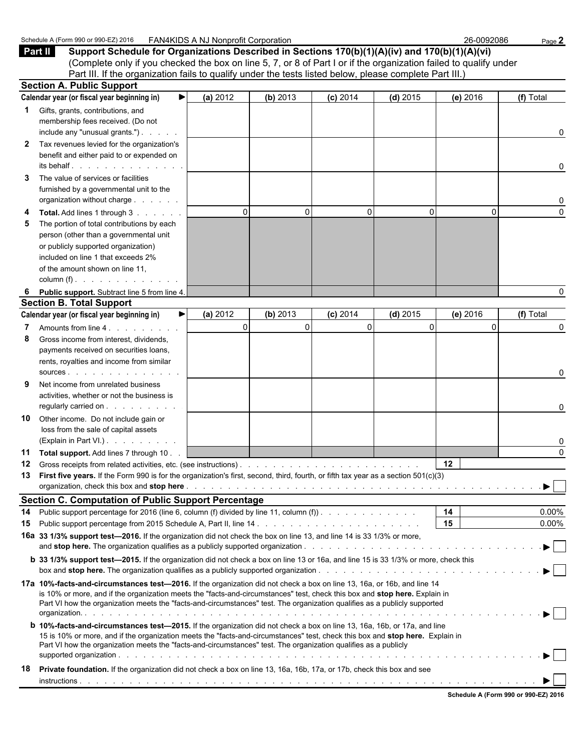Schedule A (Form 990 or 990-EZ) 2016 FAN4KIDS A NJ Nonprofit Corporation 26-0092086

**Part II** **Support Schedule for Organizations Described in Sections 170(b)(1)(A)(iv) and 170(b)(1)(A)(vi)**
(Complete only if you checked the box on line 5, 7, or 8 of Part I or if the organization failed to qualify under Part III. If the organization fails to qualify under the tests listed below, please complete Part III.)

## Section A. Public Support

| Calendar year (or fiscal year beginning in) ► | (a) 2012 | (b) 2013 | (c) 2014 | (d) 2015 | (e) 2016 | (f) Total |
|---|---|---|---|---|---|---|
| **1** Gifts, grants, contributions, and membership fees received. (Do not include any "unusual grants.") | | | | | | 0 |
| **2** Tax revenues levied for the organization's benefit and either paid to or expended on its behalf | | | | | | 0 |
| **3** The value of services or facilities furnished by a governmental unit to the organization without charge | | | | | | 0 |
| **4** **Total.** Add lines 1 through 3 | 0 | 0 | 0 | 0 | 0 | 0 |
| **5** The portion of total contributions by each person (other than a governmental unit or publicly supported organization) included on line 1 that exceeds 2% of the amount shown on line 11, column (f) | | | | | | |
| **6** **Public support.** Subtract line 5 from line 4. | | | | | | 0 |

## Section B. Total Support

| Calendar year (or fiscal year beginning in) ► | (a) 2012 | (b) 2013 | (c) 2014 | (d) 2015 | (e) 2016 | (f) Total |
|---|---|---|---|---|---|---|
| **7** Amounts from line 4 | 0 | 0 | 0 | 0 | 0 | 0 |
| **8** Gross income from interest, dividends, payments received on securities loans, rents, royalties and income from similar sources | | | | | | 0 |
| **9** Net income from unrelated business activities, whether or not the business is regularly carried on | | | | | | 0 |
| **10** Other income. Do not include gain or loss from the sale of capital assets (Explain in Part VI.) | | | | | | 0 |
| **11** **Total support.** Add lines 7 through 10 | | | | | | 0 |

**12** Gross receipts from related activities, etc. (see instructions) . . . . . 12

**13** **First five years.** If the Form 990 is for the organization's first, second, third, fourth, or fifth tax year as a section 501(c)(3) organization, check this box and **stop here** . . . . . ► ☐

## Section C. Computation of Public Support Percentage

**14** Public support percentage for 2016 (line 6, column (f) divided by line 11, column (f)) . . . . . 14 0.00%

**15** Public support percentage from 2015 Schedule A, Part II, line 14 . . . . . 15 0.00%

**16a** **33 1/3% support test—2016.** If the organization did not check the box on line 13, and line 14 is 33 1/3% or more, check this box and **stop here.** The organization qualifies as a publicly supported organization . . . . . ► ☐

**b** **33 1/3% support test—2015.** If the organization did not check a box on line 13 or 16a, and line 15 is 33 1/3% or more, check this box and **stop here.** The organization qualifies as a publicly supported organization . . . . . ► ☐

**17a** **10%-facts-and-circumstances test—2016.** If the organization did not check a box on line 13, 16a, or 16b, and line 14 is 10% or more, and if the organization meets the "facts-and-circumstances" test, check this box and **stop here.** Explain in Part VI how the organization meets the "facts-and-circumstances" test. The organization qualifies as a publicly supported organization. . . . . . ► ☐

**b** **10%-facts-and-circumstances test—2015.** If the organization did not check a box on line 13, 16a, 16b, or 17a, and line 15 is 10% or more, and if the organization meets the "facts-and-circumstances" test, check this box and **stop here.** Explain in Part VI how the organization meets the "facts-and-circumstances" test. The organization qualifies as a publicly supported organization . . . . . ► ☐

**18** **Private foundation.** If the organization did not check a box on line 13, 16a, 16b, 17a, or 17b, check this box and see instructions . . . . . ► ☐

Schedule A (Form 990 or 990-EZ) 2016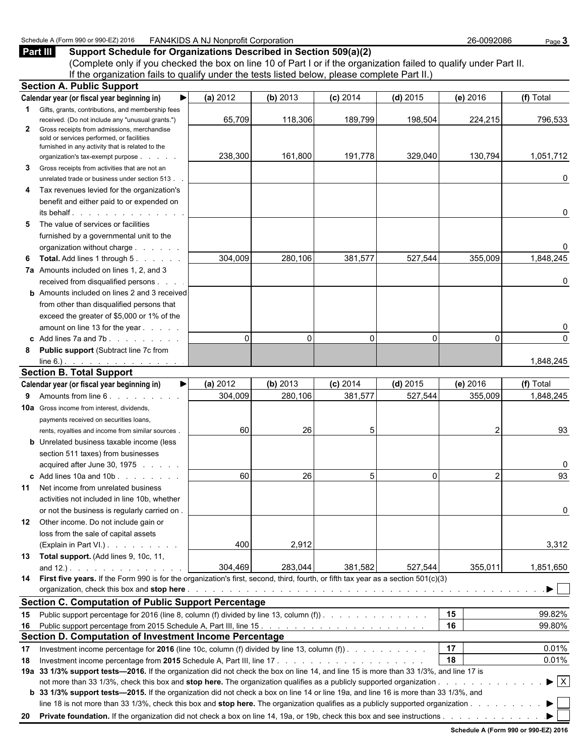Schedule A (Form 990 or 990-EZ) 2016 FAN4KIDS A NJ Nonprofit Corporation 26-0092086

## Part III Support Schedule for Organizations Described in Section 509(a)(2)

(Complete only if you checked the box on line 10 of Part I or if the organization failed to qualify under Part II. If the organization fails to qualify under the tests listed below, please complete Part II.)

### Section A. Public Support

| Calendar year (or fiscal year beginning in) ► | (a) 2012 | (b) 2013 | (c) 2014 | (d) 2015 | (e) 2016 | (f) Total |
|---|---|---|---|---|---|---|
| **1** Gifts, grants, contributions, and membership fees received. (Do not include any "unusual grants.") | 65,709 | 118,306 | 189,799 | 198,504 | 224,215 | 796,533 |
| **2** Gross receipts from admissions, merchandise sold or services performed, or facilities furnished in any activity that is related to the organization's tax-exempt purpose | 238,300 | 161,800 | 191,778 | 329,040 | 130,794 | 1,051,712 |
| **3** Gross receipts from activities that are not an unrelated trade or business under section 513 | | | | | | 0 |
| **4** Tax revenues levied for the organization's benefit and either paid to or expended on its behalf | | | | | | 0 |
| **5** The value of services or facilities furnished by a governmental unit to the organization without charge | | | | | | 0 |
| **6 Total.** Add lines 1 through 5 | 304,009 | 280,106 | 381,577 | 527,544 | 355,009 | 1,848,245 |
| **7a** Amounts included on lines 1, 2, and 3 received from disqualified persons | | | | | | 0 |
| **b** Amounts included on lines 2 and 3 received from other than disqualified persons that exceed the greater of $5,000 or 1% of the amount on line 13 for the year | | | | | | 0 |
| **c** Add lines 7a and 7b | 0 | 0 | 0 | 0 | 0 | 0 |
| **8 Public support** (Subtract line 7c from line 6.) | | | | | | 1,848,245 |

### Section B. Total Support

| Calendar year (or fiscal year beginning in) ► | (a) 2012 | (b) 2013 | (c) 2014 | (d) 2015 | (e) 2016 | (f) Total |
|---|---|---|---|---|---|---|
| **9** Amounts from line 6 | 304,009 | 280,106 | 381,577 | 527,544 | 355,009 | 1,848,245 |
| **10a** Gross income from interest, dividends, payments received on securities loans, rents, royalties and income from similar sources | 60 | 26 | 5 | | 2 | 93 |
| **b** Unrelated business taxable income (less section 511 taxes) from businesses acquired after June 30, 1975 | | | | | | 0 |
| **c** Add lines 10a and 10b | 60 | 26 | 5 | 0 | 2 | 93 |
| **11** Net income from unrelated business activities not included in line 10b, whether or not the business is regularly carried on | | | | | | 0 |
| **12** Other income. Do not include gain or loss from the sale of capital assets (Explain in Part VI.) | 400 | 2,912 | | | | 3,312 |
| **13 Total support.** (Add lines 9, 10c, 11, and 12.) | 304,469 | 283,044 | 381,582 | 527,544 | 355,011 | 1,851,650 |

**14 First five years.** If the Form 990 is for the organization's first, second, third, fourth, or fifth tax year as a section 501(c)(3) organization, check this box and **stop here** ► ☐

### Section C. Computation of Public Support Percentage

| | | | |
|---|---|---|---|
| **15** | Public support percentage for 2016 (line 8, column (f) divided by line 13, column (f)) | 15 | 99.82% |
| **16** | Public support percentage from 2015 Schedule A, Part III, line 15 | 16 | 99.80% |

### Section D. Computation of Investment Income Percentage

| | | | |
|---|---|---|---|
| **17** | Investment income percentage for **2016** (line 10c, column (f) divided by line 13, column (f)) | 17 | 0.01% |
| **18** | Investment income percentage from **2015** Schedule A, Part III, line 17 | 18 | 0.01% |

**19a 33 1/3% support tests—2016.** If the organization did not check the box on line 14, and line 15 is more than 33 1/3%, and line 17 is not more than 33 1/3%, check this box and **stop here.** The organization qualifies as a publicly supported organization ► ☒

**b 33 1/3% support tests—2015.** If the organization did not check a box on line 14 or line 19a, and line 16 is more than 33 1/3%, and line 18 is not more than 33 1/3%, check this box and **stop here.** The organization qualifies as a publicly supported organization ► ☐

**20 Private foundation.** If the organization did not check a box on line 14, 19a, or 19b, check this box and see instructions ► ☐

Schedule A (Form 990 or 990-EZ) 2016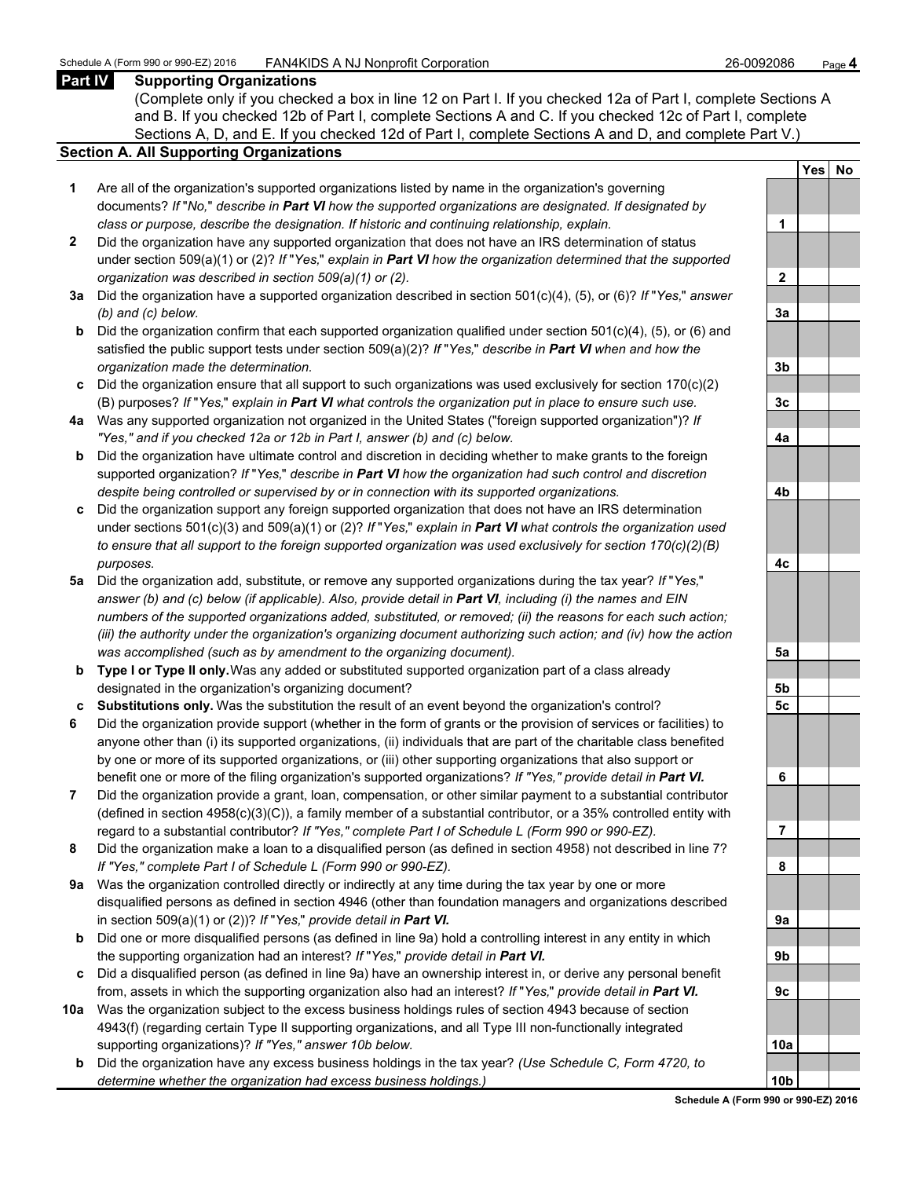## Part IV Supporting Organizations

(Complete only if you checked a box in line 12 on Part I. If you checked 12a of Part I, complete Sections A and B. If you checked 12b of Part I, complete Sections A and C. If you checked 12c of Part I, complete Sections A, D, and E. If you checked 12d of Part I, complete Sections A and D, and complete Part V.)

### Section A. All Supporting Organizations

| | | Line | Yes | No |
|---|---|---|---|---|
| **1** | Are all of the organization's supported organizations listed by name in the organization's governing documents? *If "No," describe in **Part VI** how the supported organizations are designated. If designated by class or purpose, describe the designation. If historic and continuing relationship, explain.* | 1 | | |
| **2** | Did the organization have any supported organization that does not have an IRS determination of status under section 509(a)(1) or (2)? *If "Yes," explain in **Part VI** how the organization determined that the supported organization was described in section 509(a)(1) or (2).* | 2 | | |
| **3a** | Did the organization have a supported organization described in section 501(c)(4), (5), or (6)? *If "Yes," answer (b) and (c) below.* | 3a | | |
| **b** | Did the organization confirm that each supported organization qualified under section 501(c)(4), (5), or (6) and satisfied the public support tests under section 509(a)(2)? *If "Yes," describe in **Part VI** when and how the organization made the determination.* | 3b | | |
| **c** | Did the organization ensure that all support to such organizations was used exclusively for section 170(c)(2)(B) purposes? *If "Yes," explain in **Part VI** what controls the organization put in place to ensure such use.* | 3c | | |
| **4a** | Was any supported organization not organized in the United States ("foreign supported organization")? *If "Yes," and if you checked 12a or 12b in Part I, answer (b) and (c) below.* | 4a | | |
| **b** | Did the organization have ultimate control and discretion in deciding whether to make grants to the foreign supported organization? *If "Yes," describe in **Part VI** how the organization had such control and discretion despite being controlled or supervised by or in connection with its supported organizations.* | 4b | | |
| **c** | Did the organization support any foreign supported organization that does not have an IRS determination under sections 501(c)(3) and 509(a)(1) or (2)? *If "Yes," explain in **Part VI** what controls the organization used to ensure that all support to the foreign supported organization was used exclusively for section 170(c)(2)(B) purposes.* | 4c | | |
| **5a** | Did the organization add, substitute, or remove any supported organizations during the tax year? *If "Yes," answer (b) and (c) below (if applicable). Also, provide detail in **Part VI**, including (i) the names and EIN numbers of the supported organizations added, substituted, or removed; (ii) the reasons for each such action; (iii) the authority under the organization's organizing document authorizing such action; and (iv) how the action was accomplished (such as by amendment to the organizing document).* | 5a | | |
| **b** | **Type I or Type II only.** Was any added or substituted supported organization part of a class already designated in the organization's organizing document? | 5b | | |
| **c** | **Substitutions only.** Was the substitution the result of an event beyond the organization's control? | 5c | | |
| **6** | Did the organization provide support (whether in the form of grants or the provision of services or facilities) to anyone other than (i) its supported organizations, (ii) individuals that are part of the charitable class benefited by one or more of its supported organizations, or (iii) other supporting organizations that also support or benefit one or more of the filing organization's supported organizations? *If "Yes," provide detail in **Part VI.*** | 6 | | |
| **7** | Did the organization provide a grant, loan, compensation, or other similar payment to a substantial contributor (defined in section 4958(c)(3)(C)), a family member of a substantial contributor, or a 35% controlled entity with regard to a substantial contributor? *If "Yes," complete Part I of Schedule L (Form 990 or 990-EZ).* | 7 | | |
| **8** | Did the organization make a loan to a disqualified person (as defined in section 4958) not described in line 7? *If "Yes," complete Part I of Schedule L (Form 990 or 990-EZ).* | 8 | | |
| **9a** | Was the organization controlled directly or indirectly at any time during the tax year by one or more disqualified persons as defined in section 4946 (other than foundation managers and organizations described in section 509(a)(1) or (2))? *If "Yes," provide detail in **Part VI.*** | 9a | | |
| **b** | Did one or more disqualified persons (as defined in line 9a) hold a controlling interest in any entity in which the supporting organization had an interest? *If "Yes," provide detail in **Part VI.*** | 9b | | |
| **c** | Did a disqualified person (as defined in line 9a) have an ownership interest in, or derive any personal benefit from, assets in which the supporting organization also had an interest? *If "Yes," provide detail in **Part VI.*** | 9c | | |
| **10a** | Was the organization subject to the excess business holdings rules of section 4943 because of section 4943(f) (regarding certain Type II supporting organizations, and all Type III non-functionally integrated supporting organizations)? *If "Yes," answer 10b below.* | 10a | | |
| **b** | Did the organization have any excess business holdings in the tax year? *(Use Schedule C, Form 4720, to determine whether the organization had excess business holdings.)* | 10b | | |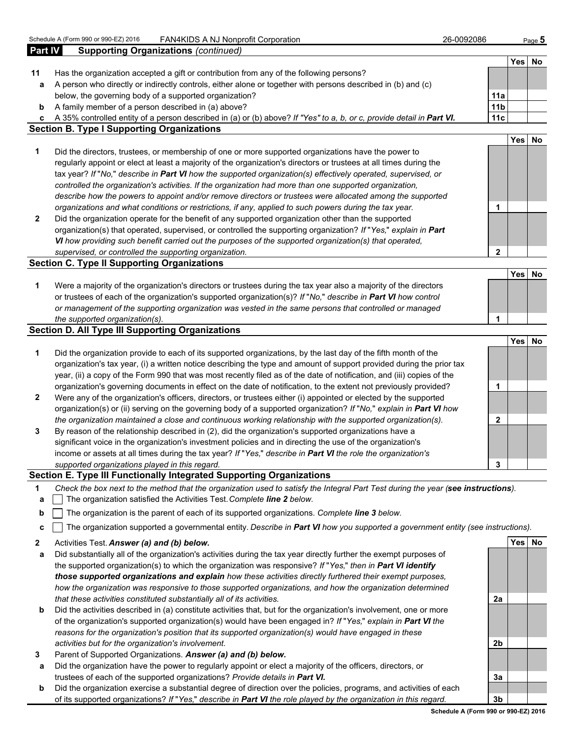## Part IV Supporting Organizations *(continued)*

| | | | Yes | No |
|---|---|---|---|---|
| **11** | Has the organization accepted a gift or contribution from any of the following persons? | | | |
| **a** | A person who directly or indirectly controls, either alone or together with persons described in (b) and (c) below, the governing body of a supported organization? | 11a | | |
| **b** | A family member of a person described in (a) above? | 11b | | |
| **c** | A 35% controlled entity of a person described in (a) or (b) above? *If "Yes" to a, b, or c, provide detail in **Part VI.*** | 11c | | |

### Section B. Type I Supporting Organizations

| | | | Yes | No |
|---|---|---|---|---|
| **1** | Did the directors, trustees, or membership of one or more supported organizations have the power to regularly appoint or elect at least a majority of the organization's directors or trustees at all times during the tax year? *If "No," describe in **Part VI** how the supported organization(s) effectively operated, supervised, or controlled the organization's activities. If the organization had more than one supported organization, describe how the powers to appoint and/or remove directors or trustees were allocated among the supported organizations and what conditions or restrictions, if any, applied to such powers during the tax year.* | 1 | | |
| **2** | Did the organization operate for the benefit of any supported organization other than the supported organization(s) that operated, supervised, or controlled the supporting organization? *If "Yes," explain in **Part VI** how providing such benefit carried out the purposes of the supported organization(s) that operated, supervised, or controlled the supporting organization.* | 2 | | |

### Section C. Type II Supporting Organizations

| | | | Yes | No |
|---|---|---|---|---|
| **1** | Were a majority of the organization's directors or trustees during the tax year also a majority of the directors or trustees of each of the organization's supported organization(s)? *If "No," describe in **Part VI** how control or management of the supporting organization was vested in the same persons that controlled or managed the supported organization(s).* | 1 | | |

### Section D. All Type III Supporting Organizations

| | | | Yes | No |
|---|---|---|---|---|
| **1** | Did the organization provide to each of its supported organizations, by the last day of the fifth month of the organization's tax year, (i) a written notice describing the type and amount of support provided during the prior tax year, (ii) a copy of the Form 990 that was most recently filed as of the date of notification, and (iii) copies of the organization's governing documents in effect on the date of notification, to the extent not previously provided? | 1 | | |
| **2** | Were any of the organization's officers, directors, or trustees either (i) appointed or elected by the supported organization(s) or (ii) serving on the governing body of a supported organization? *If "No," explain in **Part VI** how the organization maintained a close and continuous working relationship with the supported organization(s).* | 2 | | |
| **3** | By reason of the relationship described in (2), did the organization's supported organizations have a significant voice in the organization's investment policies and in directing the use of the organization's income or assets at all times during the tax year? *If "Yes," describe in **Part VI** the role the organization's supported organizations played in this regard.* | 3 | | |

### Section E. Type III Functionally Integrated Supporting Organizations

**1** *Check the box next to the method that the organization used to satisfy the Integral Part Test during the year (**see instructions**).*

- **a** ☐ The organization satisfied the Activities Test. *Complete **line 2** below.*
- **b** ☐ The organization is the parent of each of its supported organizations. *Complete **line 3** below.*
- **c** ☐ The organization supported a governmental entity. *Describe in **Part VI** how you supported a government entity (see instructions).*

| | | | Yes | No |
|---|---|---|---|---|
| **2** | Activities Test. ***Answer (a) and (b) below.*** | | | |
| **a** | Did substantially all of the organization's activities during the tax year directly further the exempt purposes of the supported organization(s) to which the organization was responsive? *If "Yes," then in **Part VI identify those supported organizations and explain** how these activities directly furthered their exempt purposes, how the organization was responsive to those supported organizations, and how the organization determined that these activities constituted substantially all of its activities.* | 2a | | |
| **b** | Did the activities described in (a) constitute activities that, but for the organization's involvement, one or more of the organization's supported organization(s) would have been engaged in? *If "Yes," explain in **Part VI** the reasons for the organization's position that its supported organization(s) would have engaged in these activities but for the organization's involvement.* | 2b | | |
| **3** | Parent of Supported Organizations. ***Answer (a) and (b) below.*** | | | |
| **a** | Did the organization have the power to regularly appoint or elect a majority of the officers, directors, or trustees of each of the supported organizations? ***Provide details in Part VI.*** | 3a | | |
| **b** | Did the organization exercise a substantial degree of direction over the policies, programs, and activities of each of its supported organizations? *If "Yes," describe in **Part VI** the role played by the organization in this regard.* | 3b | | |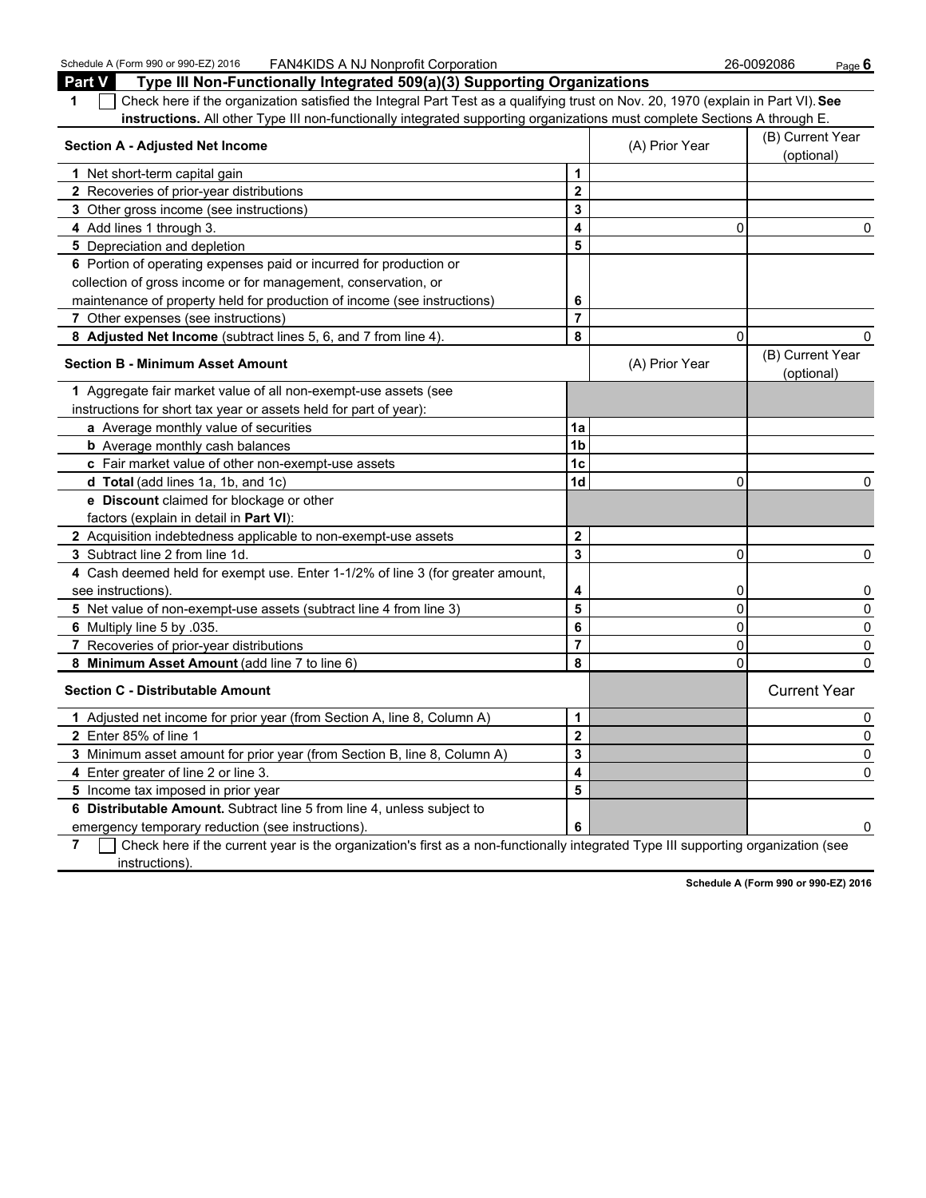## Part V Type III Non-Functionally Integrated 509(a)(3) Supporting Organizations

**1** ☐ Check here if the organization satisfied the Integral Part Test as a qualifying trust on Nov. 20, 1970 (explain in Part VI). **See instructions.** All other Type III non-functionally integrated supporting organizations must complete Sections A through E.

| **Section A - Adjusted Net Income** | | (A) Prior Year | (B) Current Year (optional) |
|---|---|---|---|
| **1** Net short-term capital gain | **1** | | |
| **2** Recoveries of prior-year distributions | **2** | | |
| **3** Other gross income (see instructions) | **3** | | |
| **4** Add lines 1 through 3. | **4** | 0 | 0 |
| **5** Depreciation and depletion | **5** | | |
| **6** Portion of operating expenses paid or incurred for production or collection of gross income or for management, conservation, or maintenance of property held for production of income (see instructions) | **6** | | |
| **7** Other expenses (see instructions) | **7** | | |
| **8** **Adjusted Net Income** (subtract lines 5, 6, and 7 from line 4). | **8** | 0 | 0 |

| **Section B - Minimum Asset Amount** | | (A) Prior Year | (B) Current Year (optional) |
|---|---|---|---|
| **1** Aggregate fair market value of all non-exempt-use assets (see instructions for short tax year or assets held for part of year): | | | |
| **a** Average monthly value of securities | **1a** | | |
| **b** Average monthly cash balances | **1b** | | |
| **c** Fair market value of other non-exempt-use assets | **1c** | | |
| **d** **Total** (add lines 1a, 1b, and 1c) | **1d** | 0 | 0 |
| **e** **Discount** claimed for blockage or other factors (explain in detail in **Part VI**): | | | |
| **2** Acquisition indebtedness applicable to non-exempt-use assets | **2** | | |
| **3** Subtract line 2 from line 1d. | **3** | 0 | 0 |
| **4** Cash deemed held for exempt use. Enter 1-1/2% of line 3 (for greater amount, see instructions). | **4** | 0 | 0 |
| **5** Net value of non-exempt-use assets (subtract line 4 from line 3) | **5** | 0 | 0 |
| **6** Multiply line 5 by .035. | **6** | 0 | 0 |
| **7** Recoveries of prior-year distributions | **7** | 0 | 0 |
| **8** **Minimum Asset Amount** (add line 7 to line 6) | **8** | 0 | 0 |

| **Section C - Distributable Amount** | | | Current Year |
|---|---|---|---|
| **1** Adjusted net income for prior year (from Section A, line 8, Column A) | **1** | | 0 |
| **2** Enter 85% of line 1 | **2** | | 0 |
| **3** Minimum asset amount for prior year (from Section B, line 8, Column A) | **3** | | 0 |
| **4** Enter greater of line 2 or line 3. | **4** | | 0 |
| **5** Income tax imposed in prior year | **5** | | |
| **6** **Distributable Amount.** Subtract line 5 from line 4, unless subject to emergency temporary reduction (see instructions). | **6** | | 0 |

**7** ☐ Check here if the current year is the organization's first as a non-functionally integrated Type III supporting organization (see instructions).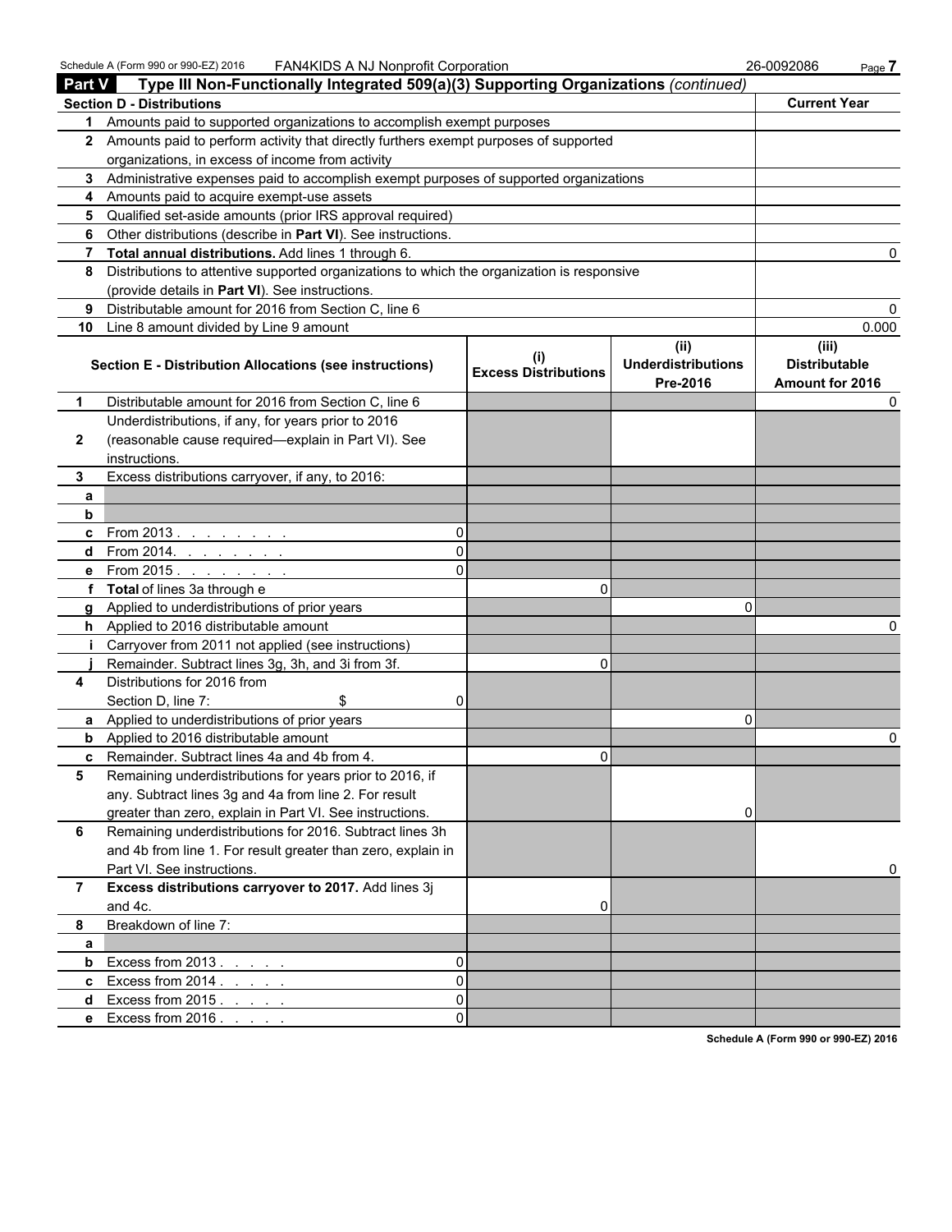## Part V Type III Non-Functionally Integrated 509(a)(3) Supporting Organizations *(continued)*

| Section D - Distributions | | Current Year |
|---|---|---|
| 1 | Amounts paid to supported organizations to accomplish exempt purposes | |
| 2 | Amounts paid to perform activity that directly furthers exempt purposes of supported organizations, in excess of income from activity | |
| 3 | Administrative expenses paid to accomplish exempt purposes of supported organizations | |
| 4 | Amounts paid to acquire exempt-use assets | |
| 5 | Qualified set-aside amounts (prior IRS approval required) | |
| 6 | Other distributions (describe in **Part VI**). See instructions. | |
| 7 | **Total annual distributions.** Add lines 1 through 6. | 0 |
| 8 | Distributions to attentive supported organizations to which the organization is responsive (provide details in **Part VI**). See instructions. | |
| 9 | Distributable amount for 2016 from Section C, line 6 | 0 |
| 10 | Line 8 amount divided by Line 9 amount | 0.000 |

| | Section E - Distribution Allocations (see instructions) | | (i) Excess Distributions | (ii) Underdistributions Pre-2016 | (iii) Distributable Amount for 2016 |
|---|---|---|---|---|---|
| 1 | Distributable amount for 2016 from Section C, line 6 | | | | 0 |
| 2 | Underdistributions, if any, for years prior to 2016 (reasonable cause required—explain in Part VI). See instructions. | | | | |
| 3 | Excess distributions carryover, if any, to 2016: | | | | |
| a | | | | | |
| b | | | | | |
| c | From 2013 . . . . . . . . | 0 | | | |
| d | From 2014. . . . . . . . | 0 | | | |
| e | From 2015 . . . . . . . . | 0 | | | |
| f | **Total** of lines 3a through e | | 0 | | |
| g | Applied to underdistributions of prior years | | | 0 | |
| h | Applied to 2016 distributable amount | | | | 0 |
| i | Carryover from 2011 not applied (see instructions) | | | | |
| j | Remainder. Subtract lines 3g, 3h, and 3i from 3f. | | 0 | | |
| 4 | Distributions for 2016 from Section D, line 7: $ | 0 | | | |
| a | Applied to underdistributions of prior years | | | 0 | |
| b | Applied to 2016 distributable amount | | | | 0 |
| c | Remainder. Subtract lines 4a and 4b from 4. | | 0 | | |
| 5 | Remaining underdistributions for years prior to 2016, if any. Subtract lines 3g and 4a from line 2. For result greater than zero, explain in Part VI. See instructions. | | | 0 | |
| 6 | Remaining underdistributions for 2016. Subtract lines 3h and 4b from line 1. For result greater than zero, explain in Part VI. See instructions. | | | | 0 |
| 7 | **Excess distributions carryover to 2017.** Add lines 3j and 4c. | | 0 | | |
| 8 | Breakdown of line 7: | | | | |
| a | | | | | |
| b | Excess from 2013 . . . . . | 0 | | | |
| c | Excess from 2014 . . . . . | 0 | | | |
| d | Excess from 2015 . . . . . | 0 | | | |
| e | Excess from 2016 . . . . . | 0 | | | |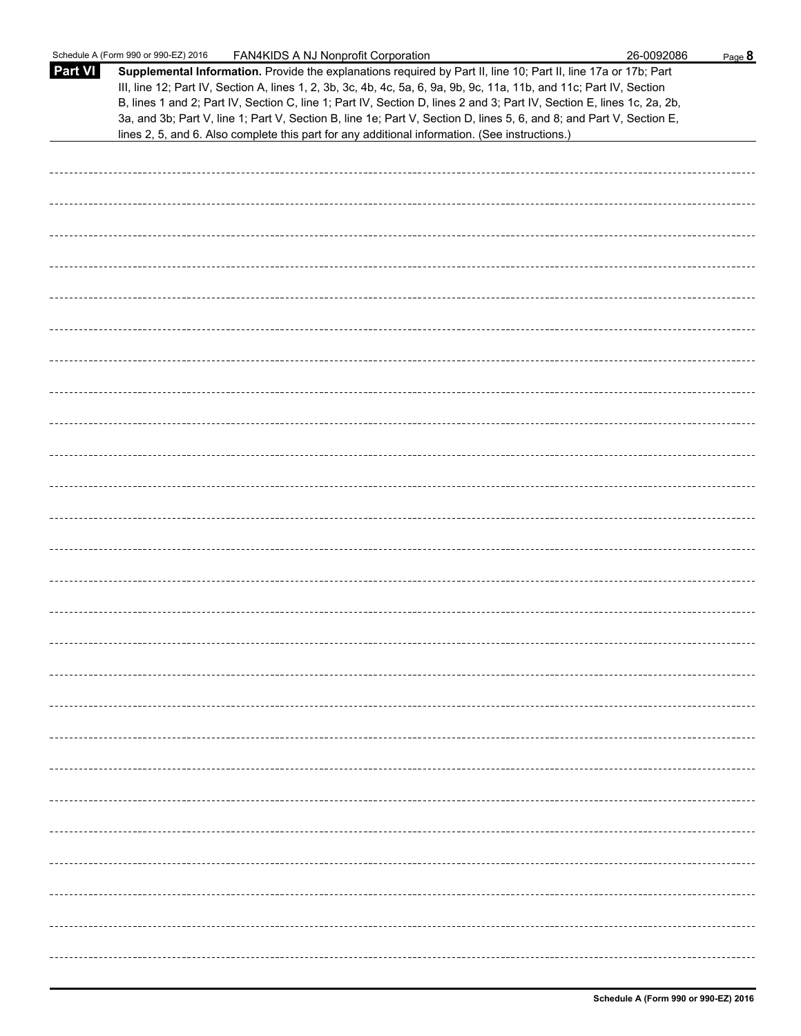**Part VI** **Supplemental Information.** Provide the explanations required by Part II, line 10; Part II, line 17a or 17b; Part III, line 12; Part IV, Section A, lines 1, 2, 3b, 3c, 4b, 4c, 5a, 6, 9a, 9b, 9c, 11a, 11b, and 11c; Part IV, Section B, lines 1 and 2; Part IV, Section C, line 1; Part IV, Section D, lines 2 and 3; Part IV, Section E, lines 1c, 2a, 2b, 3a, and 3b; Part V, line 1; Part V, Section B, line 1e; Part V, Section D, lines 5, 6, and 8; and Part V, Section E, lines 2, 5, and 6. Also complete this part for any additional information. (See instructions.)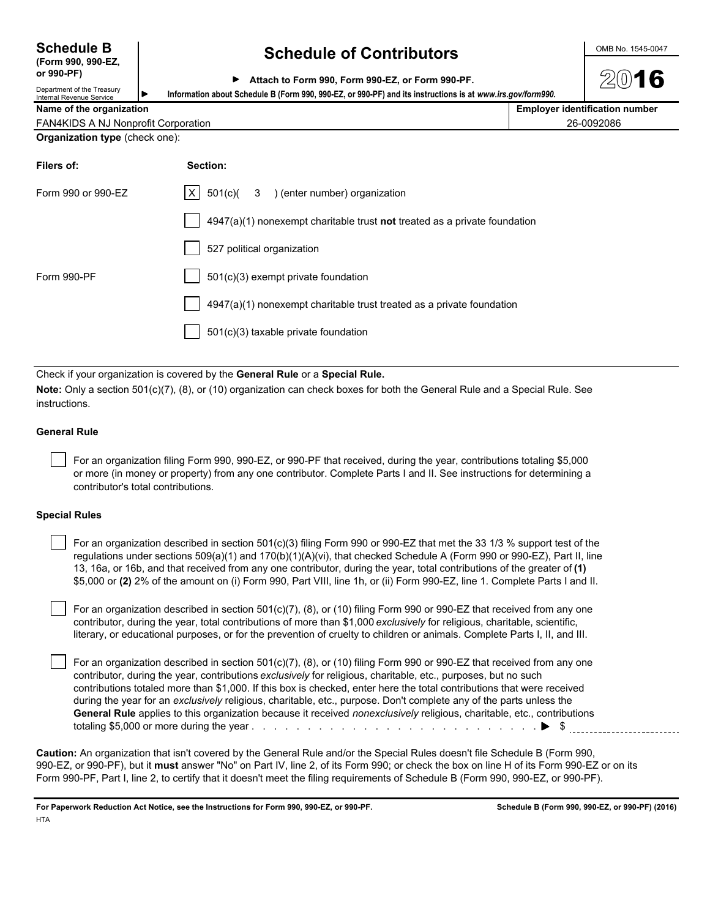**Schedule B**
**(Form 990, 990-EZ, or 990-PF)**

Department of the Treasury
Internal Revenue Service

# Schedule of Contributors

▶ **Attach to Form 990, Form 990-EZ, or Form 990-PF.**

▶ **Information about Schedule B (Form 990, 990-EZ, or 990-PF) and its instructions is at** ***www.irs.gov/form990.***

OMB No. 1545-0047

**2016**

| **Name of the organization** | **Employer identification number** |
|---|---|
| FAN4KIDS A NJ Nonprofit Corporation | 26-0092086 |

**Organization type** (check one):

| **Filers of:** | **Section:** |
|---|---|
| Form 990 or 990-EZ | [X] 501(c)( 3 ) (enter number) organization |
| | [ ] 4947(a)(1) nonexempt charitable trust **not** treated as a private foundation |
| | [ ] 527 political organization |
| Form 990-PF | [ ] 501(c)(3) exempt private foundation |
| | [ ] 4947(a)(1) nonexempt charitable trust treated as a private foundation |
| | [ ] 501(c)(3) taxable private foundation |

Check if your organization is covered by the **General Rule** or a **Special Rule.**

**Note:** Only a section 501(c)(7), (8), or (10) organization can check boxes for both the General Rule and a Special Rule. See instructions.

**General Rule**

[ ] For an organization filing Form 990, 990-EZ, or 990-PF that received, during the year, contributions totaling $5,000 or more (in money or property) from any one contributor. Complete Parts I and II. See instructions for determining a contributor's total contributions.

**Special Rules**

[ ] For an organization described in section 501(c)(3) filing Form 990 or 990-EZ that met the 33 1/3 % support test of the regulations under sections 509(a)(1) and 170(b)(1)(A)(vi), that checked Schedule A (Form 990 or 990-EZ), Part II, line 13, 16a, or 16b, and that received from any one contributor, during the year, total contributions of the greater of **(1)** $5,000 or **(2)** 2% of the amount on (i) Form 990, Part VIII, line 1h, or (ii) Form 990-EZ, line 1. Complete Parts I and II.

[ ] For an organization described in section 501(c)(7), (8), or (10) filing Form 990 or 990-EZ that received from any one contributor, during the year, total contributions of more than $1,000 *exclusively* for religious, charitable, scientific, literary, or educational purposes, or for the prevention of cruelty to children or animals. Complete Parts I, II, and III.

[ ] For an organization described in section 501(c)(7), (8), or (10) filing Form 990 or 990-EZ that received from any one contributor, during the year, contributions *exclusively* for religious, charitable, etc., purposes, but no such contributions totaled more than $1,000. If this box is checked, enter here the total contributions that were received during the year for an *exclusively* religious, charitable, etc., purpose. Don't complete any of the parts unless the **General Rule** applies to this organization because it received *nonexclusively* religious, charitable, etc., contributions totaling $5,000 or more during the year . . . . . . . . . . . . . . . . . . . . . . . . . . . . . . ▶ $ ____________

**Caution:** An organization that isn't covered by the General Rule and/or the Special Rules doesn't file Schedule B (Form 990, 990-EZ, or 990-PF), but it **must** answer "No" on Part IV, line 2, of its Form 990; or check the box on line H of its Form 990-EZ or on its Form 990-PF, Part I, line 2, to certify that it doesn't meet the filing requirements of Schedule B (Form 990, 990-EZ, or 990-PF).

**For Paperwork Reduction Act Notice, see the Instructions for Form 990, 990-EZ, or 990-PF.** **Schedule B (Form 990, 990-EZ, or 990-PF) (2016)**

HTA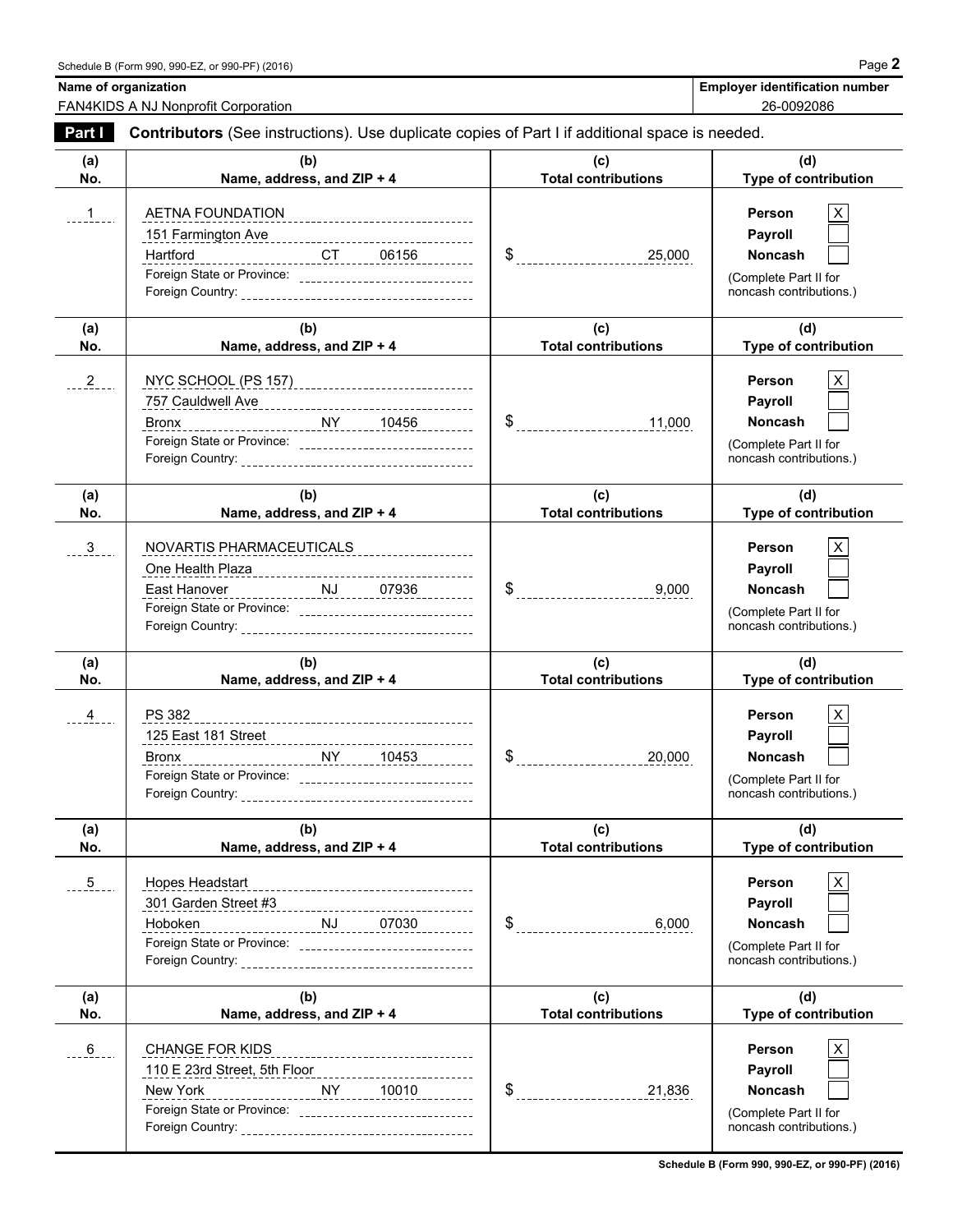Schedule B (Form 990, 990-EZ, or 990-PF) (2016) Page **2**

**Name of organization**
FAN4KIDS A NJ Nonprofit Corporation

**Employer identification number**
26-0092086

**Part I** **Contributors** (See instructions). Use duplicate copies of Part I if additional space is needed.

| (a) No. | (b) Name, address, and ZIP + 4 | (c) Total contributions | (d) Type of contribution |
|---|---|---|---|
| 1 | AETNA FOUNDATION<br>151 Farmington Ave<br>Hartford CT 06156<br>Foreign State or Province:<br>Foreign Country: | $ 25,000 | Person [X]<br>Payroll [ ]<br>Noncash [ ]<br>(Complete Part II for noncash contributions.) |
| 2 | NYC SCHOOL (PS 157)<br>757 Cauldwell Ave<br>Bronx NY 10456<br>Foreign State or Province:<br>Foreign Country: | $ 11,000 | Person [X]<br>Payroll [ ]<br>Noncash [ ]<br>(Complete Part II for noncash contributions.) |
| 3 | NOVARTIS PHARMACEUTICALS<br>One Health Plaza<br>East Hanover NJ 07936<br>Foreign State or Province:<br>Foreign Country: | $ 9,000 | Person [X]<br>Payroll [ ]<br>Noncash [ ]<br>(Complete Part II for noncash contributions.) |
| 4 | PS 382<br>125 East 181 Street<br>Bronx NY 10453<br>Foreign State or Province:<br>Foreign Country: | $ 20,000 | Person [X]<br>Payroll [ ]<br>Noncash [ ]<br>(Complete Part II for noncash contributions.) |
| 5 | Hopes Headstart<br>301 Garden Street #3<br>Hoboken NJ 07030<br>Foreign State or Province:<br>Foreign Country: | $ 6,000 | Person [X]<br>Payroll [ ]<br>Noncash [ ]<br>(Complete Part II for noncash contributions.) |
| 6 | CHANGE FOR KIDS<br>110 E 23rd Street, 5th Floor<br>New York NY 10010<br>Foreign State or Province:<br>Foreign Country: | $ 21,836 | Person [X]<br>Payroll [ ]<br>Noncash [ ]<br>(Complete Part II for noncash contributions.) |

**Schedule B (Form 990, 990-EZ, or 990-PF) (2016)**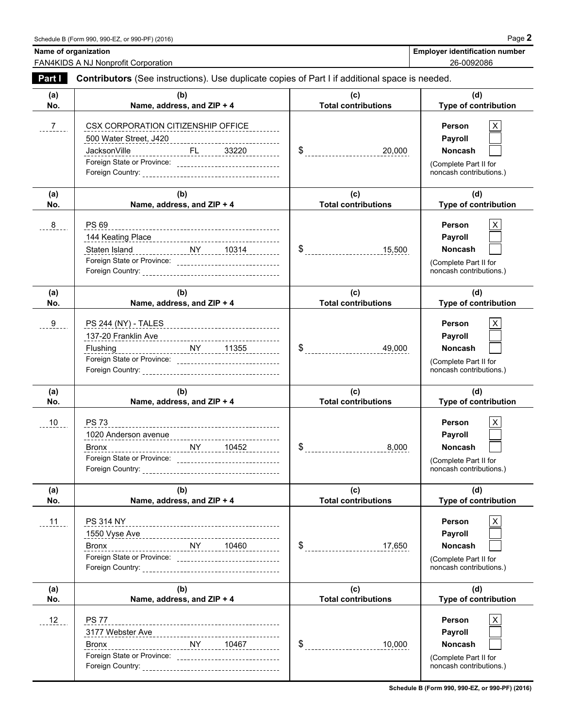**Name of organization**
FAN4KIDS A NJ Nonprofit Corporation

**Employer identification number**
26-0092086

**Part I** **Contributors** (See instructions). Use duplicate copies of Part I if additional space is needed.

| (a) No. | (b) Name, address, and ZIP + 4 | (c) Total contributions | (d) Type of contribution |
|---|---|---|---|
| 7 | CSX CORPORATION CITIZENSHIP OFFICE<br>500 Water Street, J420<br>JacksonVille FL 33220<br>Foreign State or Province:<br>Foreign Country: | $ 20,000 | Person [X]<br>Payroll [ ]<br>Noncash [ ]<br>(Complete Part II for noncash contributions.) |
| 8 | PS 69<br>144 Keating Place<br>Staten Island NY 10314<br>Foreign State or Province:<br>Foreign Country: | $ 15,500 | Person [X]<br>Payroll [ ]<br>Noncash [ ]<br>(Complete Part II for noncash contributions.) |
| 9 | PS 244 (NY) - TALES<br>137-20 Franklin Ave<br>Flushing NY 11355<br>Foreign State or Province:<br>Foreign Country: | $ 49,000 | Person [X]<br>Payroll [ ]<br>Noncash [ ]<br>(Complete Part II for noncash contributions.) |
| 10 | PS 73<br>1020 Anderson avenue<br>Bronx NY 10452<br>Foreign State or Province:<br>Foreign Country: | $ 8,000 | Person [X]<br>Payroll [ ]<br>Noncash [ ]<br>(Complete Part II for noncash contributions.) |
| 11 | PS 314 NY<br>1550 Vyse Ave<br>Bronx NY 10460<br>Foreign State or Province:<br>Foreign Country: | $ 17,650 | Person [X]<br>Payroll [ ]<br>Noncash [ ]<br>(Complete Part II for noncash contributions.) |
| 12 | PS 77<br>3177 Webster Ave<br>Bronx NY 10467<br>Foreign State or Province:<br>Foreign Country: | $ 10,000 | Person [X]<br>Payroll [ ]<br>Noncash [ ]<br>(Complete Part II for noncash contributions.) |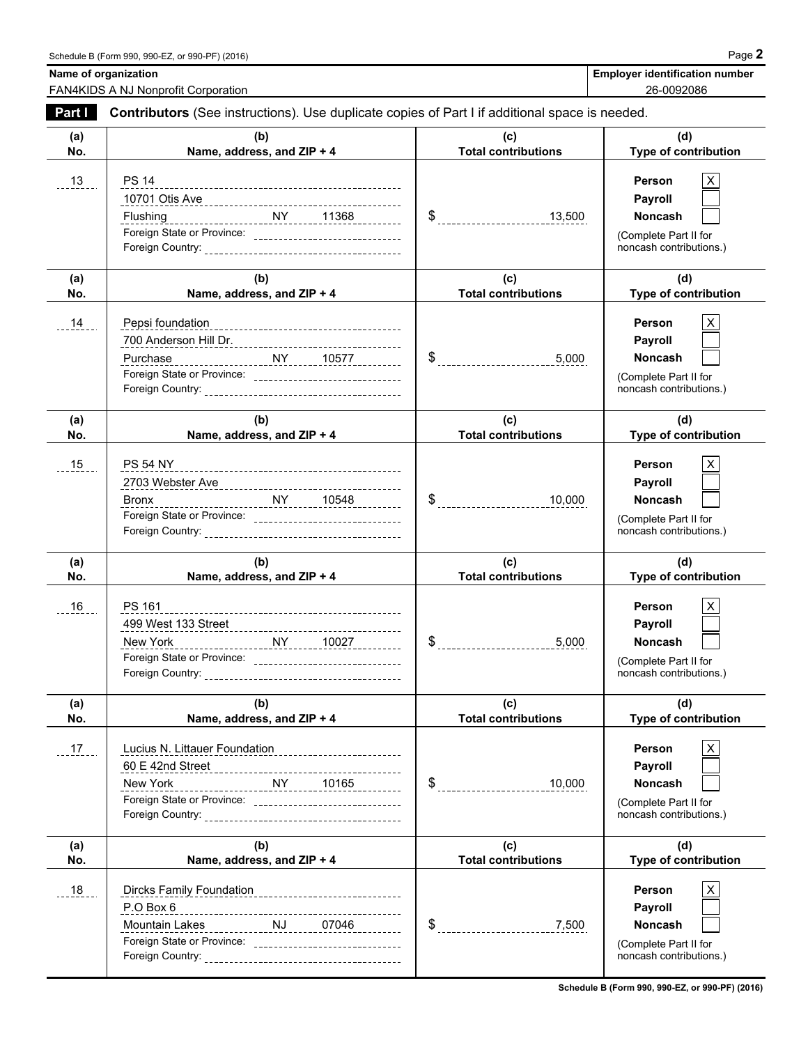Schedule B (Form 990, 990-EZ, or 990-PF) (2016)

**Name of organization**
FAN4KIDS A NJ Nonprofit Corporation

**Employer identification number**
26-0092086

**Part I** **Contributors** (See instructions). Use duplicate copies of Part I if additional space is needed.

| (a) No. | (b) Name, address, and ZIP + 4 | (c) Total contributions | (d) Type of contribution |
|---|---|---|---|
| 13 | PS 14<br>10701 Otis Ave<br>Flushing NY 11368<br>Foreign State or Province:<br>Foreign Country: | $ 13,500 | Person [X]<br>Payroll [ ]<br>Noncash [ ]<br>(Complete Part II for noncash contributions.) |
| 14 | Pepsi foundation<br>700 Anderson Hill Dr.<br>Purchase NY 10577<br>Foreign State or Province:<br>Foreign Country: | $ 5,000 | Person [X]<br>Payroll [ ]<br>Noncash [ ]<br>(Complete Part II for noncash contributions.) |
| 15 | PS 54 NY<br>2703 Webster Ave<br>Bronx NY 10548<br>Foreign State or Province:<br>Foreign Country: | $ 10,000 | Person [X]<br>Payroll [ ]<br>Noncash [ ]<br>(Complete Part II for noncash contributions.) |
| 16 | PS 161<br>499 West 133 Street<br>New York NY 10027<br>Foreign State or Province:<br>Foreign Country: | $ 5,000 | Person [X]<br>Payroll [ ]<br>Noncash [ ]<br>(Complete Part II for noncash contributions.) |
| 17 | Lucius N. Littauer Foundation<br>60 E 42nd Street<br>New York NY 10165<br>Foreign State or Province:<br>Foreign Country: | $ 10,000 | Person [X]<br>Payroll [ ]<br>Noncash [ ]<br>(Complete Part II for noncash contributions.) |
| 18 | Dircks Family Foundation<br>P.O Box 6<br>Mountain Lakes NJ 07046<br>Foreign State or Province:<br>Foreign Country: | $ 7,500 | Person [X]<br>Payroll [ ]<br>Noncash [ ]<br>(Complete Part II for noncash contributions.) |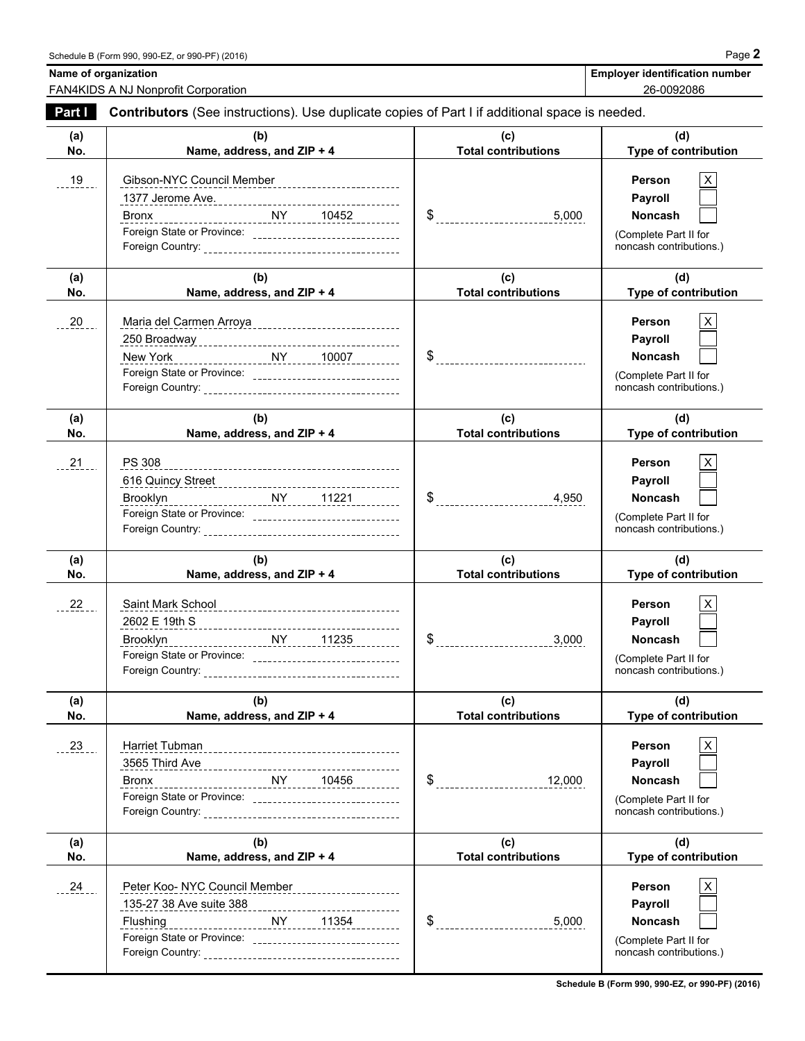Name of organization: FAN4KIDS A NJ Nonprofit Corporation

Employer identification number: 26-0092086

**Part I** **Contributors** (See instructions). Use duplicate copies of Part I if additional space is needed.

| (a) No. | (b) Name, address, and ZIP + 4 | (c) Total contributions | (d) Type of contribution |
|---|---|---|---|
| 19 | Gibson-NYC Council Member<br>1377 Jerome Ave.<br>Bronx NY 10452<br>Foreign State or Province:<br>Foreign Country: | $ 5,000 | Person [X]<br>Payroll [ ]<br>Noncash [ ]<br>(Complete Part II for noncash contributions.) |
| 20 | Maria del Carmen Arroya<br>250 Broadway<br>New York NY 10007<br>Foreign State or Province:<br>Foreign Country: | $ | Person [X]<br>Payroll [ ]<br>Noncash [ ]<br>(Complete Part II for noncash contributions.) |
| 21 | PS 308<br>616 Quincy Street<br>Brooklyn NY 11221<br>Foreign State or Province:<br>Foreign Country: | $ 4,950 | Person [X]<br>Payroll [ ]<br>Noncash [ ]<br>(Complete Part II for noncash contributions.) |
| 22 | Saint Mark School<br>2602 E 19th S<br>Brooklyn NY 11235<br>Foreign State or Province:<br>Foreign Country: | $ 3,000 | Person [X]<br>Payroll [ ]<br>Noncash [ ]<br>(Complete Part II for noncash contributions.) |
| 23 | Harriet Tubman<br>3565 Third Ave<br>Bronx NY 10456<br>Foreign State or Province:<br>Foreign Country: | $ 12,000 | Person [X]<br>Payroll [ ]<br>Noncash [ ]<br>(Complete Part II for noncash contributions.) |
| 24 | Peter Koo- NYC Council Member<br>135-27 38 Ave suite 388<br>Flushing NY 11354<br>Foreign State or Province:<br>Foreign Country: | $ 5,000 | Person [X]<br>Payroll [ ]<br>Noncash [ ]<br>(Complete Part II for noncash contributions.) |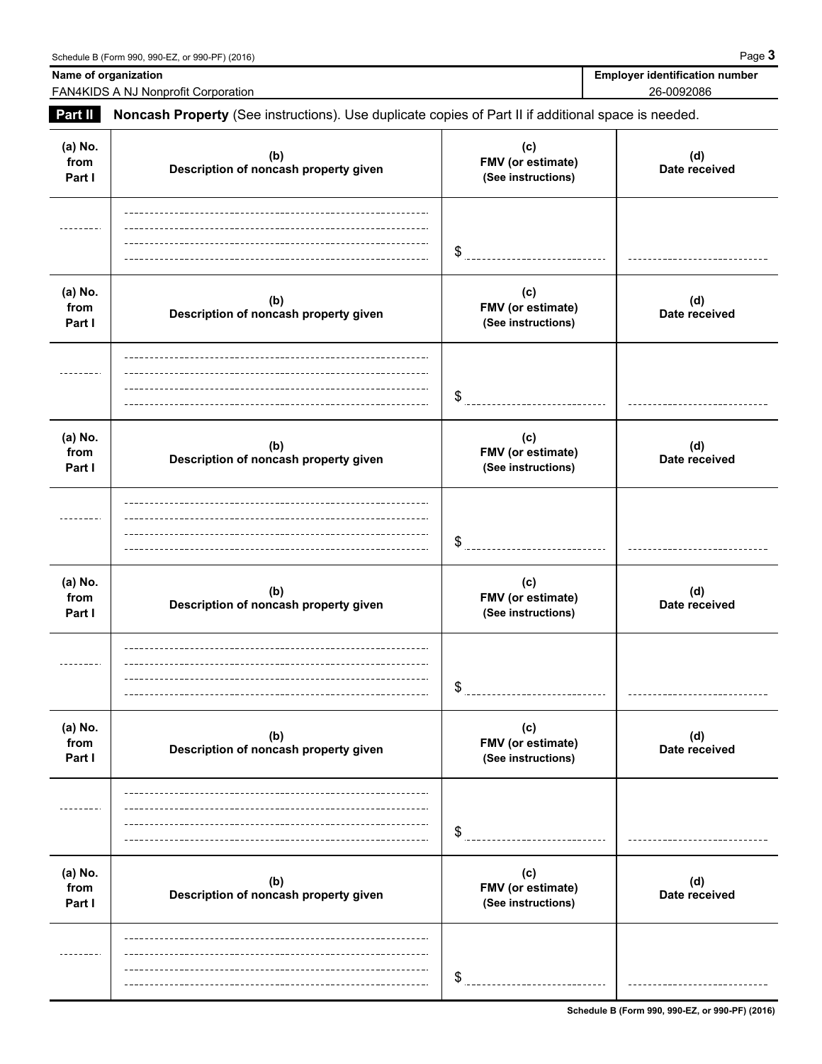| Name of organization | Employer identification number |
| --- | --- |
| FAN4KIDS A NJ Nonprofit Corporation | 26-0092086 |

**Part II** **Noncash Property** (See instructions). Use duplicate copies of Part II if additional space is needed.

| (a) No. from Part I | (b) Description of noncash property given | (c) FMV (or estimate) (See instructions) | (d) Date received |
| --- | --- | --- | --- |
| | | $ | |

| (a) No. from Part I | (b) Description of noncash property given | (c) FMV (or estimate) (See instructions) | (d) Date received |
| --- | --- | --- | --- |
| | | $ | |

| (a) No. from Part I | (b) Description of noncash property given | (c) FMV (or estimate) (See instructions) | (d) Date received |
| --- | --- | --- | --- |
| | | $ | |

| (a) No. from Part I | (b) Description of noncash property given | (c) FMV (or estimate) (See instructions) | (d) Date received |
| --- | --- | --- | --- |
| | | $ | |

| (a) No. from Part I | (b) Description of noncash property given | (c) FMV (or estimate) (See instructions) | (d) Date received |
| --- | --- | --- | --- |
| | | $ | |

| (a) No. from Part I | (b) Description of noncash property given | (c) FMV (or estimate) (See instructions) | (d) Date received |
| --- | --- | --- | --- |
| | | $ | |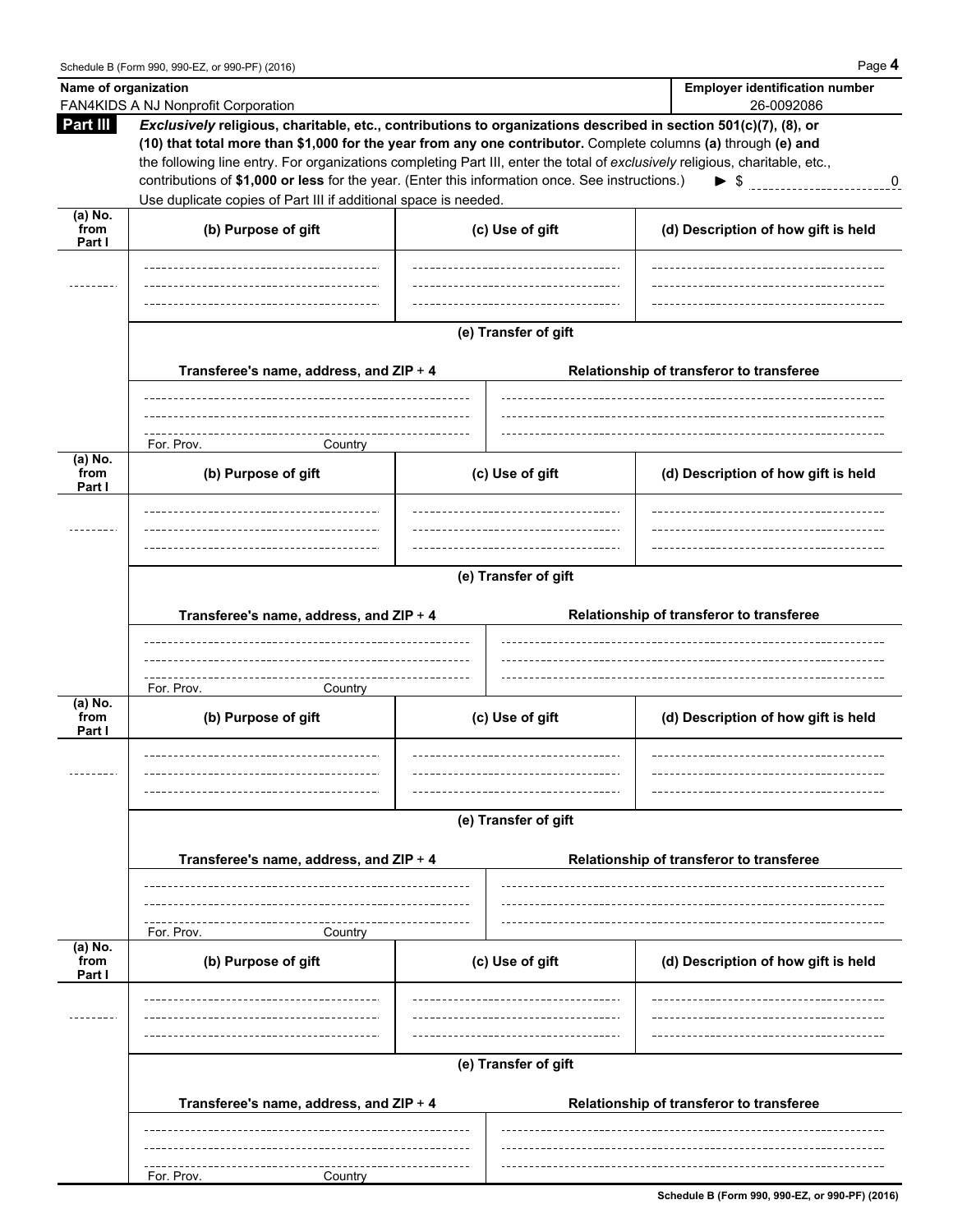| Name of organization | Employer identification number |
| --- | --- |
| FAN4KIDS A NJ Nonprofit Corporation | 26-0092086 |

**Part III** ***Exclusively*** **religious, charitable, etc., contributions to organizations described in section 501(c)(7), (8), or (10) that total more than $1,000 for the year from any one contributor.** Complete columns **(a)** through **(e) and** the following line entry. For organizations completing Part III, enter the total of *exclusively* religious, charitable, etc., contributions of **$1,000 or less** for the year. (Enter this information once. See instructions.) ► $ 0

Use duplicate copies of Part III if additional space is needed.

| (a) No. from Part I | (b) Purpose of gift | (c) Use of gift | (d) Description of how gift is held |
| --- | --- | --- | --- |
| | | | |

**(e) Transfer of gift**

| Transferee's name, address, and ZIP + 4 | Relationship of transferor to transferee |
| --- | --- |
| For. Prov. Country | |

| (a) No. from Part I | (b) Purpose of gift | (c) Use of gift | (d) Description of how gift is held |
| --- | --- | --- | --- |
| | | | |

**(e) Transfer of gift**

| Transferee's name, address, and ZIP + 4 | Relationship of transferor to transferee |
| --- | --- |
| For. Prov. Country | |

| (a) No. from Part I | (b) Purpose of gift | (c) Use of gift | (d) Description of how gift is held |
| --- | --- | --- | --- |
| | | | |

**(e) Transfer of gift**

| Transferee's name, address, and ZIP + 4 | Relationship of transferor to transferee |
| --- | --- |
| For. Prov. Country | |

| (a) No. from Part I | (b) Purpose of gift | (c) Use of gift | (d) Description of how gift is held |
| --- | --- | --- | --- |
| | | | |

**(e) Transfer of gift**

| Transferee's name, address, and ZIP + 4 | Relationship of transferor to transferee |
| --- | --- |
| For. Prov. Country | |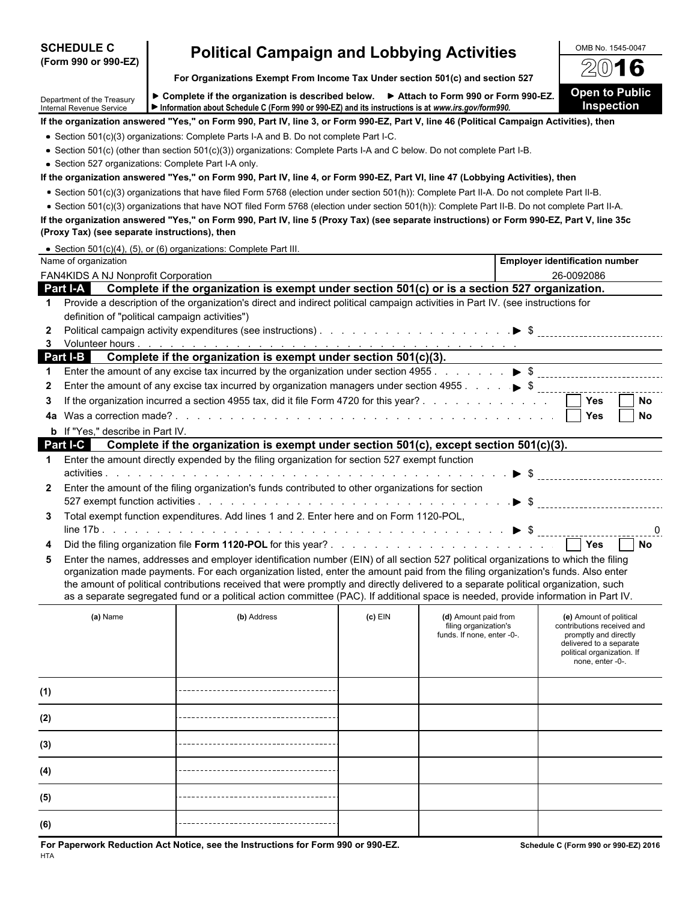**SCHEDULE C (Form 990 or 990-EZ)**

# Political Campaign and Lobbying Activities

**For Organizations Exempt From Income Tax Under section 501(c) and section 527**

Department of the Treasury
Internal Revenue Service

▶ **Complete if the organization is described below.** ▶ **Attach to Form 990 or Form 990-EZ.**
▶ **Information about Schedule C (Form 990 or 990-EZ) and its instructions is at *www.irs.gov/form990.***

OMB No. 1545-0047

**2016**

**Open to Public Inspection**

**If the organization answered "Yes," on Form 990, Part IV, line 3, or Form 990-EZ, Part V, line 46 (Political Campaign Activities), then**

- Section 501(c)(3) organizations: Complete Parts I-A and B. Do not complete Part I-C.
- Section 501(c) (other than section 501(c)(3)) organizations: Complete Parts I-A and C below. Do not complete Part I-B.
- Section 527 organizations: Complete Part I-A only.

**If the organization answered "Yes," on Form 990, Part IV, line 4, or Form 990-EZ, Part VI, line 47 (Lobbying Activities), then**

- Section 501(c)(3) organizations that have filed Form 5768 (election under section 501(h)): Complete Part II-A. Do not complete Part II-B.
- Section 501(c)(3) organizations that have NOT filed Form 5768 (election under section 501(h)): Complete Part II-B. Do not complete Part II-A.

**If the organization answered "Yes," on Form 990, Part IV, line 5 (Proxy Tax) (see separate instructions) or Form 990-EZ, Part V, line 35c (Proxy Tax) (see separate instructions), then**

- Section 501(c)(4), (5), or (6) organizations: Complete Part III.

| Name of organization | Employer identification number |
|---|---|
| FAN4KIDS A NJ Nonprofit Corporation | 26-0092086 |

## Part I-A Complete if the organization is exempt under section 501(c) or is a section 527 organization.

1. Provide a description of the organization's direct and indirect political campaign activities in Part IV. (see instructions for definition of "political campaign activities")
2. Political campaign activity expenditures (see instructions) ▶ $
3. Volunteer hours

## Part I-B Complete if the organization is exempt under section 501(c)(3).

1. Enter the amount of any excise tax incurred by the organization under section 4955 ▶ $
2. Enter the amount of any excise tax incurred by organization managers under section 4955 ▶ $
3. If the organization incurred a section 4955 tax, did it file Form 4720 for this year? ☐ Yes ☐ No
4. a Was a correction made? ☐ Yes ☐ No
   b If "Yes," describe in Part IV.

## Part I-C Complete if the organization is exempt under section 501(c), except section 501(c)(3).

1. Enter the amount directly expended by the filing organization for section 527 exempt function activities ▶ $
2. Enter the amount of the filing organization's funds contributed to other organizations for section 527 exempt function activities ▶ $
3. Total exempt function expenditures. Add lines 1 and 2. Enter here and on Form 1120-POL, line 17b ▶ $ 0
4. Did the filing organization file **Form 1120-POL** for this year? ☐ Yes ☐ No
5. Enter the names, addresses and employer identification number (EIN) of all section 527 political organizations to which the filing organization made payments. For each organization listed, enter the amount paid from the filing organization's funds. Also enter the amount of political contributions received that were promptly and directly delivered to a separate political organization, such as a separate segregated fund or a political action committee (PAC). If additional space is needed, provide information in Part IV.

| | (a) Name | (b) Address | (c) EIN | (d) Amount paid from filing organization's funds. If none, enter -0-. | (e) Amount of political contributions received and promptly and directly delivered to a separate political organization. If none, enter -0-. |
|---|---|---|---|---|---|
| (1) | | | | | |
| (2) | | | | | |
| (3) | | | | | |
| (4) | | | | | |
| (5) | | | | | |
| (6) | | | | | |

**For Paperwork Reduction Act Notice, see the Instructions for Form 990 or 990-EZ.**
HTA

**Schedule C (Form 990 or 990-EZ) 2016**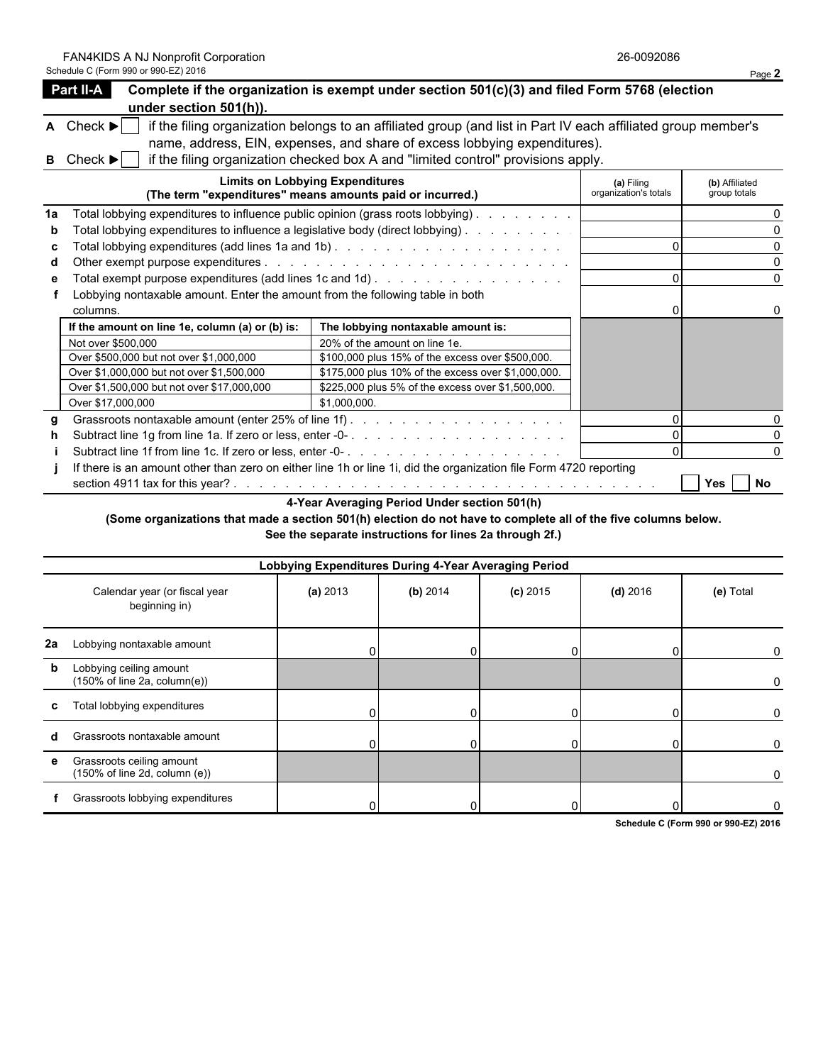FAN4KIDS A NJ Nonprofit Corporation 26-0092086

Schedule C (Form 990 or 990-EZ) 2016 Page **2**

## Part II-A Complete if the organization is exempt under section 501(c)(3) and filed Form 5768 (election under section 501(h)).

**A** Check ▶ ☐ if the filing organization belongs to an affiliated group (and list in Part IV each affiliated group member's name, address, EIN, expenses, and share of excess lobbying expenditures).

**B** Check ▶ ☐ if the filing organization checked box A and "limited control" provisions apply.

| | Limits on Lobbying Expenditures (The term "expenditures" means amounts paid or incurred.) | (a) Filing organization's totals | (b) Affiliated group totals |
|---|---|---|---|
| 1a | Total lobbying expenditures to influence public opinion (grass roots lobbying) | | 0 |
| b | Total lobbying expenditures to influence a legislative body (direct lobbying) | | 0 |
| c | Total lobbying expenditures (add lines 1a and 1b) | 0 | 0 |
| d | Other exempt purpose expenditures | | 0 |
| e | Total exempt purpose expenditures (add lines 1c and 1d) | 0 | 0 |
| f | Lobbying nontaxable amount. Enter the amount from the following table in both columns. | 0 | 0 |

| If the amount on line 1e, column (a) or (b) is: | The lobbying nontaxable amount is: |
|---|---|
| Not over $500,000 | 20% of the amount on line 1e. |
| Over $500,000 but not over $1,000,000 | $100,000 plus 15% of the excess over $500,000. |
| Over $1,000,000 but not over $1,500,000 | $175,000 plus 10% of the excess over $1,000,000. |
| Over $1,500,000 but not over $17,000,000 | $225,000 plus 5% of the excess over $1,500,000. |
| Over $17,000,000 | $1,000,000. |

| | | (a) Filing organization's totals | (b) Affiliated group totals |
|---|---|---|---|
| g | Grassroots nontaxable amount (enter 25% of line 1f) | 0 | 0 |
| h | Subtract line 1g from line 1a. If zero or less, enter -0- | 0 | 0 |
| i | Subtract line 1f from line 1c. If zero or less, enter -0- | 0 | 0 |
| j | If there is an amount other than zero on either line 1h or line 1i, did the organization file Form 4720 reporting section 4911 tax for this year? | ☐ Yes | ☐ No |

### 4-Year Averaging Period Under section 501(h)

**(Some organizations that made a section 501(h) election do not have to complete all of the five columns below. See the separate instructions for lines 2a through 2f.)**

| | Lobbying Expenditures During 4-Year Averaging Period | | | | | |
|---|---|---|---|---|---|---|
| | Calendar year (or fiscal year beginning in) | (a) 2013 | (b) 2014 | (c) 2015 | (d) 2016 | (e) Total |
| 2a | Lobbying nontaxable amount | 0 | 0 | 0 | 0 | 0 |
| b | Lobbying ceiling amount (150% of line 2a, column(e)) | | | | | 0 |
| c | Total lobbying expenditures | 0 | 0 | 0 | 0 | 0 |
| d | Grassroots nontaxable amount | 0 | 0 | 0 | 0 | 0 |
| e | Grassroots ceiling amount (150% of line 2d, column (e)) | | | | | 0 |
| f | Grassroots lobbying expenditures | 0 | 0 | 0 | 0 | 0 |

Schedule C (Form 990 or 990-EZ) 2016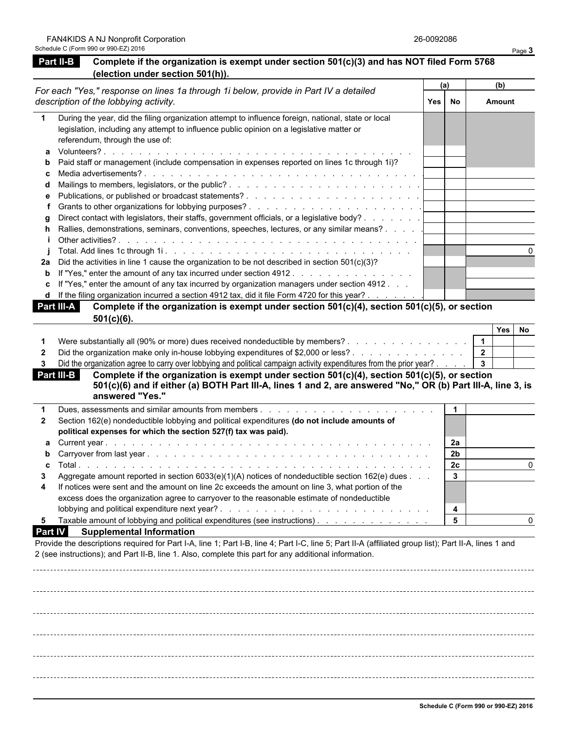FAN4KIDS A NJ Nonprofit Corporation 26-0092086

Schedule C (Form 990 or 990-EZ) 2016 Page 3

## Part II-B Complete if the organization is exempt under section 501(c)(3) and has NOT filed Form 5768 (election under section 501(h)).

| *For each "Yes," response on lines 1a through 1i below, provide in Part IV a detailed description of the lobbying activity.* | (a) Yes | (a) No | (b) Amount |
|---|---|---|---|
| **1** During the year, did the filing organization attempt to influence foreign, national, state or local legislation, including any attempt to influence public opinion on a legislative matter or referendum, through the use of: | | | |
| **a** Volunteers? | | | |
| **b** Paid staff or management (include compensation in expenses reported on lines 1c through 1i)? | | | |
| **c** Media advertisements? | | | |
| **d** Mailings to members, legislators, or the public? | | | |
| **e** Publications, or published or broadcast statements? | | | |
| **f** Grants to other organizations for lobbying purposes? | | | |
| **g** Direct contact with legislators, their staffs, government officials, or a legislative body? | | | |
| **h** Rallies, demonstrations, seminars, conventions, speeches, lectures, or any similar means? | | | |
| **i** Other activities? | | | |
| **j** Total. Add lines 1c through 1i | | | 0 |
| **2a** Did the activities in line 1 cause the organization to be not described in section 501(c)(3)? | | | |
| **b** If "Yes," enter the amount of any tax incurred under section 4912 | | | |
| **c** If "Yes," enter the amount of any tax incurred by organization managers under section 4912 | | | |
| **d** If the filing organization incurred a section 4912 tax, did it file Form 4720 for this year? | | | |

## Part III-A Complete if the organization is exempt under section 501(c)(4), section 501(c)(5), or section 501(c)(6).

| | | | Yes | No |
|---|---|---|---|---|
| **1** | Were substantially all (90% or more) dues received nondeductible by members? | 1 | | |
| **2** | Did the organization make only in-house lobbying expenditures of $2,000 or less? | 2 | | |
| **3** | Did the organization agree to carry over lobbying and political campaign activity expenditures from the prior year? | 3 | | |

## Part III-B Complete if the organization is exempt under section 501(c)(4), section 501(c)(5), or section 501(c)(6) and if either (a) BOTH Part III-A, lines 1 and 2, are answered "No," OR (b) Part III-A, line 3, is answered "Yes."

| | | | |
|---|---|---|---|
| **1** | Dues, assessments and similar amounts from members | 1 | |
| **2** | Section 162(e) nondeductible lobbying and political expenditures **(do not include amounts of political expenses for which the section 527(f) tax was paid).** | | |
| **a** | Current year | 2a | |
| **b** | Carryover from last year | 2b | |
| **c** | Total | 2c | 0 |
| **3** | Aggregate amount reported in section 6033(e)(1)(A) notices of nondeductible section 162(e) dues | 3 | |
| **4** | If notices were sent and the amount on line 2c exceeds the amount on line 3, what portion of the excess does the organization agree to carryover to the reasonable estimate of nondeductible lobbying and political expenditure next year? | 4 | |
| **5** | Taxable amount of lobbying and political expenditures (see instructions) | 5 | 0 |

## Part IV Supplemental Information

Provide the descriptions required for Part I-A, line 1; Part I-B, line 4; Part I-C, line 5; Part II-A (affiliated group list); Part II-A, lines 1 and 2 (see instructions); and Part II-B, line 1. Also, complete this part for any additional information.

Schedule C (Form 990 or 990-EZ) 2016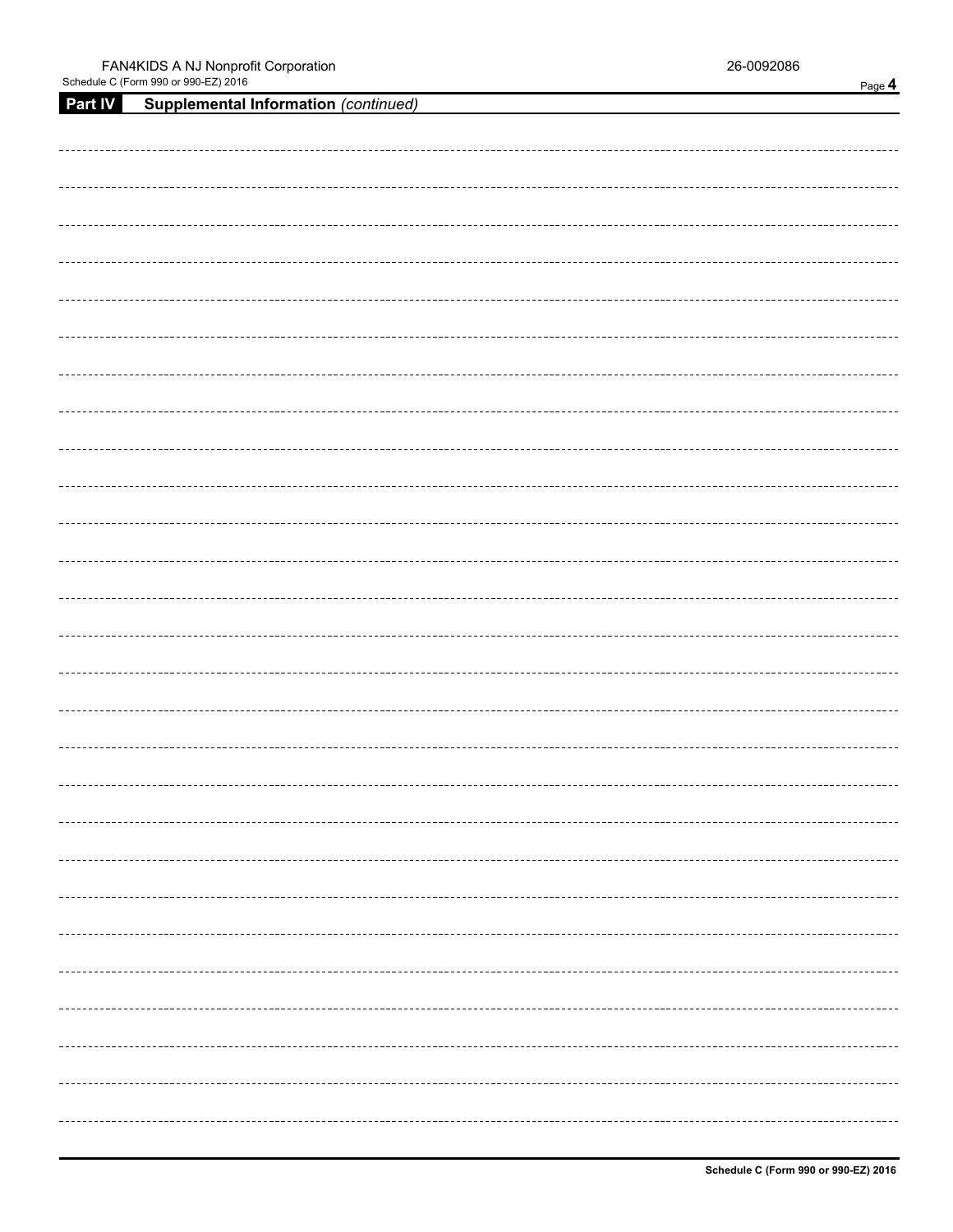FAN4KIDS A NJ Nonprofit Corporation 26-0092086

**Part IV** **Supplemental Information** *(continued)*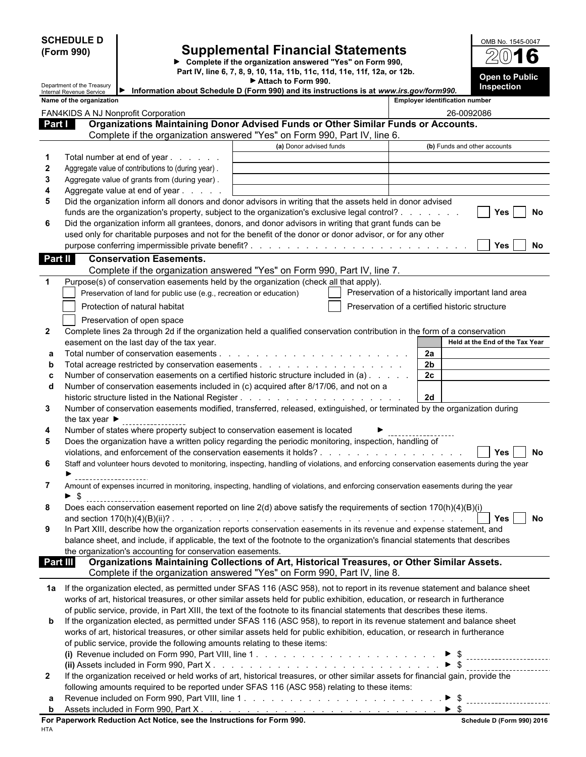**SCHEDULE D (Form 990)**

Department of the Treasury
Internal Revenue Service

# Supplemental Financial Statements

► Complete if the organization answered "Yes" on Form 990, Part IV, line 6, 7, 8, 9, 10, 11a, 11b, 11c, 11d, 11e, 11f, 12a, or 12b.
► Attach to Form 990.
► Information about Schedule D (Form 990) and its instructions is at *www.irs.gov/form990.*

OMB No. 1545-0047
**2016**
**Open to Public Inspection**

| Name of the organization | Employer identification number |
|---|---|
| FAN4KIDS A NJ Nonprofit Corporation | 26-0092086 |

## Part I — Organizations Maintaining Donor Advised Funds or Other Similar Funds or Accounts.
Complete if the organization answered "Yes" on Form 990, Part IV, line 6.

| | | (a) Donor advised funds | (b) Funds and other accounts |
|---|---|---|---|
| 1 | Total number at end of year | | |
| 2 | Aggregate value of contributions to (during year) | | |
| 3 | Aggregate value of grants from (during year) | | |
| 4 | Aggregate value at end of year | | |

5 Did the organization inform all donors and donor advisors in writing that the assets held in donor advised funds are the organization's property, subject to the organization's exclusive legal control? ☐ Yes ☐ No

6 Did the organization inform all grantees, donors, and donor advisors in writing that grant funds can be used only for charitable purposes and not for the benefit of the donor or donor advisor, or for any other purpose conferring impermissible private benefit? ☐ Yes ☐ No

## Part II — Conservation Easements.
Complete if the organization answered "Yes" on Form 990, Part IV, line 7.

1 Purpose(s) of conservation easements held by the organization (check all that apply).
- ☐ Preservation of land for public use (e.g., recreation or education)
- ☐ Preservation of a historically important land area
- ☐ Protection of natural habitat
- ☐ Preservation of a certified historic structure
- ☐ Preservation of open space

2 Complete lines 2a through 2d if the organization held a qualified conservation contribution in the form of a conservation easement on the last day of the tax year.

| | | | Held at the End of the Tax Year |
|---|---|---|---|
| a | Total number of conservation easements | 2a | |
| b | Total acreage restricted by conservation easements | 2b | |
| c | Number of conservation easements on a certified historic structure included in (a) | 2c | |
| d | Number of conservation easements included in (c) acquired after 8/17/06, and not on a historic structure listed in the National Register | 2d | |

3 Number of conservation easements modified, transferred, released, extinguished, or terminated by the organization during the tax year ►

4 Number of states where property subject to conservation easement is located ►

5 Does the organization have a written policy regarding the periodic monitoring, inspection, handling of violations, and enforcement of the conservation easements it holds? ☐ Yes ☐ No

6 Staff and volunteer hours devoted to monitoring, inspecting, handling of violations, and enforcing conservation easements during the year ►

7 Amount of expenses incurred in monitoring, inspecting, handling of violations, and enforcing conservation easements during the year ► $

8 Does each conservation easement reported on line 2(d) above satisfy the requirements of section 170(h)(4)(B)(i) and section 170(h)(4)(B)(ii)? ☐ Yes ☐ No

9 In Part XIII, describe how the organization reports conservation easements in its revenue and expense statement, and balance sheet, and include, if applicable, the text of the footnote to the organization's financial statements that describes the organization's accounting for conservation easements.

## Part III — Organizations Maintaining Collections of Art, Historical Treasures, or Other Similar Assets.
Complete if the organization answered "Yes" on Form 990, Part IV, line 8.

1a If the organization elected, as permitted under SFAS 116 (ASC 958), not to report in its revenue statement and balance sheet works of art, historical treasures, or other similar assets held for public exhibition, education, or research in furtherance of public service, provide, in Part XIII, the text of the footnote to its financial statements that describes these items.

b If the organization elected, as permitted under SFAS 116 (ASC 958), to report in its revenue statement and balance sheet works of art, historical treasures, or other similar assets held for public exhibition, education, or research in furtherance of public service, provide the following amounts relating to these items:

(i) Revenue included on Form 990, Part VIII, line 1 ► $

(ii) Assets included in Form 990, Part X ► $

2 If the organization received or held works of art, historical treasures, or other similar assets for financial gain, provide the following amounts required to be reported under SFAS 116 (ASC 958) relating to these items:

a Revenue included on Form 990, Part VIII, line 1 ► $

b Assets included in Form 990, Part X ► $

**For Paperwork Reduction Act Notice, see the Instructions for Form 990.**
HTA
**Schedule D (Form 990) 2016**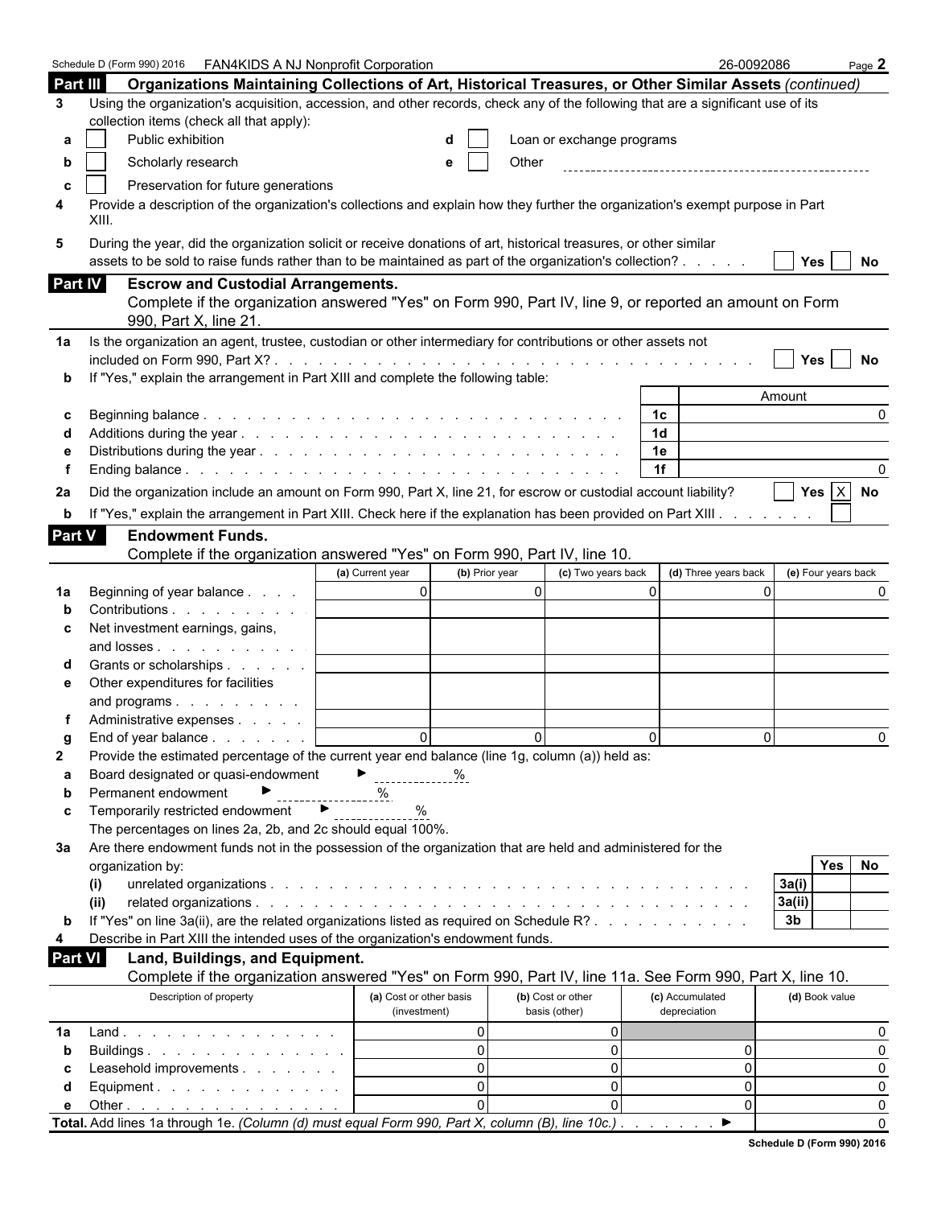Schedule D (Form 990) 2016 FAN4KIDS A NJ Nonprofit Corporation 26-0092086 Page 2

## Part III Organizations Maintaining Collections of Art, Historical Treasures, or Other Similar Assets *(continued)*

**3** Using the organization's acquisition, accession, and other records, check any of the following that are a significant use of its collection items (check all that apply):

- **a** ☐ Public exhibition
- **b** ☐ Scholarly research
- **c** ☐ Preservation for future generations
- **d** ☐ Loan or exchange programs
- **e** ☐ Other

**4** Provide a description of the organization's collections and explain how they further the organization's exempt purpose in Part XIII.

**5** During the year, did the organization solicit or receive donations of art, historical treasures, or other similar assets to be sold to raise funds rather than to be maintained as part of the organization's collection? ☐ Yes ☐ No

## Part IV Escrow and Custodial Arrangements.

Complete if the organization answered "Yes" on Form 990, Part IV, line 9, or reported an amount on Form 990, Part X, line 21.

**1a** Is the organization an agent, trustee, custodian or other intermediary for contributions or other assets not included on Form 990, Part X? ☐ Yes ☐ No

**b** If "Yes," explain the arrangement in Part XIII and complete the following table:

| | | | Amount |
|---|---|---|---|
| c | Beginning balance | 1c | 0 |
| d | Additions during the year | 1d | |
| e | Distributions during the year | 1e | |
| f | Ending balance | 1f | 0 |

**2a** Did the organization include an amount on Form 990, Part X, line 21, for escrow or custodial account liability? ☐ Yes ☒ No

**b** If "Yes," explain the arrangement in Part XIII. Check here if the explanation has been provided on Part XIII ☐

## Part V Endowment Funds.

Complete if the organization answered "Yes" on Form 990, Part IV, line 10.

| | | (a) Current year | (b) Prior year | (c) Two years back | (d) Three years back | (e) Four years back |
|---|---|---|---|---|---|---|
| 1a | Beginning of year balance | 0 | 0 | 0 | 0 | 0 |
| b | Contributions | | | | | |
| c | Net investment earnings, gains, and losses | | | | | |
| d | Grants or scholarships | | | | | |
| e | Other expenditures for facilities and programs | | | | | |
| f | Administrative expenses | | | | | |
| g | End of year balance | 0 | 0 | 0 | 0 | 0 |

**2** Provide the estimated percentage of the current year end balance (line 1g, column (a)) held as:

- **a** Board designated or quasi-endowment ► %
- **b** Permanent endowment ► %
- **c** Temporarily restricted endowment ► %

The percentages on lines 2a, 2b, and 2c should equal 100%.

**3a** Are there endowment funds not in the possession of the organization that are held and administered for the organization by:

| | | | Yes | No |
|---|---|---|---|---|
| (i) | unrelated organizations | 3a(i) | | |
| (ii) | related organizations | 3a(ii) | | |
| b | If "Yes" on line 3a(ii), are the related organizations listed as required on Schedule R? | 3b | | |

**4** Describe in Part XIII the intended uses of the organization's endowment funds.

## Part VI Land, Buildings, and Equipment.

Complete if the organization answered "Yes" on Form 990, Part IV, line 11a. See Form 990, Part X, line 10.

| | Description of property | (a) Cost or other basis (investment) | (b) Cost or other basis (other) | (c) Accumulated depreciation | (d) Book value |
|---|---|---|---|---|---|
| 1a | Land | 0 | 0 | | 0 |
| b | Buildings | 0 | 0 | 0 | 0 |
| c | Leasehold improvements | 0 | 0 | 0 | 0 |
| d | Equipment | 0 | 0 | 0 | 0 |
| e | Other | 0 | 0 | 0 | 0 |

**Total.** Add lines 1a through 1e. *(Column (d) must equal Form 990, Part X, column (B), line 10c.)* ► 0

Schedule D (Form 990) 2016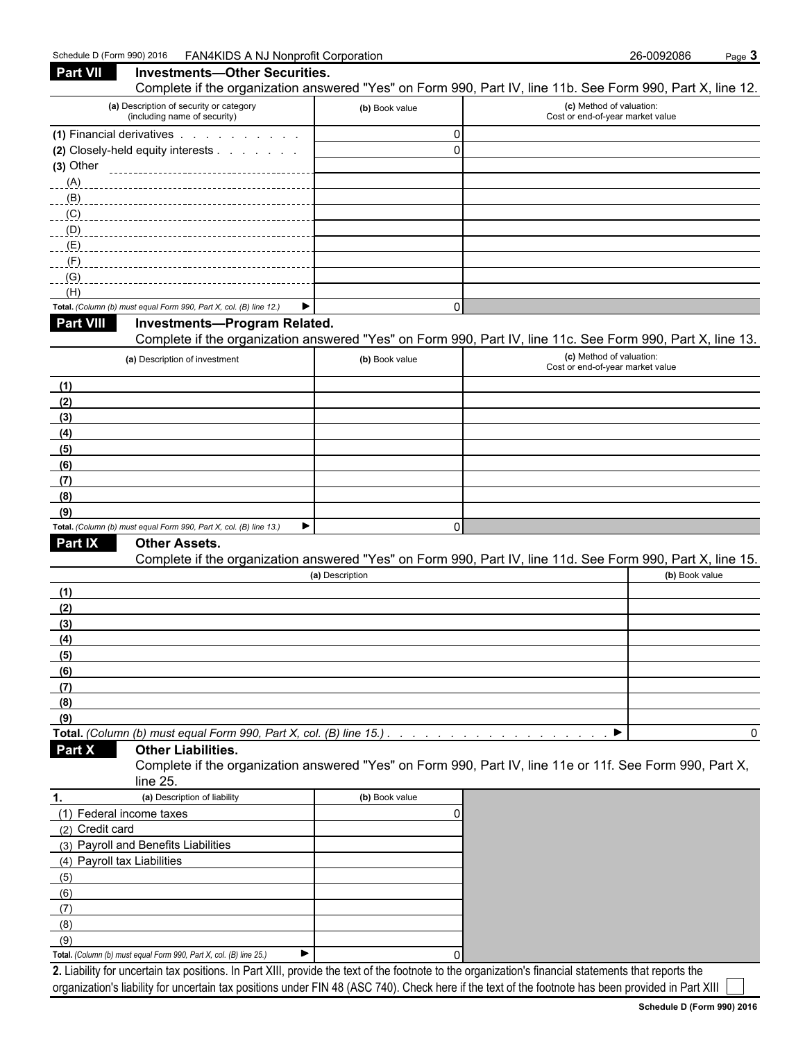Schedule D (Form 990) 2016 FAN4KIDS A NJ Nonprofit Corporation 26-0092086

## Part VII Investments—Other Securities.

Complete if the organization answered "Yes" on Form 990, Part IV, line 11b. See Form 990, Part X, line 12.

| (a) Description of security or category (including name of security) | (b) Book value | (c) Method of valuation: Cost or end-of-year market value |
|---|---|---|
| (1) Financial derivatives | 0 | |
| (2) Closely-held equity interests | 0 | |
| (3) Other | | |
| (A) | | |
| (B) | | |
| (C) | | |
| (D) | | |
| (E) | | |
| (F) | | |
| (G) | | |
| (H) | | |
| **Total.** *(Column (b) must equal Form 990, Part X, col. (B) line 12.)* ▶ | 0 | |

## Part VIII Investments—Program Related.

Complete if the organization answered "Yes" on Form 990, Part IV, line 11c. See Form 990, Part X, line 13.

| (a) Description of investment | (b) Book value | (c) Method of valuation: Cost or end-of-year market value |
|---|---|---|
| (1) | | |
| (2) | | |
| (3) | | |
| (4) | | |
| (5) | | |
| (6) | | |
| (7) | | |
| (8) | | |
| (9) | | |
| **Total.** *(Column (b) must equal Form 990, Part X, col. (B) line 13.)* ▶ | 0 | |

## Part IX Other Assets.

Complete if the organization answered "Yes" on Form 990, Part IV, line 11d. See Form 990, Part X, line 15.

| (a) Description | (b) Book value |
|---|---|
| (1) | |
| (2) | |
| (3) | |
| (4) | |
| (5) | |
| (6) | |
| (7) | |
| (8) | |
| (9) | |
| **Total.** *(Column (b) must equal Form 990, Part X, col. (B) line 15.)* ▶ | 0 |

## Part X Other Liabilities.

Complete if the organization answered "Yes" on Form 990, Part IV, line 11e or 11f. See Form 990, Part X, line 25.

| 1. (a) Description of liability | (b) Book value |
|---|---|
| (1) Federal income taxes | 0 |
| (2) Credit card | |
| (3) Payroll and Benefits Liabilities | |
| (4) Payroll tax Liabilities | |
| (5) | |
| (6) | |
| (7) | |
| (8) | |
| (9) | |
| **Total.** *(Column (b) must equal Form 990, Part X, col. (B) line 25.)* ▶ | 0 |

**2.** Liability for uncertain tax positions. In Part XIII, provide the text of the footnote to the organization's financial statements that reports the organization's liability for uncertain tax positions under FIN 48 (ASC 740). Check here if the text of the footnote has been provided in Part XIII ☐

Schedule D (Form 990) 2016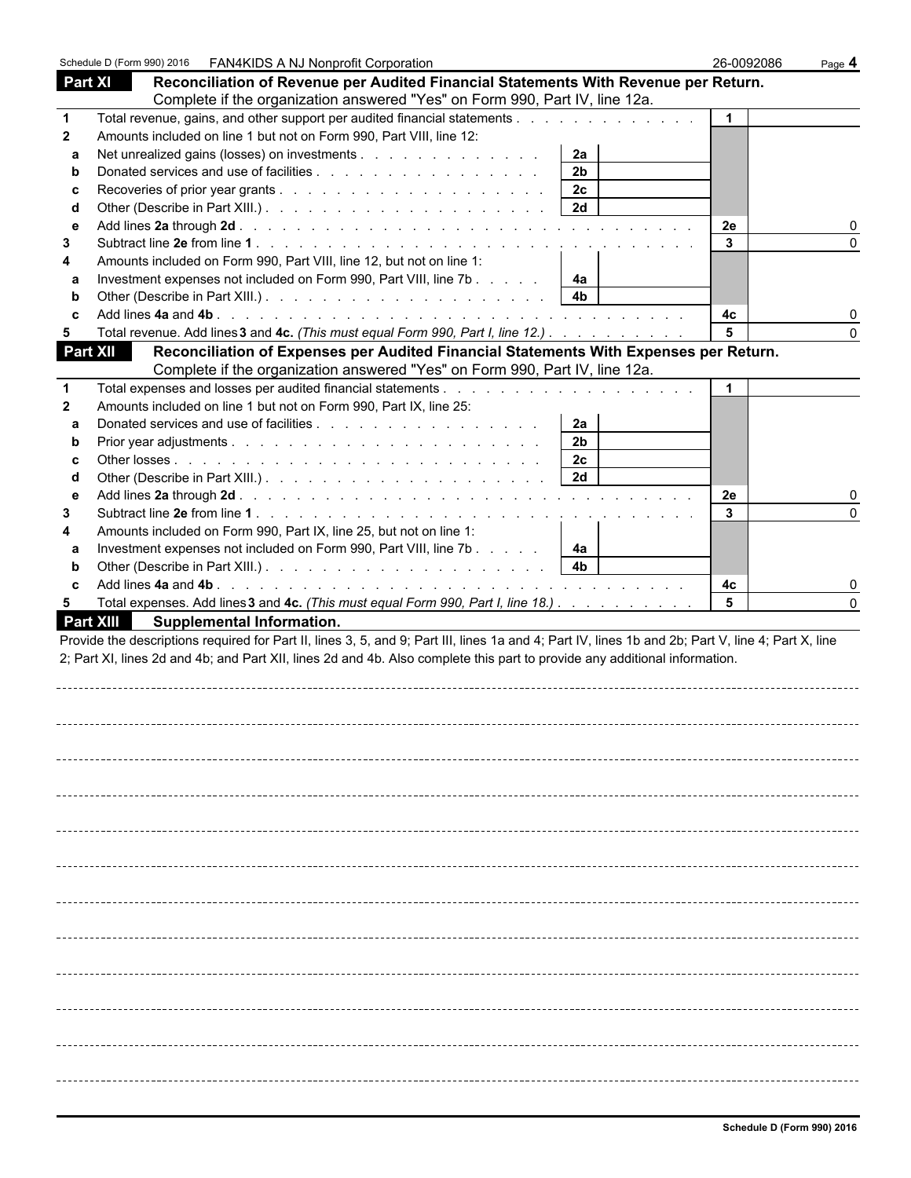Schedule D (Form 990) 2016 FAN4KIDS A NJ Nonprofit Corporation 26-0092086

## Part XI Reconciliation of Revenue per Audited Financial Statements With Revenue per Return.

Complete if the organization answered "Yes" on Form 990, Part IV, line 12a.

| | | | | | |
|---|---|---|---|---|---|
| 1 | Total revenue, gains, and other support per audited financial statements | | | 1 | |
| 2 | Amounts included on line 1 but not on Form 990, Part VIII, line 12: | | | | |
| a | Net unrealized gains (losses) on investments | 2a | | | |
| b | Donated services and use of facilities | 2b | | | |
| c | Recoveries of prior year grants | 2c | | | |
| d | Other (Describe in Part XIII.) | 2d | | | |
| e | Add lines **2a** through **2d** | | | 2e | 0 |
| 3 | Subtract line **2e** from line **1** | | | 3 | 0 |
| 4 | Amounts included on Form 990, Part VIII, line 12, but not on line 1: | | | | |
| a | Investment expenses not included on Form 990, Part VIII, line 7b | 4a | | | |
| b | Other (Describe in Part XIII.) | 4b | | | |
| c | Add lines **4a** and **4b** | | | 4c | 0 |
| 5 | Total revenue. Add lines **3** and **4c.** *(This must equal Form 990, Part I, line 12.)* | | | 5 | 0 |

## Part XII Reconciliation of Expenses per Audited Financial Statements With Expenses per Return.

Complete if the organization answered "Yes" on Form 990, Part IV, line 12a.

| | | | | | |
|---|---|---|---|---|---|
| 1 | Total expenses and losses per audited financial statements | | | 1 | |
| 2 | Amounts included on line 1 but not on Form 990, Part IX, line 25: | | | | |
| a | Donated services and use of facilities | 2a | | | |
| b | Prior year adjustments | 2b | | | |
| c | Other losses | 2c | | | |
| d | Other (Describe in Part XIII.) | 2d | | | |
| e | Add lines **2a** through **2d** | | | 2e | 0 |
| 3 | Subtract line **2e** from line **1** | | | 3 | 0 |
| 4 | Amounts included on Form 990, Part IX, line 25, but not on line 1: | | | | |
| a | Investment expenses not included on Form 990, Part VIII, line 7b | 4a | | | |
| b | Other (Describe in Part XIII.) | 4b | | | |
| c | Add lines **4a** and **4b** | | | 4c | 0 |
| 5 | Total expenses. Add lines **3** and **4c.** *(This must equal Form 990, Part I, line 18.)* | | | 5 | 0 |

## Part XIII Supplemental Information.

Provide the descriptions required for Part II, lines 3, 5, and 9; Part III, lines 1a and 4; Part IV, lines 1b and 2b; Part V, line 4; Part X, line 2; Part XI, lines 2d and 4b; and Part XII, lines 2d and 4b. Also complete this part to provide any additional information.

**Schedule D (Form 990) 2016**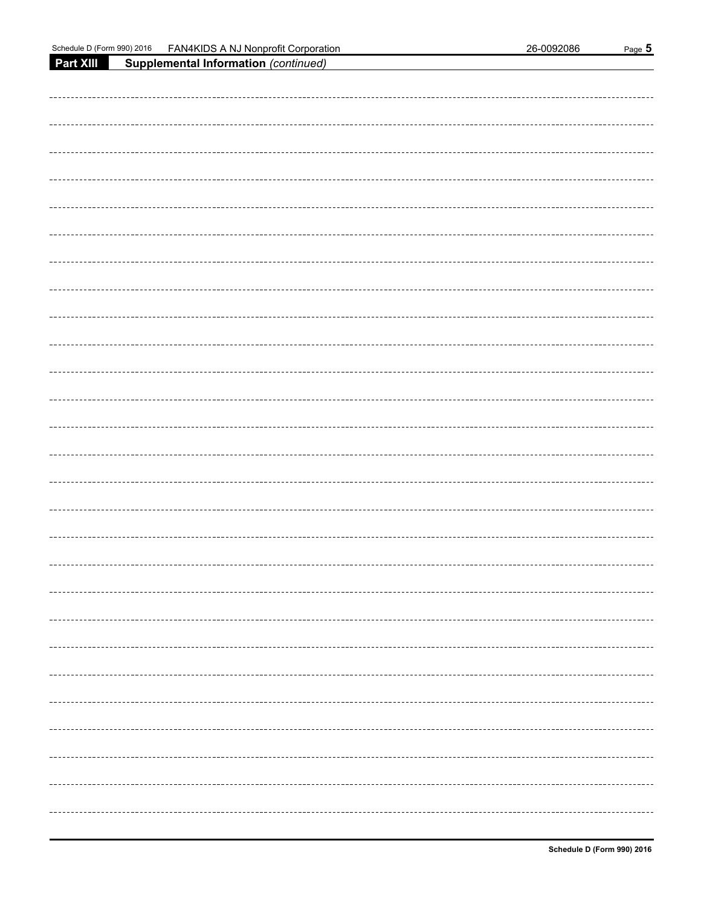Schedule D (Form 990) 2016 FAN4KIDS A NJ Nonprofit Corporation 26-0092086

**Part XIII Supplemental Information** *(continued)*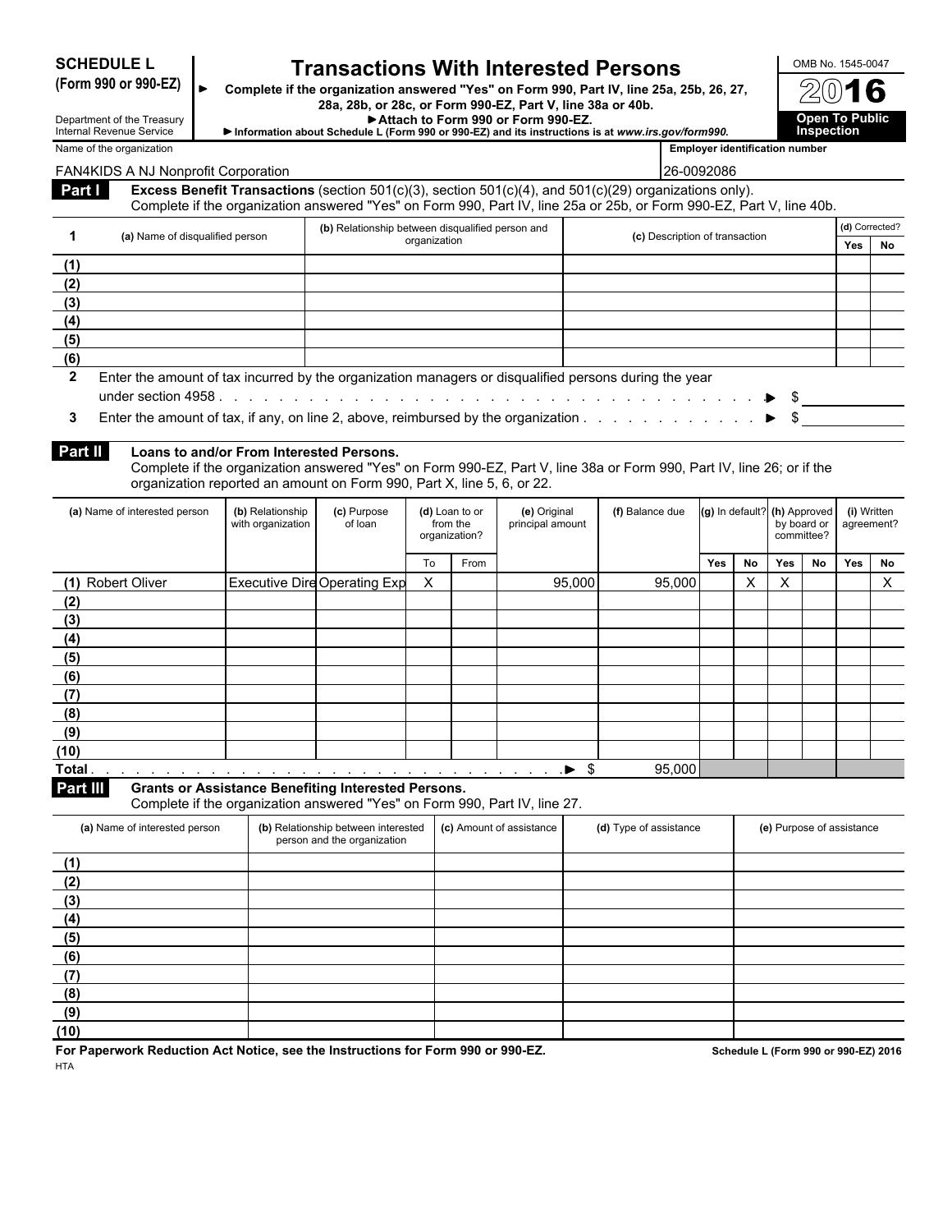**SCHEDULE L**
**(Form 990 or 990-EZ)**

Department of the Treasury
Internal Revenue Service

# Transactions With Interested Persons

► **Complete if the organization answered "Yes" on Form 990, Part IV, line 25a, 25b, 26, 27, 28a, 28b, or 28c, or Form 990-EZ, Part V, line 38a or 40b.**
► **Attach to Form 990 or Form 990-EZ.**
► **Information about Schedule L (Form 990 or 990-EZ) and its instructions is at *www.irs.gov/form990.***

OMB No. 1545-0047
**2016**
**Open To Public Inspection**

Name of the organization: FAN4KIDS A NJ Nonprofit Corporation
Employer identification number: 26-0092086

**Part I** **Excess Benefit Transactions** (section 501(c)(3), section 501(c)(4), and 501(c)(29) organizations only).
Complete if the organization answered "Yes" on Form 990, Part IV, line 25a or 25b, or Form 990-EZ, Part V, line 40b.

| 1 | (a) Name of disqualified person | (b) Relationship between disqualified person and organization | (c) Description of transaction | (d) Corrected? Yes | No |
|---|---|---|---|---|---|
| (1) | | | | | |
| (2) | | | | | |
| (3) | | | | | |
| (4) | | | | | |
| (5) | | | | | |
| (6) | | | | | |

**2** Enter the amount of tax incurred by the organization managers or disqualified persons during the year under section 4958 . . . ► $

**3** Enter the amount of tax, if any, on line 2, above, reimbursed by the organization . . . ► $

**Part II** **Loans to and/or From Interested Persons.**
Complete if the organization answered "Yes" on Form 990-EZ, Part V, line 38a or Form 990, Part IV, line 26; or if the organization reported an amount on Form 990, Part X, line 5, 6, or 22.

| (a) Name of interested person | (b) Relationship with organization | (c) Purpose of loan | (d) Loan to or from the organization? | | (e) Original principal amount | (f) Balance due | (g) In default? | | (h) Approved by board or committee? | | (i) Written agreement? | |
|---|---|---|---|---|---|---|---|---|---|---|---|---|
| | | | To | From | | | Yes | No | Yes | No | Yes | No |
| (1) Robert Oliver | Executive Dire | Operating Exp | X | | 95,000 | 95,000 | | X | X | | | X |
| (2) | | | | | | | | | | | | |
| (3) | | | | | | | | | | | | |
| (4) | | | | | | | | | | | | |
| (5) | | | | | | | | | | | | |
| (6) | | | | | | | | | | | | |
| (7) | | | | | | | | | | | | |
| (8) | | | | | | | | | | | | |
| (9) | | | | | | | | | | | | |
| (10) | | | | | | | | | | | | |
| Total . . . ► $ | | | | | | 95,000 | | | | | | |

**Part III** **Grants or Assistance Benefiting Interested Persons.**
Complete if the organization answered "Yes" on Form 990, Part IV, line 27.

| (a) Name of interested person | (b) Relationship between interested person and the organization | (c) Amount of assistance | (d) Type of assistance | (e) Purpose of assistance |
|---|---|---|---|---|
| (1) | | | | |
| (2) | | | | |
| (3) | | | | |
| (4) | | | | |
| (5) | | | | |
| (6) | | | | |
| (7) | | | | |
| (8) | | | | |
| (9) | | | | |
| (10) | | | | |

**For Paperwork Reduction Act Notice, see the Instructions for Form 990 or 990-EZ.** **Schedule L (Form 990 or 990-EZ) 2016**

HTA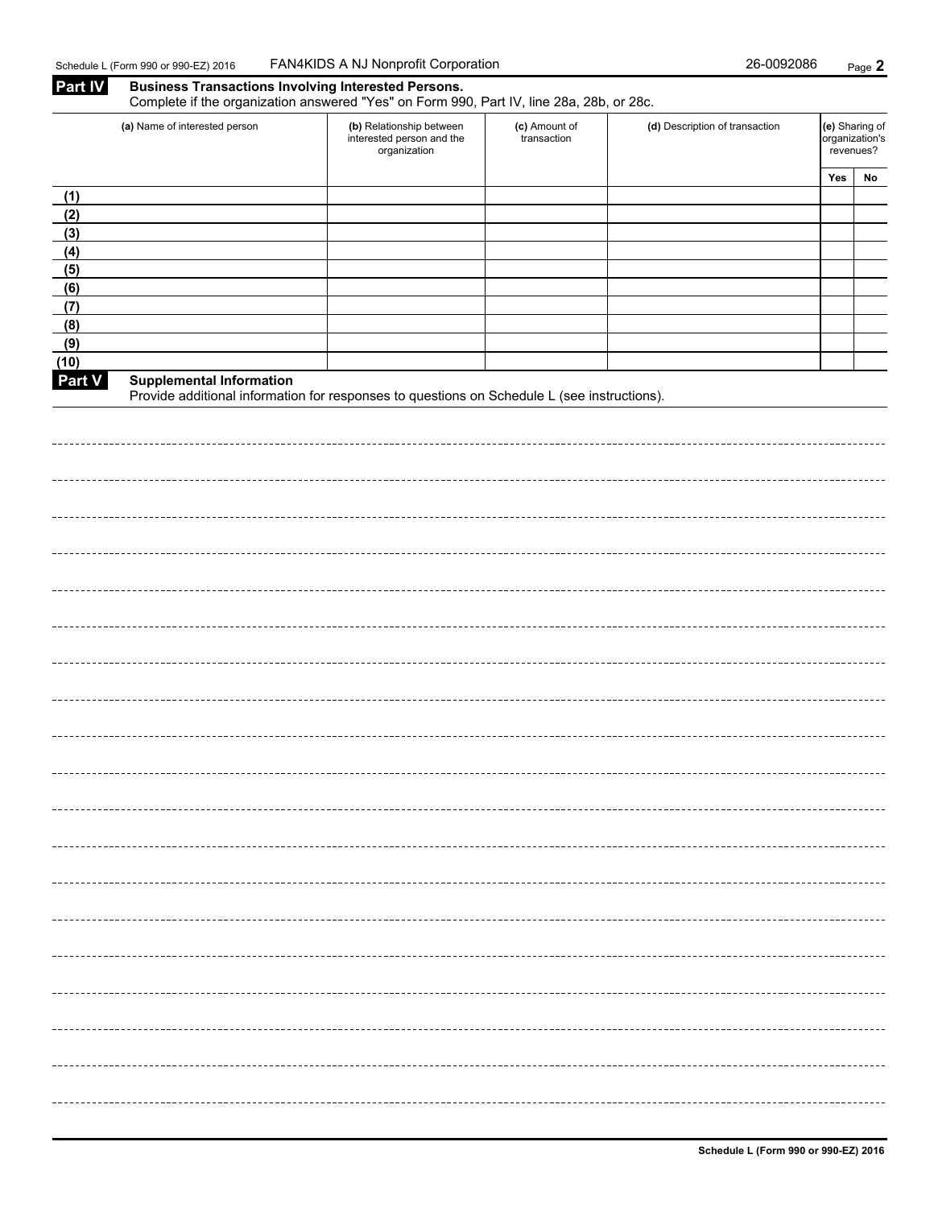## Part IV Business Transactions Involving Interested Persons.

Complete if the organization answered "Yes" on Form 990, Part IV, line 28a, 28b, or 28c.

| | (a) Name of interested person | (b) Relationship between interested person and the organization | (c) Amount of transaction | (d) Description of transaction | (e) Sharing of organization's revenues? | |
|---|---|---|---|---|---|---|
| | | | | | Yes | No |
| (1) | | | | | | |
| (2) | | | | | | |
| (3) | | | | | | |
| (4) | | | | | | |
| (5) | | | | | | |
| (6) | | | | | | |
| (7) | | | | | | |
| (8) | | | | | | |
| (9) | | | | | | |
| (10) | | | | | | |

## Part V Supplemental Information

Provide additional information for responses to questions on Schedule L (see instructions).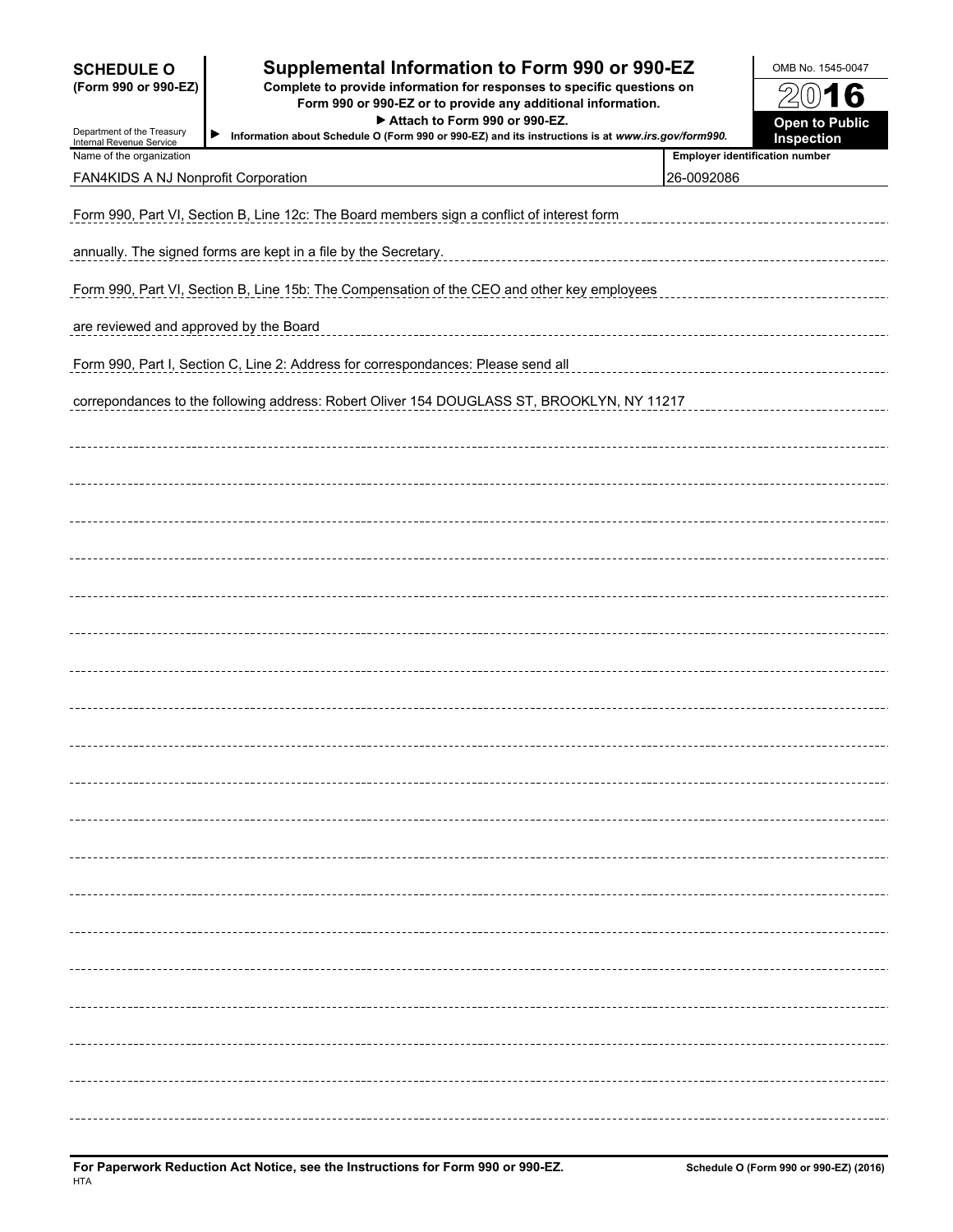**SCHEDULE O**
**(Form 990 or 990-EZ)**

Department of the Treasury
Internal Revenue Service

# Supplemental Information to Form 990 or 990-EZ

**Complete to provide information for responses to specific questions on Form 990 or 990-EZ or to provide any additional information.**
**▶ Attach to Form 990 or 990-EZ.**
**▶ Information about Schedule O (Form 990 or 990-EZ) and its instructions is at *www.irs.gov/form990*.**

OMB No. 1545-0047

**2016**

**Open to Public Inspection**

| Name of the organization | Employer identification number |
|---|---|
| FAN4KIDS A NJ Nonprofit Corporation | 26-0092086 |

Form 990, Part VI, Section B, Line 12c: The Board members sign a conflict of interest form annually. The signed forms are kept in a file by the Secretary.

Form 990, Part VI, Section B, Line 15b: The Compensation of the CEO and other key employees are reviewed and approved by the Board

Form 990, Part I, Section C, Line 2: Address for correspondances: Please send all correpondances to the following address: Robert Oliver 154 DOUGLASS ST, BROOKLYN, NY 11217

**For Paperwork Reduction Act Notice, see the Instructions for Form 990 or 990-EZ.**
HTA

**Schedule O (Form 990 or 990-EZ) (2016)**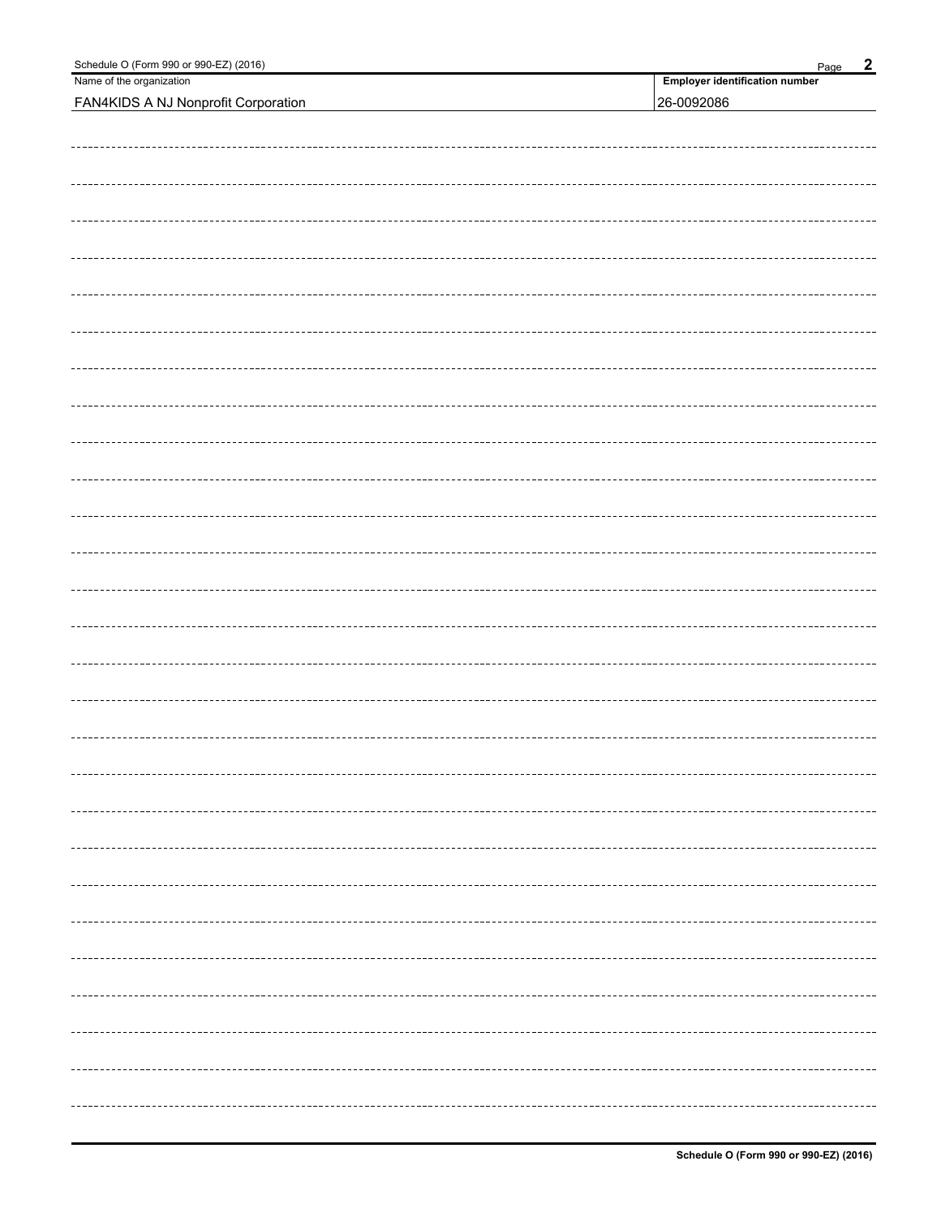Schedule O (Form 990 or 990-EZ) (2016)

| Name of the organization | Employer identification number |
| --- | --- |
| FAN4KIDS A NJ Nonprofit Corporation | 26-0092086 |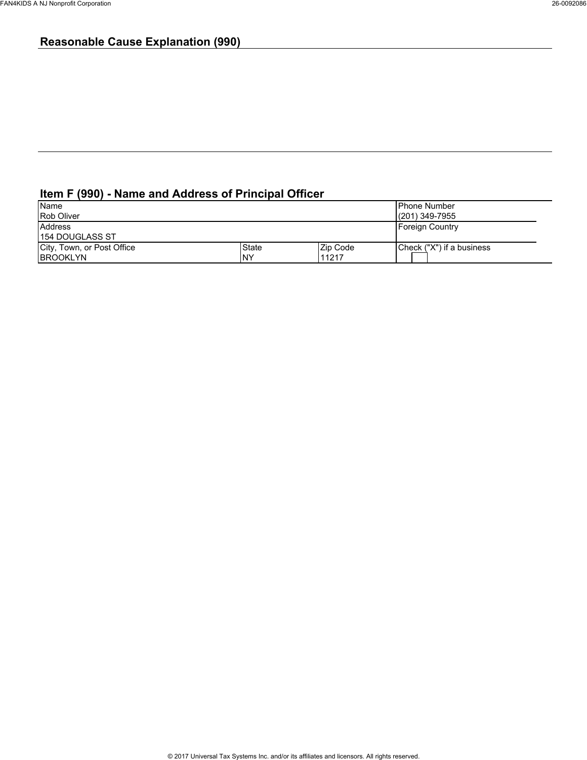## Reasonable Cause Explanation (990)

## Item F (990) - Name and Address of Principal Officer

| Name | | | Phone Number |
|---|---|---|---|
| Rob Oliver | | | (201) 349-7955 |
| Address | | | Foreign Country |
| 154 DOUGLASS ST | | | |
| City, Town, or Post Office | State | Zip Code | Check ("X") if a business |
| BROOKLYN | NY | 11217 | |

© 2017 Universal Tax Systems Inc. and/or its affiliates and licensors. All rights reserved.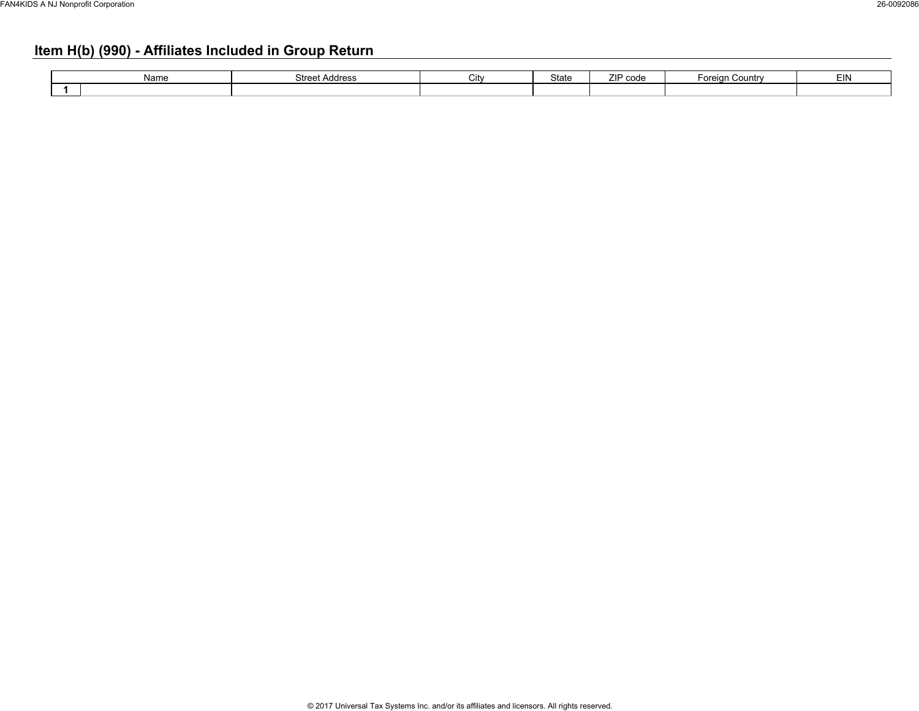## Item H(b) (990) - Affiliates Included in Group Return

| | Name | Street Address | City | State | ZIP code | Foreign Country | EIN |
|---|---|---|---|---|---|---|---|
| 1 | | | | | | | |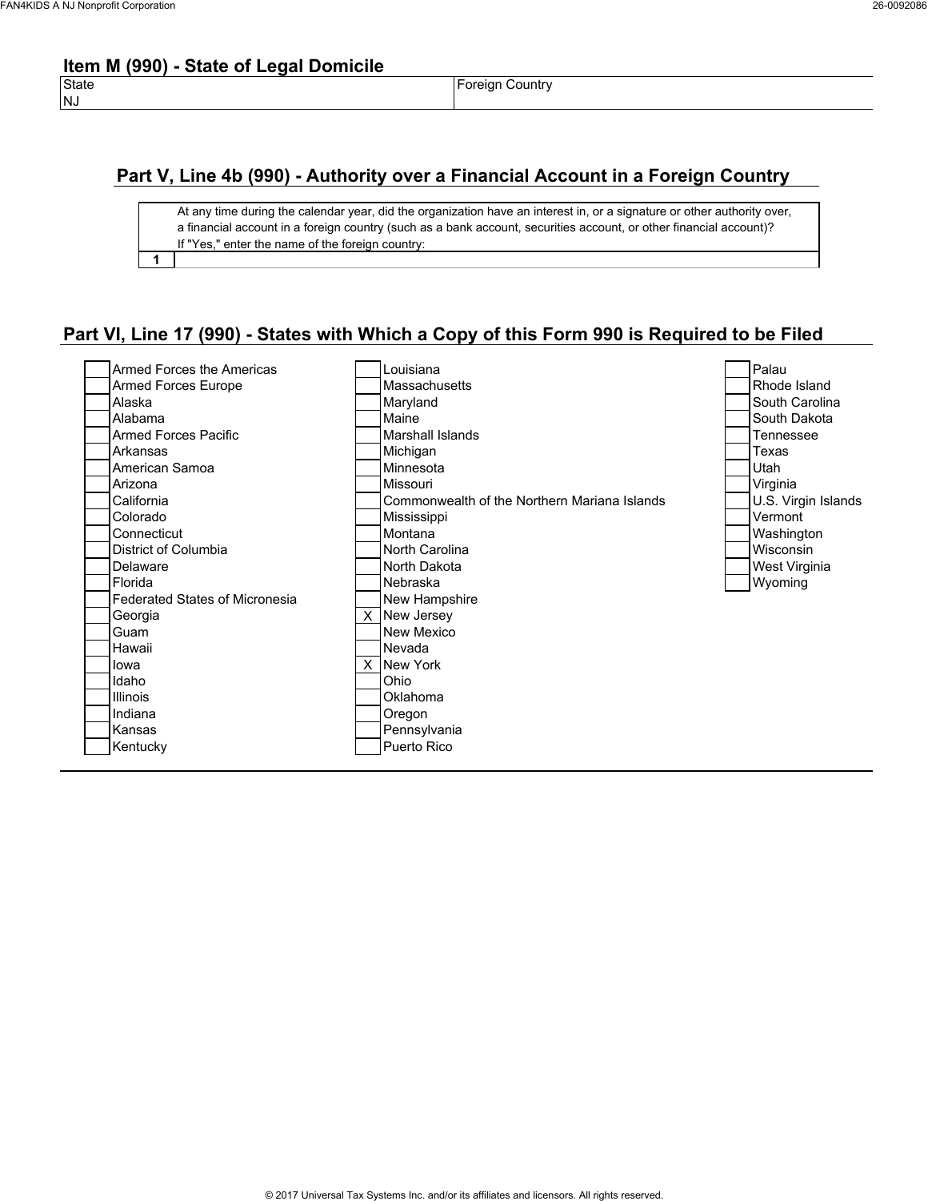## Item M (990) - State of Legal Domicile

| State | Foreign Country |
|---|---|
| NJ | |

## Part V, Line 4b (990) - Authority over a Financial Account in a Foreign Country

| | At any time during the calendar year, did the organization have an interest in, or a signature or other authority over, a financial account in a foreign country (such as a bank account, securities account, or other financial account)? If "Yes," enter the name of the foreign country: |
|---|---|
| 1 | |

## Part VI, Line 17 (990) - States with Which a Copy of this Form 990 is Required to be Filed

| | State | | State | | State |
|---|---|---|---|---|---|
| | Armed Forces the Americas | | Louisiana | | Palau |
| | Armed Forces Europe | | Massachusetts | | Rhode Island |
| | Alaska | | Maryland | | South Carolina |
| | Alabama | | Maine | | South Dakota |
| | Armed Forces Pacific | | Marshall Islands | | Tennessee |
| | Arkansas | | Michigan | | Texas |
| | American Samoa | | Minnesota | | Utah |
| | Arizona | | Missouri | | Virginia |
| | California | | Commonwealth of the Northern Mariana Islands | | U.S. Virgin Islands |
| | Colorado | | Mississippi | | Vermont |
| | Connecticut | | Montana | | Washington |
| | District of Columbia | | North Carolina | | Wisconsin |
| | Delaware | | North Dakota | | West Virginia |
| | Florida | | Nebraska | | Wyoming |
| | Federated States of Micronesia | | New Hampshire | | |
| | Georgia | X | New Jersey | | |
| | Guam | | New Mexico | | |
| | Hawaii | | Nevada | | |
| | Iowa | X | New York | | |
| | Idaho | | Ohio | | |
| | Illinois | | Oklahoma | | |
| | Indiana | | Oregon | | |
| | Kansas | | Pennsylvania | | |
| | Kentucky | | Puerto Rico | | |

© 2017 Universal Tax Systems Inc. and/or its affiliates and licensors. All rights reserved.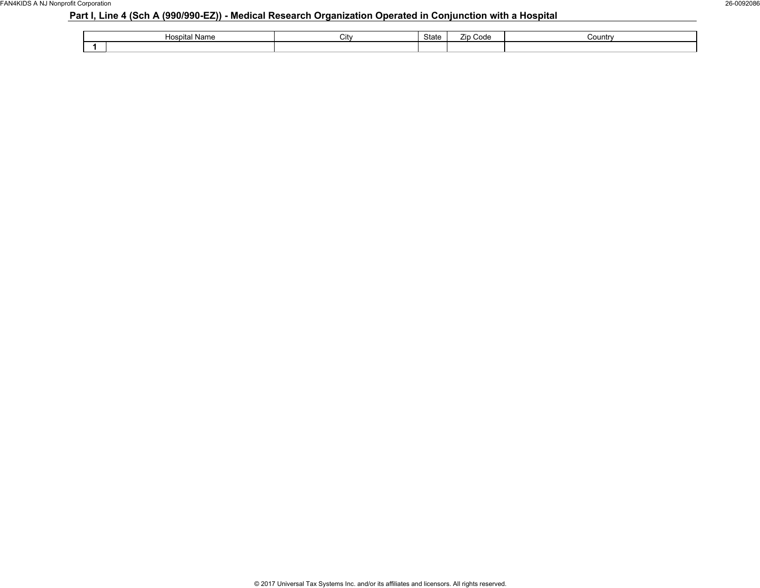## Part I, Line 4 (Sch A (990/990-EZ)) - Medical Research Organization Operated in Conjunction with a Hospital

| | Hospital Name | City | State | Zip Code | Country |
|---|---|---|---|---|---|
| 1 | | | | | |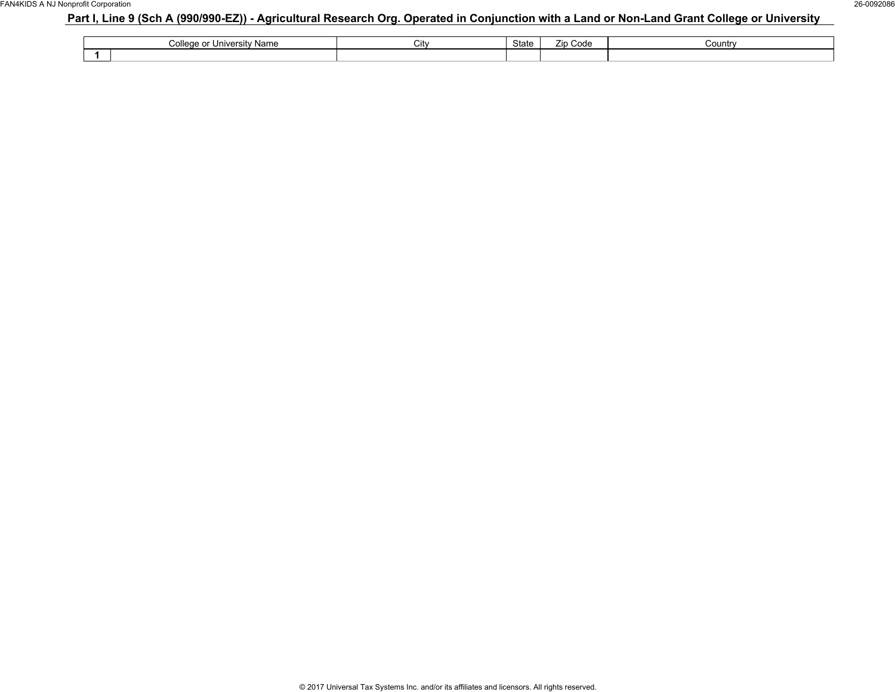## Part I, Line 9 (Sch A (990/990-EZ)) - Agricultural Research Org. Operated in Conjunction with a Land or Non-Land Grant College or University

| | College or University Name | City | State | Zip Code | Country |
|---|---|---|---|---|---|
| 1 | | | | | |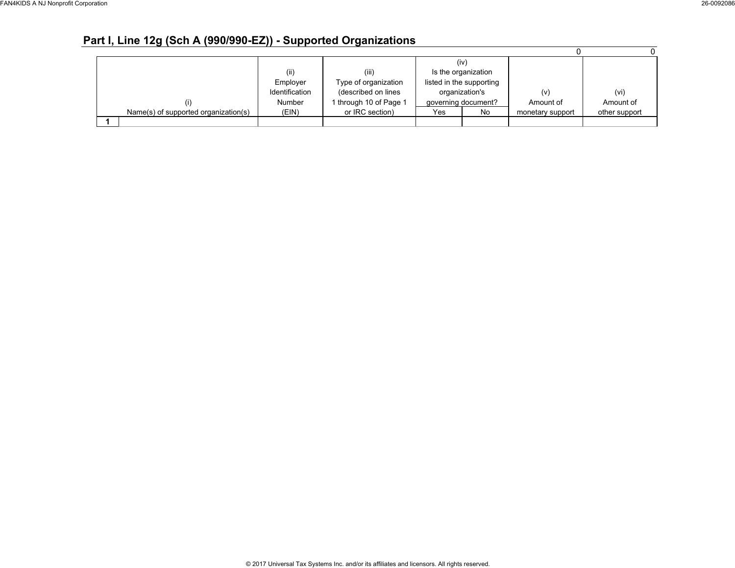## Part I, Line 12g (Sch A (990/990-EZ)) - Supported Organizations

| | | | | | | 0 | 0 |
|---|---|---|---|---|---|---|---|
| | (i) Name(s) of supported organization(s) | (ii) Employer Identification Number (EIN) | (iii) Type of organization (described on lines 1 through 10 of Page 1 or IRC section) | (iv) Is the organization listed in the supporting organization's governing document? | | (v) Amount of monetary support | (vi) Amount of other support |
| | | | | Yes | No | | |
| 1 | | | | | | | |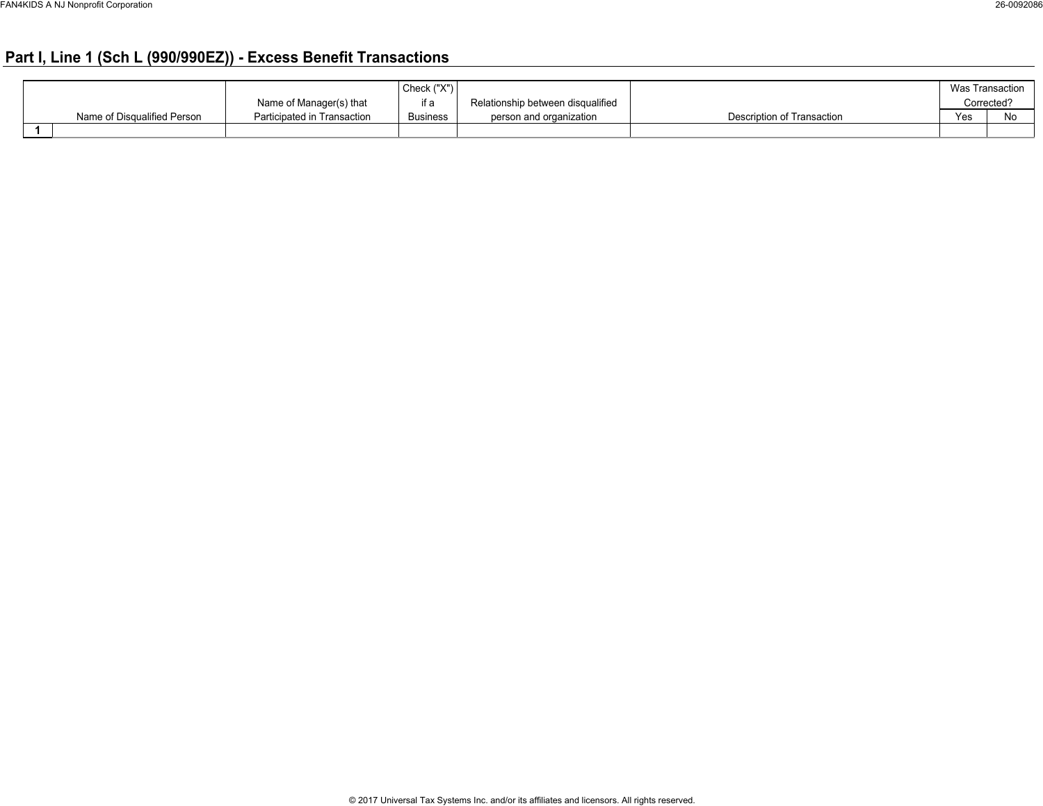## Part I, Line 1 (Sch L (990/990EZ)) - Excess Benefit Transactions

| | Name of Disqualified Person | Name of Manager(s) that Participated in Transaction | Check ("X") if a Business | Relationship between disqualified person and organization | Description of Transaction | Was Transaction Corrected? | |
|---|---|---|---|---|---|---|---|
| | | | | | | Yes | No |
| 1 | | | | | | | |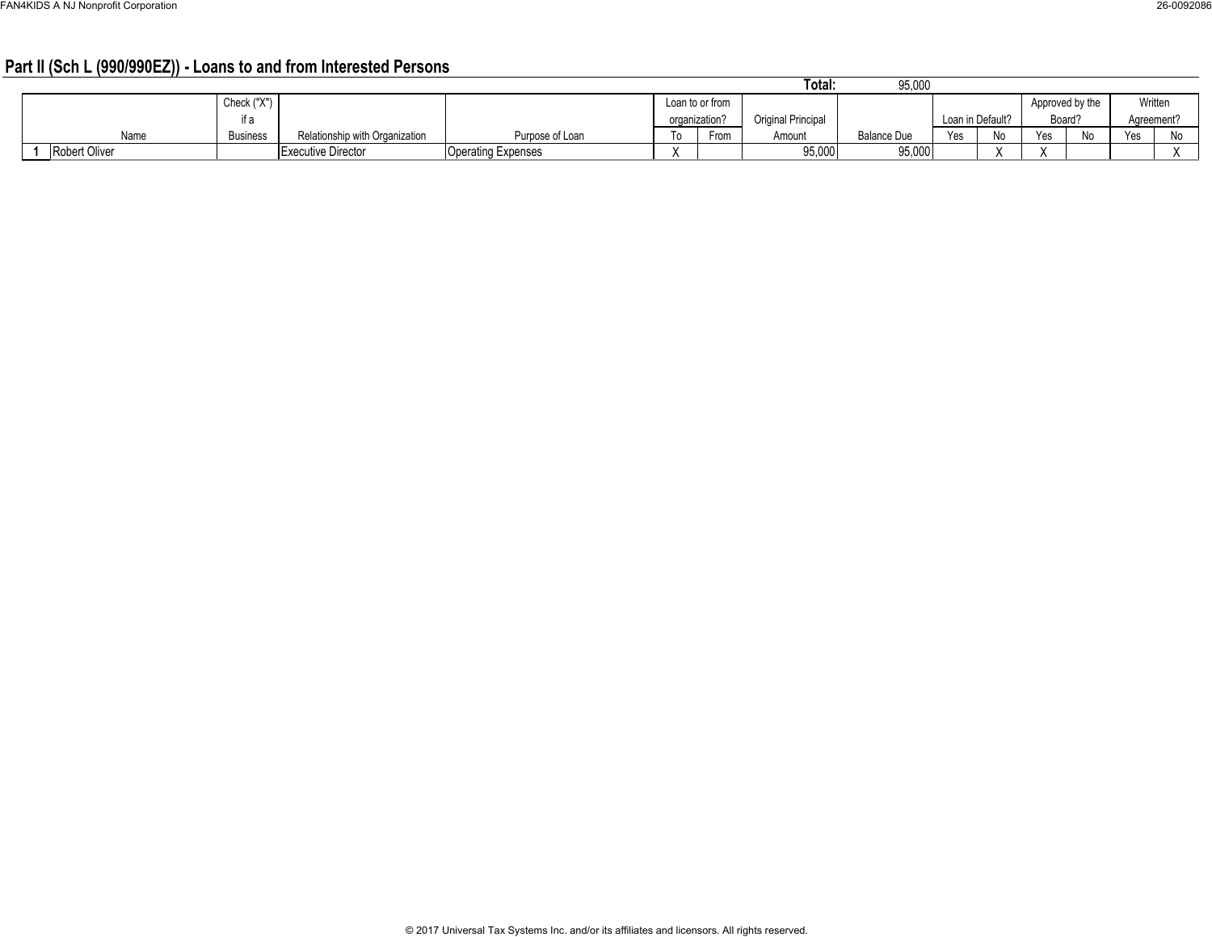## Part II (Sch L (990/990EZ)) - Loans to and from Interested Persons

**Total:** 95,000

| | Name | Check ("X") if a Business | Relationship with Organization | Purpose of Loan | Loan to or from organization? | | Original Principal Amount | Balance Due | Loan in Default? | | Approved by the Board? | | Written Agreement? | |
|---|---|---|---|---|---|---|---|---|---|---|---|---|---|---|
| | | | | | To | From | | | Yes | No | Yes | No | Yes | No |
| 1 | Robert Oliver | | Executive Director | Operating Expenses | X | | 95,000 | 95,000 | | X | X | | | X |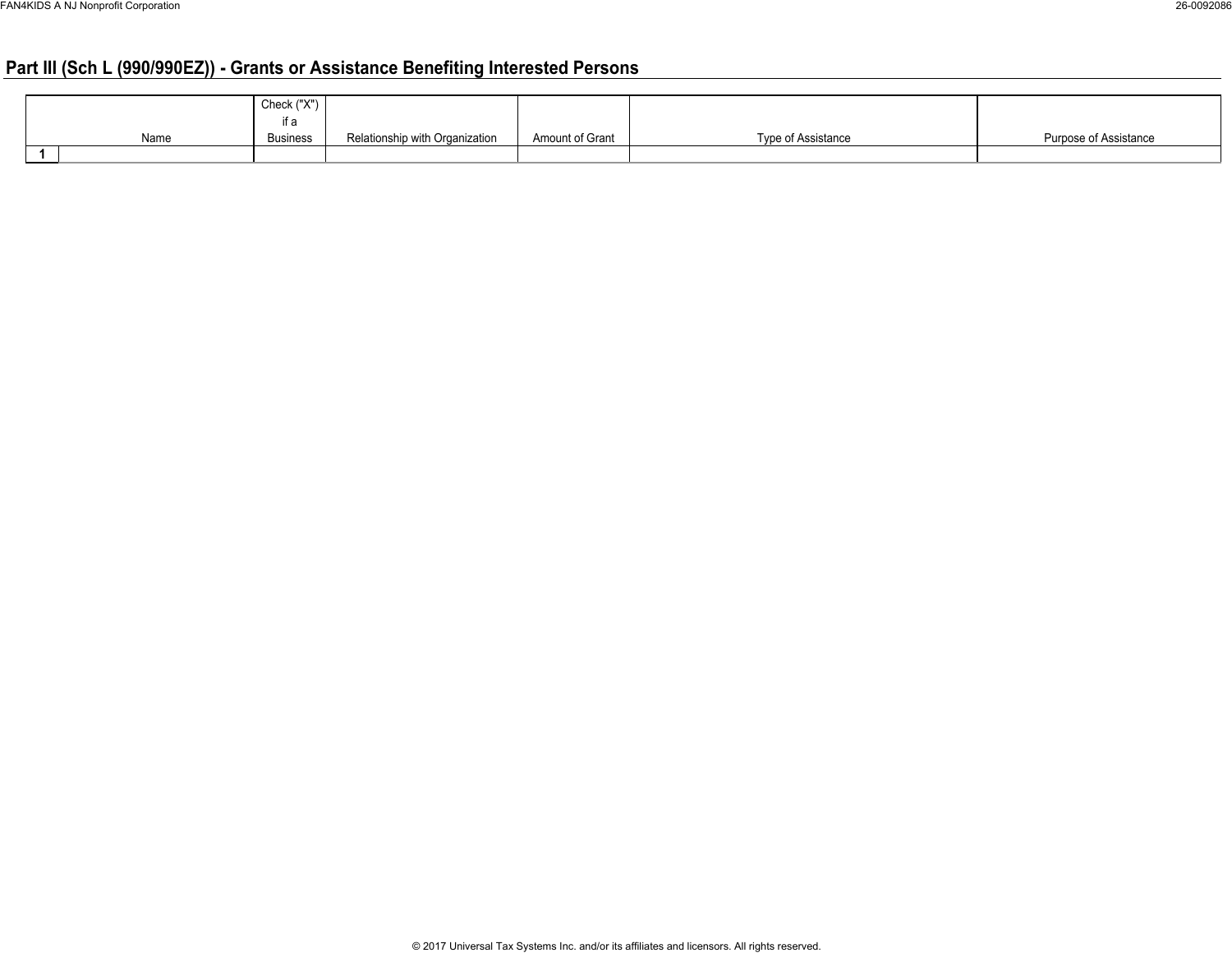## Part III (Sch L (990/990EZ)) - Grants or Assistance Benefiting Interested Persons

| | Name | Check ("X") if a Business | Relationship with Organization | Amount of Grant | Type of Assistance | Purpose of Assistance |
|---|---|---|---|---|---|---|
| 1 | | | | | | |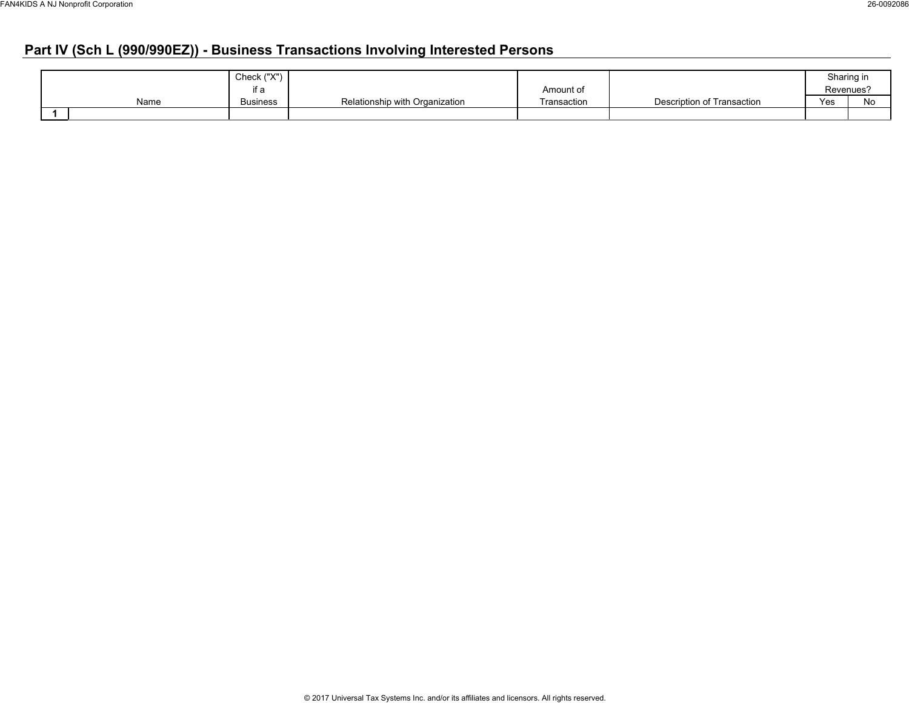## Part IV (Sch L (990/990EZ)) - Business Transactions Involving Interested Persons

| | Name | Check ("X") if a Business | Relationship with Organization | Amount of Transaction | Description of Transaction | Sharing in Revenues? | |
|---|---|---|---|---|---|---|---|
| | | | | | | Yes | No |
| 1 | | | | | | | |

© 2017 Universal Tax Systems Inc. and/or its affiliates and licensors. All rights reserved.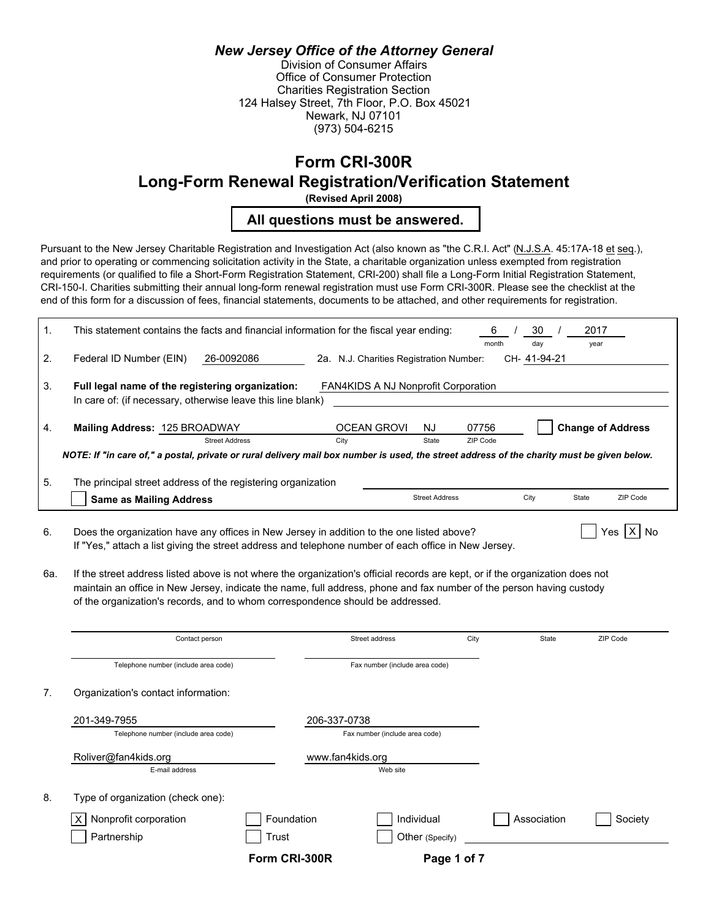*New Jersey Office of the Attorney General*
Division of Consumer Affairs
Office of Consumer Protection
Charities Registration Section
124 Halsey Street, 7th Floor, P.O. Box 45021
Newark, NJ 07101
(973) 504-6215

# Form CRI-300R
## Long-Form Renewal Registration/Verification Statement
**(Revised April 2008)**

**All questions must be answered.**

Pursuant to the New Jersey Charitable Registration and Investigation Act (also known as "the C.R.I. Act" (N.J.S.A. 45:17A-18 et seq.), and prior to operating or commencing solicitation activity in the State, a charitable organization unless exempted from registration requirements (or qualified to file a Short-Form Registration Statement, CRI-200) shall file a Long-Form Initial Registration Statement, CRI-150-I. Charities submitting their annual long-form renewal registration must use Form CRI-300R. Please see the checklist at the end of this form for a discussion of fees, financial statements, documents to be attached, and other requirements for registration.

1. This statement contains the facts and financial information for the fiscal year ending: 6 (month) / 30 (day) / 2017 (year)

2. Federal ID Number (EIN) 26-0092086 2a. N.J. Charities Registration Number: CH- 41-94-21

3. **Full legal name of the registering organization:** FAN4KIDS A NJ Nonprofit Corporation
   In care of: (if necessary, otherwise leave this line blank)

4. **Mailing Address:** 125 BROADWAY (Street Address) OCEAN GROVI (City) NJ (State) 07756 (ZIP Code) ☐ **Change of Address**

*NOTE: If "in care of," a postal, private or rural delivery mail box number is used, the street address of the charity must be given below.*

5. The principal street address of the registering organization ______ (Street Address, City, State, ZIP Code)
   ☐ **Same as Mailing Address**

6. Does the organization have any offices in New Jersey in addition to the one listed above? ☐ Yes ☒ No
   If "Yes," attach a list giving the street address and telephone number of each office in New Jersey.

6a. If the street address listed above is not where the organization's official records are kept, or if the organization does not maintain an office in New Jersey, indicate the name, full address, phone and fax number of the person having custody of the organization's records, and to whom correspondence should be addressed.

Contact person ______ Street address ______ City ______ State ______ ZIP Code ______

Telephone number (include area code) ______ Fax number (include area code) ______

7. Organization's contact information:

   201-349-7955 (Telephone number (include area code)) 206-337-0738 (Fax number (include area code))

   Roliver@fan4kids.org (E-mail address) www.fan4kids.org (Web site)

8. Type of organization (check one):

   ☒ Nonprofit corporation ☐ Foundation ☐ Individual ☐ Association ☐ Society
   ☐ Partnership ☐ Trust ☐ Other (Specify) ______

Form CRI-300R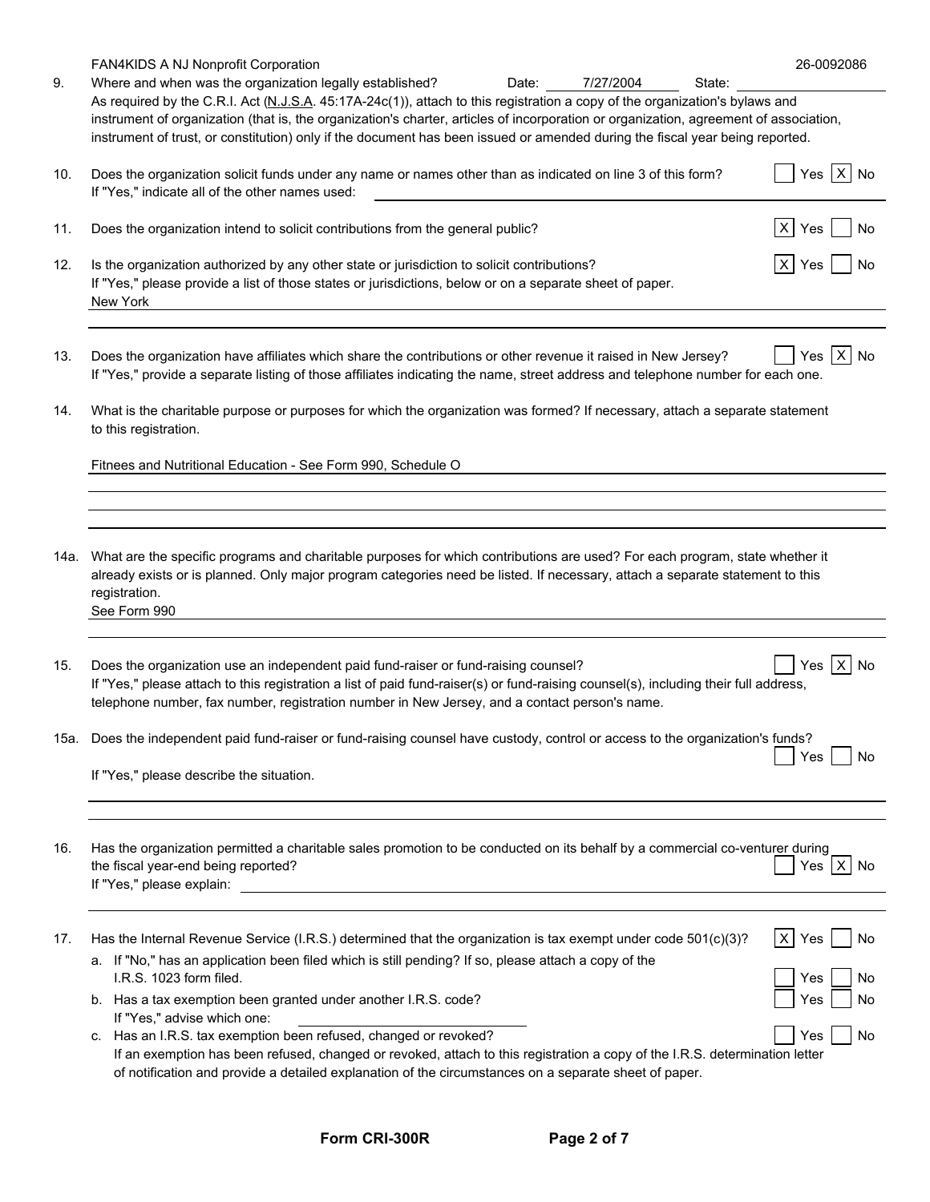FAN4KIDS A NJ Nonprofit Corporation 26-0092086

9. Where and when was the organization legally established? Date: 7/27/2004 State: 

As required by the C.R.I. Act (N.J.S.A. 45:17A-24c(1)), attach to this registration a copy of the organization's bylaws and instrument of organization (that is, the organization's charter, articles of incorporation or organization, agreement of association, instrument of trust, or constitution) only if the document has been issued or amended during the fiscal year being reported.

10. Does the organization solicit funds under any name or names other than as indicated on line 3 of this form? [ ] Yes [X] No

If "Yes," indicate all of the other names used:

11. Does the organization intend to solicit contributions from the general public? [X] Yes [ ] No

12. Is the organization authorized by any other state or jurisdiction to solicit contributions? [X] Yes [ ] No

If "Yes," please provide a list of those states or jurisdictions, below or on a separate sheet of paper.

New York

13. Does the organization have affiliates which share the contributions or other revenue it raised in New Jersey? [ ] Yes [X] No

If "Yes," provide a separate listing of those affiliates indicating the name, street address and telephone number for each one.

14. What is the charitable purpose or purposes for which the organization was formed? If necessary, attach a separate statement to this registration.

Fitnees and Nutritional Education - See Form 990, Schedule O

14a. What are the specific programs and charitable purposes for which contributions are used? For each program, state whether it already exists or is planned. Only major program categories need be listed. If necessary, attach a separate statement to this registration.

See Form 990

15. Does the organization use an independent paid fund-raiser or fund-raising counsel? [ ] Yes [X] No

If "Yes," please attach to this registration a list of paid fund-raiser(s) or fund-raising counsel(s), including their full address, telephone number, fax number, registration number in New Jersey, and a contact person's name.

15a. Does the independent paid fund-raiser or fund-raising counsel have custody, control or access to the organization's funds? [ ] Yes [ ] No

If "Yes," please describe the situation.

16. Has the organization permitted a charitable sales promotion to be conducted on its behalf by a commercial co-venturer during the fiscal year-end being reported? [ ] Yes [X] No

If "Yes," please explain:

17. Has the Internal Revenue Service (I.R.S.) determined that the organization is tax exempt under code 501(c)(3)? [X] Yes [ ] No

a. If "No," has an application been filed which is still pending? If so, please attach a copy of the I.R.S. 1023 form filed. [ ] Yes [ ] No

b. Has a tax exemption been granted under another I.R.S. code? [ ] Yes [ ] No

If "Yes," advise which one:

c. Has an I.R.S. tax exemption been refused, changed or revoked? [ ] Yes [ ] No

If an exemption has been refused, changed or revoked, attach to this registration a copy of the I.R.S. determination letter of notification and provide a detailed explanation of the circumstances on a separate sheet of paper.

Form CRI-300R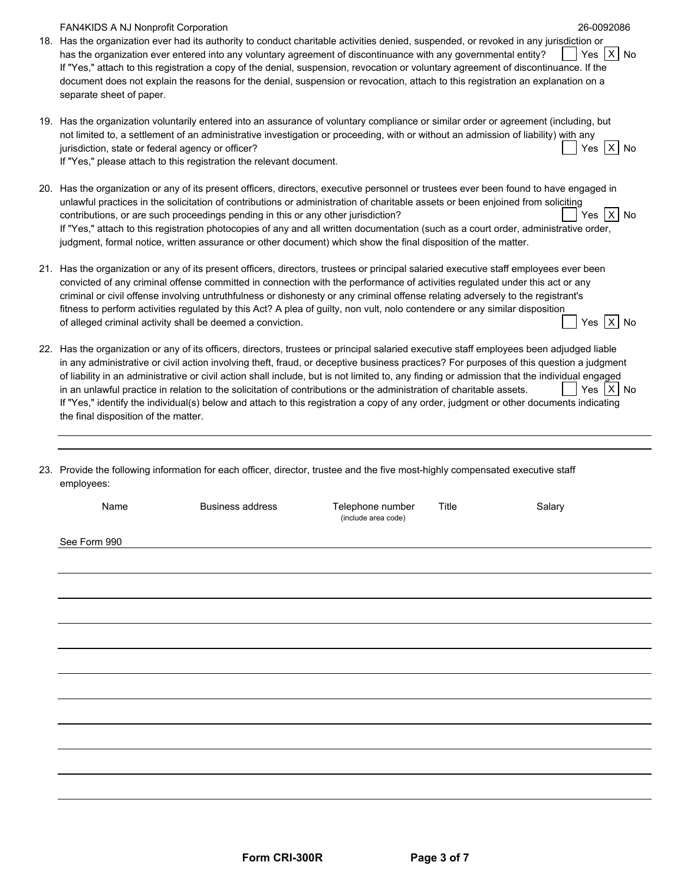FAN4KIDS A NJ Nonprofit Corporation 26-0092086

18. Has the organization ever had its authority to conduct charitable activities denied, suspended, or revoked in any jurisdiction or has the organization ever entered into any voluntary agreement of discontinuance with any governmental entity? [ ] Yes [X] No
If "Yes," attach to this registration a copy of the denial, suspension, revocation or voluntary agreement of discontinuance. If the document does not explain the reasons for the denial, suspension or revocation, attach to this registration an explanation on a separate sheet of paper.

19. Has the organization voluntarily entered into an assurance of voluntary compliance or similar order or agreement (including, but not limited to, a settlement of an administrative investigation or proceeding, with or without an admission of liability) with any jurisdiction, state or federal agency or officer? [ ] Yes [X] No
If "Yes," please attach to this registration the relevant document.

20. Has the organization or any of its present officers, directors, executive personnel or trustees ever been found to have engaged in unlawful practices in the solicitation of contributions or administration of charitable assets or been enjoined from soliciting contributions, or are such proceedings pending in this or any other jurisdiction? [ ] Yes [X] No
If "Yes," attach to this registration photocopies of any and all written documentation (such as a court order, administrative order, judgment, formal notice, written assurance or other document) which show the final disposition of the matter.

21. Has the organization or any of its present officers, directors, trustees or principal salaried executive staff employees ever been convicted of any criminal offense committed in connection with the performance of activities regulated under this act or any criminal or civil offense involving untruthfulness or dishonesty or any criminal offense relating adversely to the registrant's fitness to perform activities regulated by this Act? A plea of guilty, non vult, nolo contendere or any similar disposition of alleged criminal activity shall be deemed a conviction. [ ] Yes [X] No

22. Has the organization or any of its officers, directors, trustees or principal salaried executive staff employees been adjudged liable in any administrative or civil action involving theft, fraud, or deceptive business practices? For purposes of this question a judgment of liability in an administrative or civil action shall include, but is not limited to, any finding or admission that the individual engaged in an unlawful practice in relation to the solicitation of contributions or the administration of charitable assets. [ ] Yes [X] No
If "Yes," identify the individual(s) below and attach to this registration a copy of any order, judgment or other documents indicating the final disposition of the matter.

23. Provide the following information for each officer, director, trustee and the five most-highly compensated executive staff employees:

| Name | Business address | Telephone number (include area code) | Title | Salary |
|---|---|---|---|---|
| See Form 990 | | | | |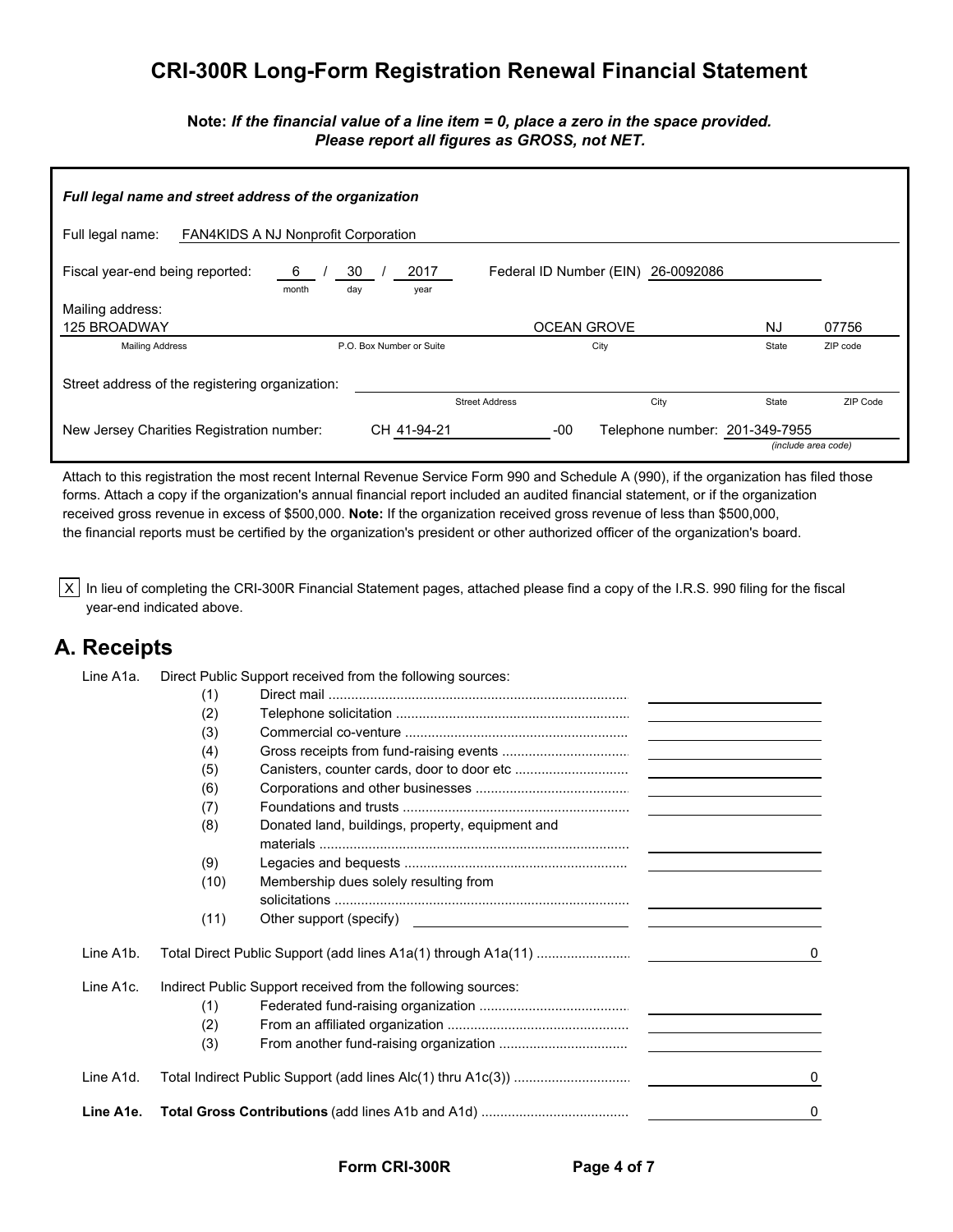# CRI-300R Long-Form Registration Renewal Financial Statement

**Note:** ***If the financial value of a line item = 0, place a zero in the space provided. Please report all figures as GROSS, not NET.***

***Full legal name and street address of the organization***

Full legal name: FAN4KIDS A NJ Nonprofit Corporation

Fiscal year-end being reported: 6 (month) / 30 (day) / 2017 (year)  Federal ID Number (EIN) 26-0092086

Mailing address:

| Mailing Address | P.O. Box Number or Suite | City | State | ZIP code |
|---|---|---|---|---|
| 125 BROADWAY | | OCEAN GROVE | NJ | 07756 |

Street address of the registering organization:

| Street Address | City | State | ZIP Code |
|---|---|---|---|
| | | | |

New Jersey Charities Registration number: CH 41-94-21 -00  Telephone number: 201-349-7955 *(include area code)*

Attach to this registration the most recent Internal Revenue Service Form 990 and Schedule A (990), if the organization has filed those forms. Attach a copy if the organization's annual financial report included an audited financial statement, or if the organization received gross revenue in excess of $500,000. **Note:** If the organization received gross revenue of less than $500,000, the financial reports must be certified by the organization's president or other authorized officer of the organization's board.

[X] In lieu of completing the CRI-300R Financial Statement pages, attached please find a copy of the I.R.S. 990 filing for the fiscal year-end indicated above.

## A. Receipts

| Line | | Description | Amount |
|---|---|---|---|
| Line A1a. | | Direct Public Support received from the following sources: | |
| | (1) | Direct mail | |
| | (2) | Telephone solicitation | |
| | (3) | Commercial co-venture | |
| | (4) | Gross receipts from fund-raising events | |
| | (5) | Canisters, counter cards, door to door etc | |
| | (6) | Corporations and other businesses | |
| | (7) | Foundations and trusts | |
| | (8) | Donated land, buildings, property, equipment and materials | |
| | (9) | Legacies and bequests | |
| | (10) | Membership dues solely resulting from solicitations | |
| | (11) | Other support (specify) | |
| Line A1b. | | Total Direct Public Support (add lines A1a(1) through A1a(11) | 0 |
| Line A1c. | | Indirect Public Support received from the following sources: | |
| | (1) | Federated fund-raising organization | |
| | (2) | From an affiliated organization | |
| | (3) | From another fund-raising organization | |
| Line A1d. | | Total Indirect Public Support (add lines Alc(1) thru A1c(3)) | 0 |
| **Line A1e.** | | **Total Gross Contributions** (add lines A1b and A1d) | 0 |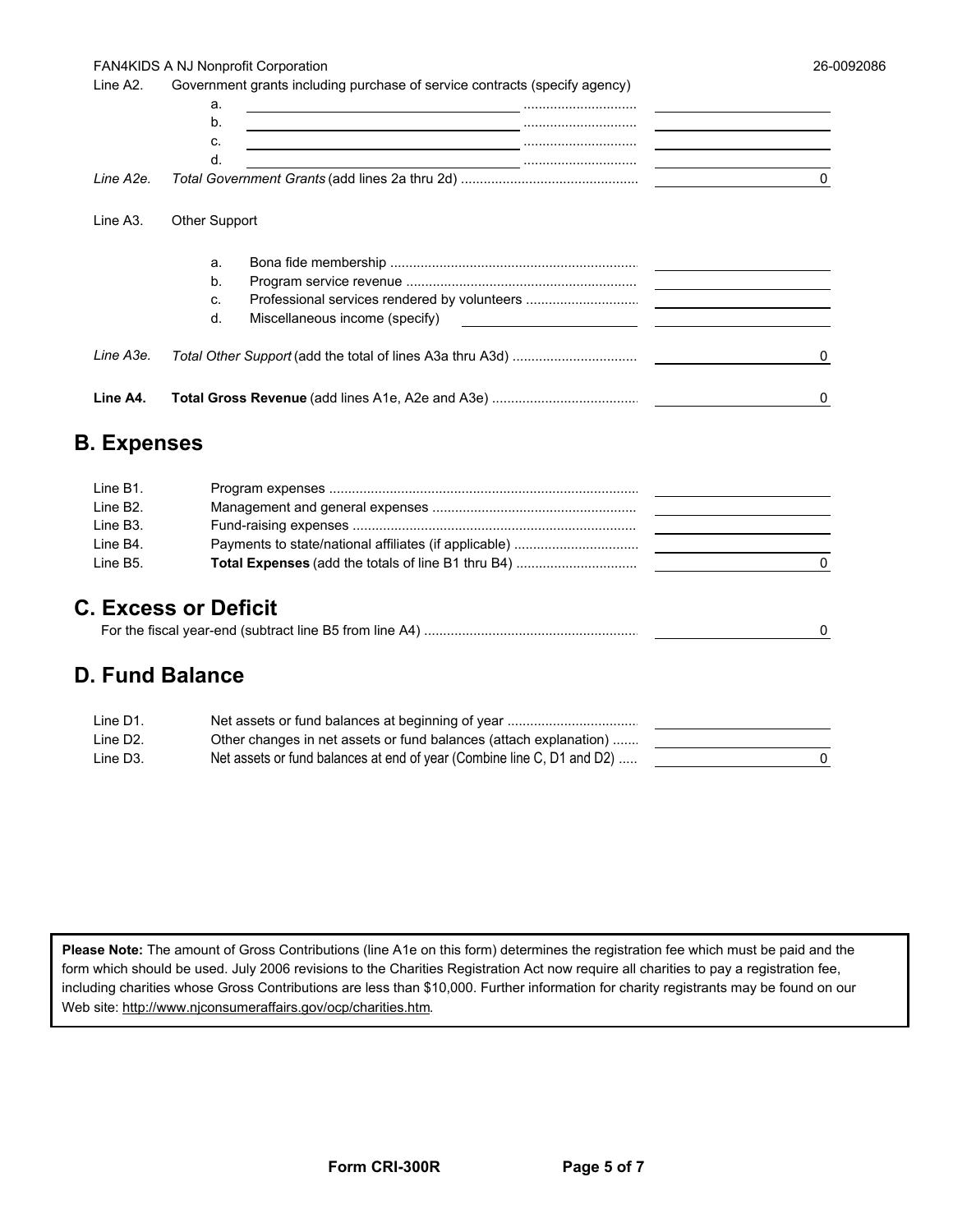FAN4KIDS A NJ Nonprofit Corporation 26-0092086

| Line | Description | Amount |
|---|---|---|
| Line A2. | Government grants including purchase of service contracts (specify agency) | |
| | a. | |
| | b. | |
| | c. | |
| | d. | |
| *Line A2e.* | *Total Government Grants* (add lines 2a thru 2d) | 0 |
| Line A3. | Other Support | |
| | a. Bona fide membership | |
| | b. Program service revenue | |
| | c. Professional services rendered by volunteers | |
| | d. Miscellaneous income (specify) | |
| *Line A3e.* | *Total Other Support* (add the total of lines A3a thru A3d) | 0 |
| **Line A4.** | **Total Gross Revenue** (add lines A1e, A2e and A3e) | 0 |

## B. Expenses

| Line | Description | Amount |
|---|---|---|
| Line B1. | Program expenses | |
| Line B2. | Management and general expenses | |
| Line B3. | Fund-raising expenses | |
| Line B4. | Payments to state/national affiliates (if applicable) | |
| Line B5. | **Total Expenses** (add the totals of line B1 thru B4) | 0 |

## C. Excess or Deficit

| Description | Amount |
|---|---|
| For the fiscal year-end (subtract line B5 from line A4) | 0 |

## D. Fund Balance

| Line | Description | Amount |
|---|---|---|
| Line D1. | Net assets or fund balances at beginning of year | |
| Line D2. | Other changes in net assets or fund balances (attach explanation) | |
| Line D3. | Net assets or fund balances at end of year (Combine line C, D1 and D2) | 0 |

**Please Note:** The amount of Gross Contributions (line A1e on this form) determines the registration fee which must be paid and the form which should be used. July 2006 revisions to the Charities Registration Act now require all charities to pay a registration fee, including charities whose Gross Contributions are less than $10,000. Further information for charity registrants may be found on our Web site: http://www.njconsumeraffairs.gov/ocp/charities.htm.

**Form CRI-300R**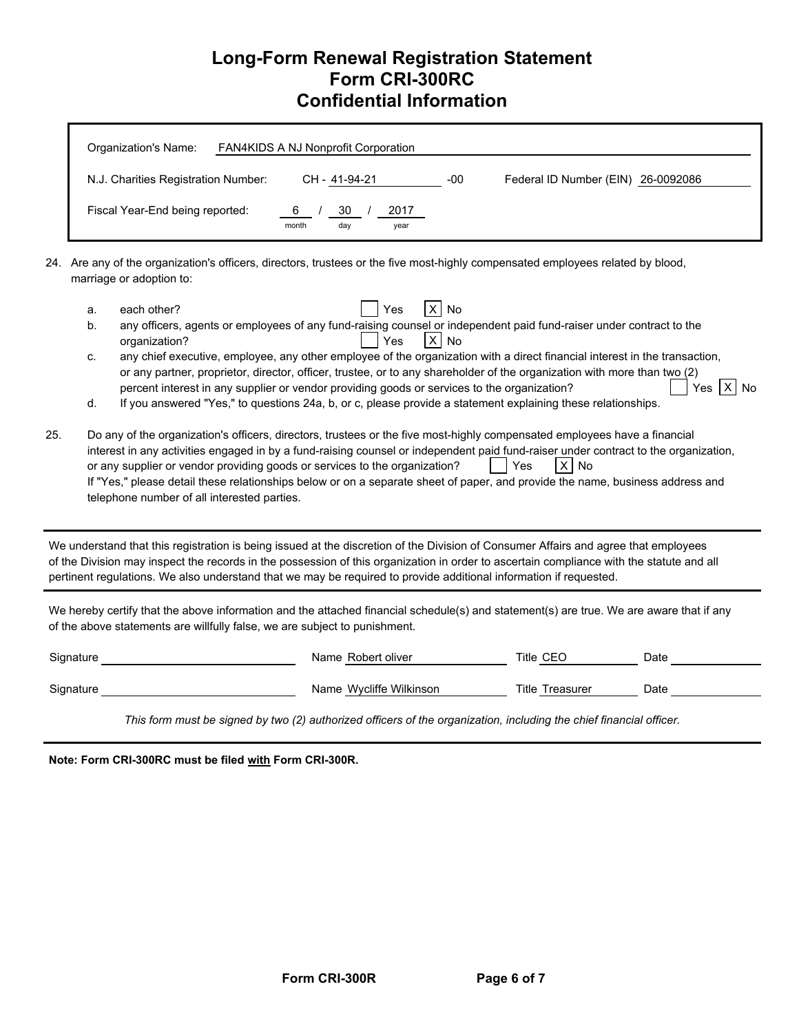# Long-Form Renewal Registration Statement
# Form CRI-300RC
# Confidential Information

Organization's Name: FAN4KIDS A NJ Nonprofit Corporation

N.J. Charities Registration Number: CH - 41-94-21 -00 Federal ID Number (EIN) 26-0092086

Fiscal Year-End being reported: 6 / 30 / 2017 (month / day / year)

24. Are any of the organization's officers, directors, trustees or the five most-highly compensated employees related by blood, marriage or adoption to:

   a. each other? [ ] Yes [X] No
   b. any officers, agents or employees of any fund-raising counsel or independent paid fund-raiser under contract to the organization? [ ] Yes [X] No
   c. any chief executive, employee, any other employee of the organization with a direct financial interest in the transaction, or any partner, proprietor, director, officer, trustee, or to any shareholder of the organization with more than two (2) percent interest in any supplier or vendor providing goods or services to the organization? [ ] Yes [X] No
   d. If you answered "Yes," to questions 24a, b, or c, please provide a statement explaining these relationships.

25. Do any of the organization's officers, directors, trustees or the five most-highly compensated employees have a financial interest in any activities engaged in by a fund-raising counsel or independent paid fund-raiser under contract to the organization, or any supplier or vendor providing goods or services to the organization? [ ] Yes [X] No
   If "Yes," please detail these relationships below or on a separate sheet of paper, and provide the name, business address and telephone number of all interested parties.

---

We understand that this registration is being issued at the discretion of the Division of Consumer Affairs and agree that employees of the Division may inspect the records in the possession of this organization in order to ascertain compliance with the statute and all pertinent regulations. We also understand that we may be required to provide additional information if requested.

---

We hereby certify that the above information and the attached financial schedule(s) and statement(s) are true. We are aware that if any of the above statements are willfully false, we are subject to punishment.

Signature ______________ Name Robert oliver Title CEO Date ______________

Signature ______________ Name Wycliffe Wilkinson Title Treasurer Date ______________

*This form must be signed by two (2) authorized officers of the organization, including the chief financial officer.*

---

**Note: Form CRI-300RC must be filed with Form CRI-300R.**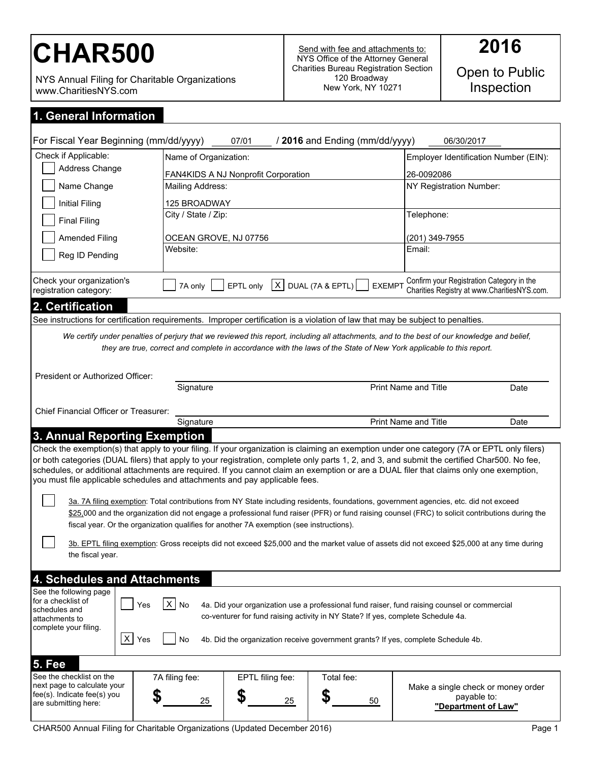# CHAR500

NYS Annual Filing for Charitable Organizations
www.CharitiesNYS.com

Send with fee and attachments to:
NYS Office of the Attorney General
Charities Bureau Registration Section
120 Broadway
New York, NY 10271

**2016**

Open to Public Inspection

## 1. General Information

For Fiscal Year Beginning (mm/dd/yyyy) 07/01 / **2016** and Ending (mm/dd/yyyy) 06/30/2017

| Check if Applicable: | | |
|---|---|---|
| [ ] Address Change | Name of Organization: FAN4KIDS A NJ Nonprofit Corporation | Employer Identification Number (EIN): 26-0092086 |
| [ ] Name Change | Mailing Address: 125 BROADWAY | NY Registration Number: |
| [ ] Initial Filing | | |
| [ ] Final Filing | City / State / Zip: OCEAN GROVE, NJ 07756 | Telephone: (201) 349-7955 |
| [ ] Amended Filing | | |
| [ ] Reg ID Pending | Website: | Email: |

Check your organization's registration category: [ ] 7A only [ ] EPTL only [X] DUAL (7A & EPTL) [ ] EXEMPT

Confirm your Registration Category in the Charities Registry at www.CharitiesNYS.com.

## 2. Certification

See instructions for certification requirements. Improper certification is a violation of law that may be subject to penalties.

*We certify under penalties of perjury that we reviewed this report, including all attachments, and to the best of our knowledge and belief, they are true, correct and complete in accordance with the laws of the State of New York applicable to this report.*

President or Authorized Officer: ______________________ Signature | Print Name and Title | Date

Chief Financial Officer or Treasurer: ______________________ Signature | Print Name and Title | Date

## 3. Annual Reporting Exemption

Check the exemption(s) that apply to your filing. If your organization is claiming an exemption under one category (7A or EPTL only filers) or both categories (DUAL filers) that apply to your registration, complete only parts 1, 2, and 3, and submit the certified Char500. No fee, schedules, or additional attachments are required. If you cannot claim an exemption or are a DUAL filer that claims only one exemption, you must file applicable schedules and attachments and pay applicable fees.

[ ] 3a. 7A filing exemption: Total contributions from NY State including residents, foundations, government agencies, etc. did not exceed $25,000 and the organization did not engage a professional fund raiser (PFR) or fund raising counsel (FRC) to solicit contributions during the fiscal year. Or the organization qualifies for another 7A exemption (see instructions).

[ ] 3b. EPTL filing exemption: Gross receipts did not exceed $25,000 and the market value of assets did not exceed $25,000 at any time during the fiscal year.

## 4. Schedules and Attachments

See the following page for a checklist of schedules and attachments to complete your filing.

[ ] Yes [X] No — 4a. Did your organization use a professional fund raiser, fund raising counsel or commercial co-venturer for fund raising activity in NY State? If yes, complete Schedule 4a.

[X] Yes [ ] No — 4b. Did the organization receive government grants? If yes, complete Schedule 4b.

## 5. Fee

| See the checklist on the next page to calculate your fee(s). Indicate fee(s) you are submitting here: | 7A filing fee: | EPTL filing fee: | Total fee: | Make a single check or money order payable to: |
|---|---|---|---|---|
| | $ 25 | $ 25 | $ 50 | **"Department of Law"** |

CHAR500 Annual Filing for Charitable Organizations (Updated December 2016)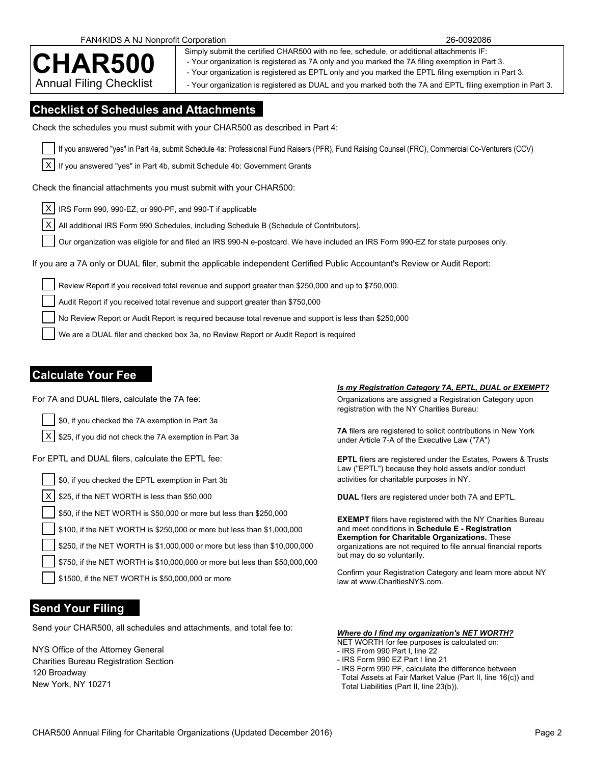FAN4KIDS A NJ Nonprofit Corporation 26-0092086

# CHAR500
Annual Filing Checklist

Simply submit the certified CHAR500 with no fee, schedule, or additional attachments IF:
- Your organization is registered as 7A only and you marked the 7A filing exemption in Part 3.
- Your organization is registered as EPTL only and you marked the EPTL filing exemption in Part 3.
- Your organization is registered as DUAL and you marked both the 7A and EPTL filing exemption in Part 3.

## Checklist of Schedules and Attachments

Check the schedules you must submit with your CHAR500 as described in Part 4:

- [ ] If you answered "yes" in Part 4a, submit Schedule 4a: Professional Fund Raisers (PFR), Fund Raising Counsel (FRC), Commercial Co-Venturers (CCV)
- [X] If you answered "yes" in Part 4b, submit Schedule 4b: Government Grants

Check the financial attachments you must submit with your CHAR500:

- [X] IRS Form 990, 990-EZ, or 990-PF, and 990-T if applicable
- [X] All additional IRS Form 990 Schedules, including Schedule B (Schedule of Contributors).
- [ ] Our organization was eligible for and filed an IRS 990-N e-postcard. We have included an IRS Form 990-EZ for state purposes only.

If you are a 7A only or DUAL filer, submit the applicable independent Certified Public Accountant's Review or Audit Report:

- [ ] Review Report if you received total revenue and support greater than $250,000 and up to $750,000.
- [ ] Audit Report if you received total revenue and support greater than $750,000
- [ ] No Review Report or Audit Report is required because total revenue and support is less than $250,000
- [ ] We are a DUAL filer and checked box 3a, no Review Report or Audit Report is required

## Calculate Your Fee

For 7A and DUAL filers, calculate the 7A fee:

- [ ] $0, if you checked the 7A exemption in Part 3a
- [X] $25, if you did not check the 7A exemption in Part 3a

For EPTL and DUAL filers, calculate the EPTL fee:

- [ ] $0, if you checked the EPTL exemption in Part 3b
- [X] $25, if the NET WORTH is less than $50,000
- [ ] $50, if the NET WORTH is $50,000 or more but less than $250,000
- [ ] $100, if the NET WORTH is $250,000 or more but less than $1,000,000
- [ ] $250, if the NET WORTH is $1,000,000 or more but less than $10,000,000
- [ ] $750, if the NET WORTH is $10,000,000 or more but less than $50,000,000
- [ ] $1500, if the NET WORTH is $50,000,000 or more

***Is my Registration Category 7A, EPTL, DUAL or EXEMPT?***

Organizations are assigned a Registration Category upon registration with the NY Charities Bureau:

**7A** filers are registered to solicit contributions in New York under Article 7-A of the Executive Law ("7A")

**EPTL** filers are registered under the Estates, Powers & Trusts Law ("EPTL") because they hold assets and/or conduct activities for charitable purposes in NY.

**DUAL** filers are registered under both 7A and EPTL.

**EXEMPT** filers have registered with the NY Charities Bureau and meet conditions in **Schedule E - Registration Exemption for Charitable Organizations.** These organizations are not required to file annual financial reports but may do so voluntarily.

Confirm your Registration Category and learn more about NY law at www.CharitiesNYS.com.

## Send Your Filing

Send your CHAR500, all schedules and attachments, and total fee to:

NYS Office of the Attorney General
Charities Bureau Registration Section
120 Broadway
New York, NY 10271

***Where do I find my organization's NET WORTH?***

NET WORTH for fee purposes is calculated on:
- IRS From 990 Part I, line 22
- IRS Form 990 EZ Part I line 21
- IRS Form 990 PF, calculate the difference between Total Assets at Fair Market Value (Part II, line 16(c)) and Total Liabilities (Part II, line 23(b)).

CHAR500 Annual Filing for Charitable Organizations (Updated December 2016)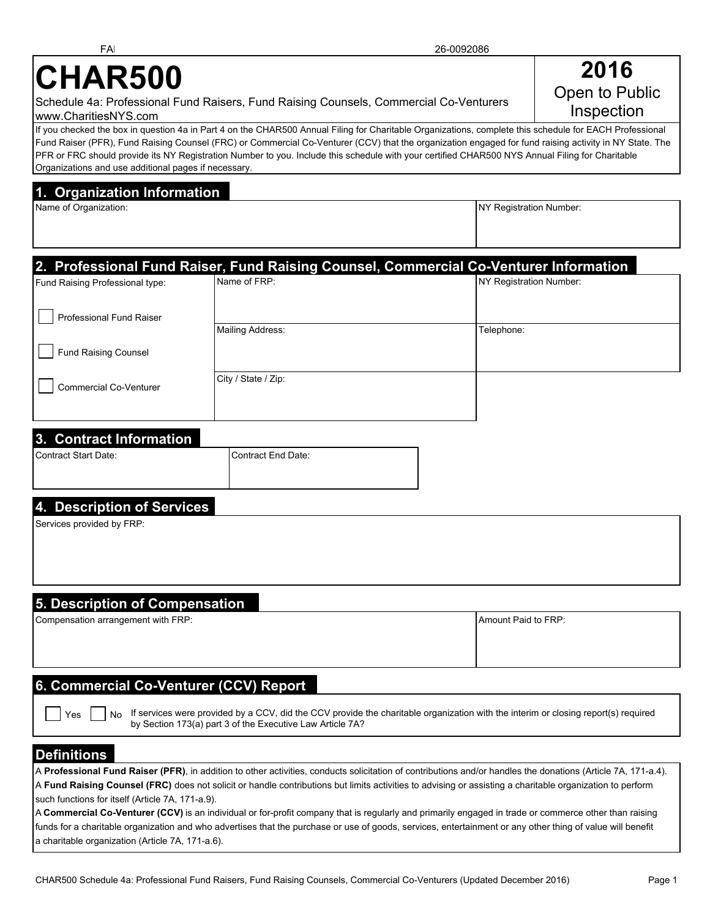FAI 26-0092086

# CHAR500

**2016**
Open to Public Inspection

Schedule 4a: Professional Fund Raisers, Fund Raising Counsels, Commercial Co-Venturers
www.CharitiesNYS.com

If you checked the box in question 4a in Part 4 on the CHAR500 Annual Filing for Charitable Organizations, complete this schedule for EACH Professional Fund Raiser (PFR), Fund Raising Counsel (FRC) or Commercial Co-Venturer (CCV) that the organization engaged for fund raising activity in NY State. The PFR or FRC should provide its NY Registration Number to you. Include this schedule with your certified CHAR500 NYS Annual Filing for Charitable Organizations and use additional pages if necessary.

## 1. Organization Information

| Name of Organization: | NY Registration Number: |
|---|---|
| | |

## 2. Professional Fund Raiser, Fund Raising Counsel, Commercial Co-Venturer Information

| Fund Raising Professional type: | Name of FRP: | NY Registration Number: |
|---|---|---|
| ☐ Professional Fund Raiser | Mailing Address: | Telephone: |
| ☐ Fund Raising Counsel | City / State / Zip: | |
| ☐ Commercial Co-Venturer | | |

## 3. Contract Information

| Contract Start Date: | Contract End Date: |
|---|---|
| | |

## 4. Description of Services

Services provided by FRP:

## 5. Description of Compensation

| Compensation arrangement with FRP: | Amount Paid to FRP: |
|---|---|
| | |

## 6. Commercial Co-Venturer (CCV) Report

☐ Yes ☐ No If services were provided by a CCV, did the CCV provide the charitable organization with the interim or closing report(s) required by Section 173(a) part 3 of the Executive Law Article 7A?

## Definitions

A **Professional Fund Raiser (PFR)**, in addition to other activities, conducts solicitation of contributions and/or handles the donations (Article 7A, 171-a.4).

A **Fund Raising Counsel (FRC)** does not solicit or handle contributions but limits activities to advising or assisting a charitable organization to perform such functions for itself (Article 7A, 171-a.9).

A **Commercial Co-Venturer (CCV)** is an individual or for-profit company that is regularly and primarily engaged in trade or commerce other than raising funds for a charitable organization and who advertises that the purchase or use of goods, services, entertainment or any other thing of value will benefit a charitable organization (Article 7A, 171-a.6).

CHAR500 Schedule 4a: Professional Fund Raisers, Fund Raising Counsels, Commercial Co-Venturers (Updated December 2016)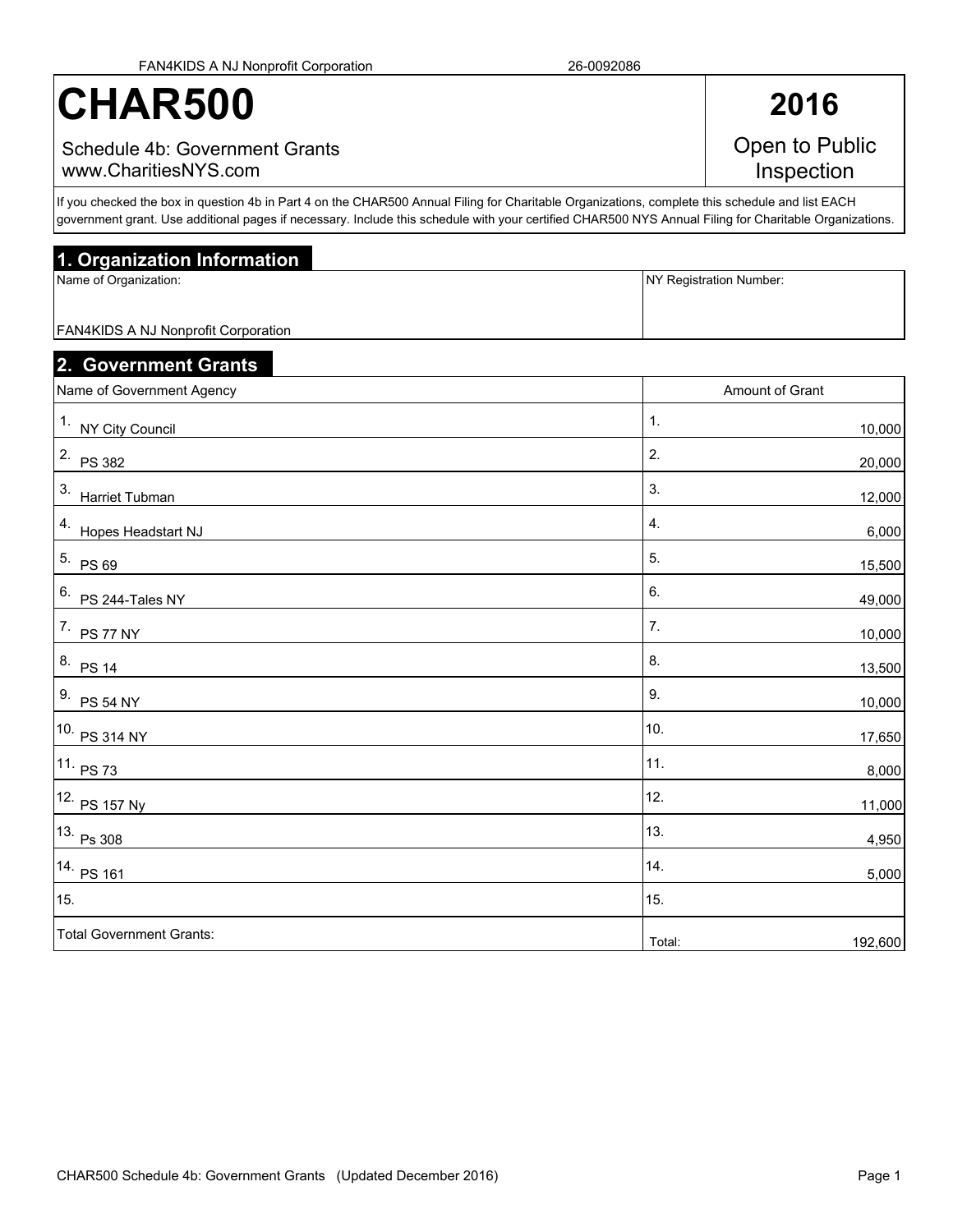FAN4KIDS A NJ Nonprofit Corporation 26-0092086

# CHAR500

**2016**

Schedule 4b: Government Grants
www.CharitiesNYS.com

Open to Public Inspection

If you checked the box in question 4b in Part 4 on the CHAR500 Annual Filing for Charitable Organizations, complete this schedule and list EACH government grant. Use additional pages if necessary. Include this schedule with your certified CHAR500 NYS Annual Filing for Charitable Organizations.

## 1. Organization Information

| Name of Organization: | NY Registration Number: |
|---|---|
| FAN4KIDS A NJ Nonprofit Corporation | |

## 2. Government Grants

| Name of Government Agency | Amount of Grant |
|---|---|
| 1. NY City Council | 1. 10,000 |
| 2. PS 382 | 2. 20,000 |
| 3. Harriet Tubman | 3. 12,000 |
| 4. Hopes Headstart NJ | 4. 6,000 |
| 5. PS 69 | 5. 15,500 |
| 6. PS 244-Tales NY | 6. 49,000 |
| 7. PS 77 NY | 7. 10,000 |
| 8. PS 14 | 8. 13,500 |
| 9. PS 54 NY | 9. 10,000 |
| 10. PS 314 NY | 10. 17,650 |
| 11. PS 73 | 11. 8,000 |
| 12. PS 157 Ny | 12. 11,000 |
| 13. Ps 308 | 13. 4,950 |
| 14. PS 161 | 14. 5,000 |
| 15. | 15. |
| Total Government Grants: | Total: 192,600 |